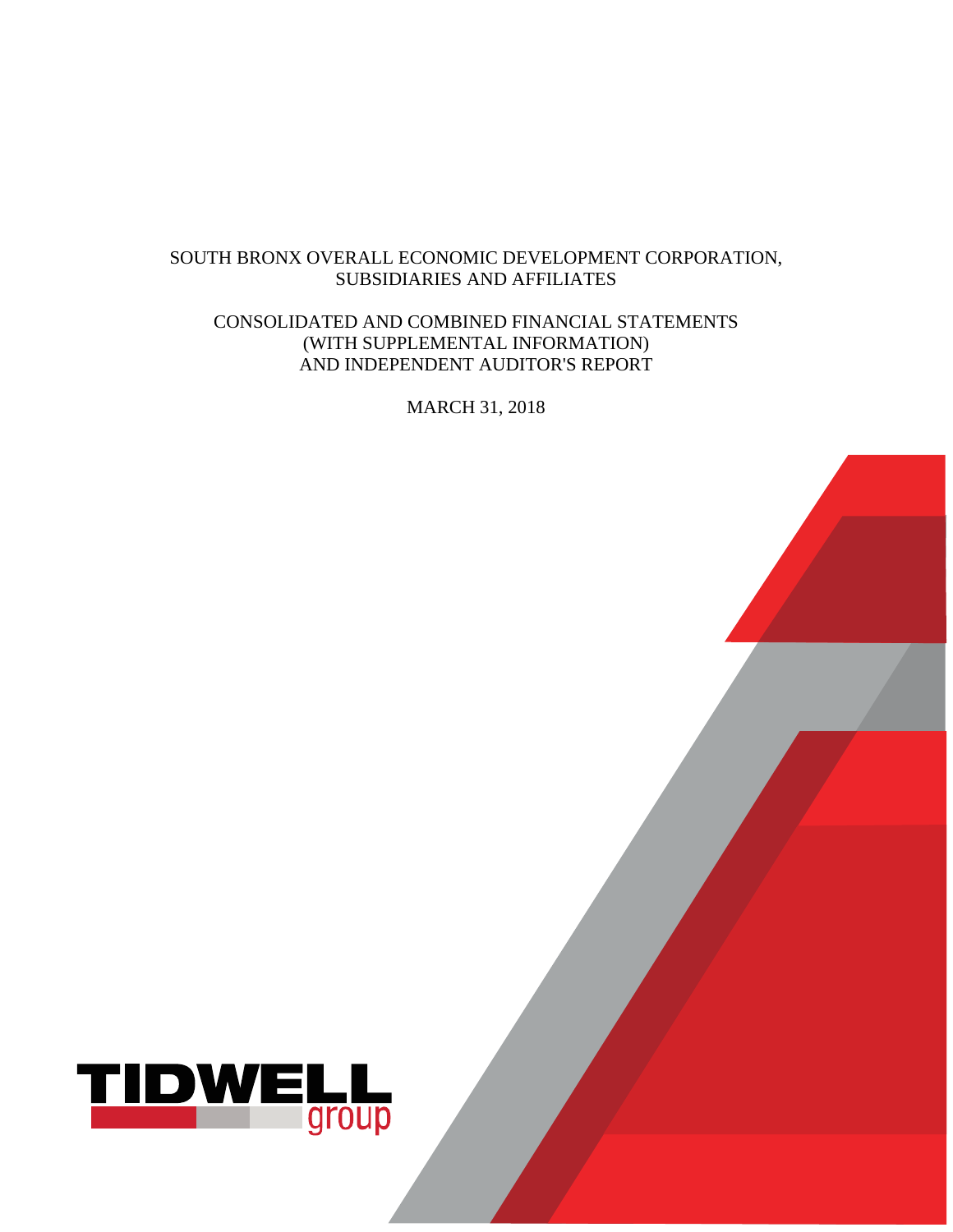# SOUTH BRONX OVERALL ECONOMIC DEVELOPMENT CORPORATION, SUBSIDIARIES AND AFFILIATES

## CONSOLIDATED AND COMBINED FINANCIAL STATEMENTS (WITH SUPPLEMENTAL INFORMATION) AND INDEPENDENT AUDITOR'S REPORT

MARCH 31, 2018

TIDWELL group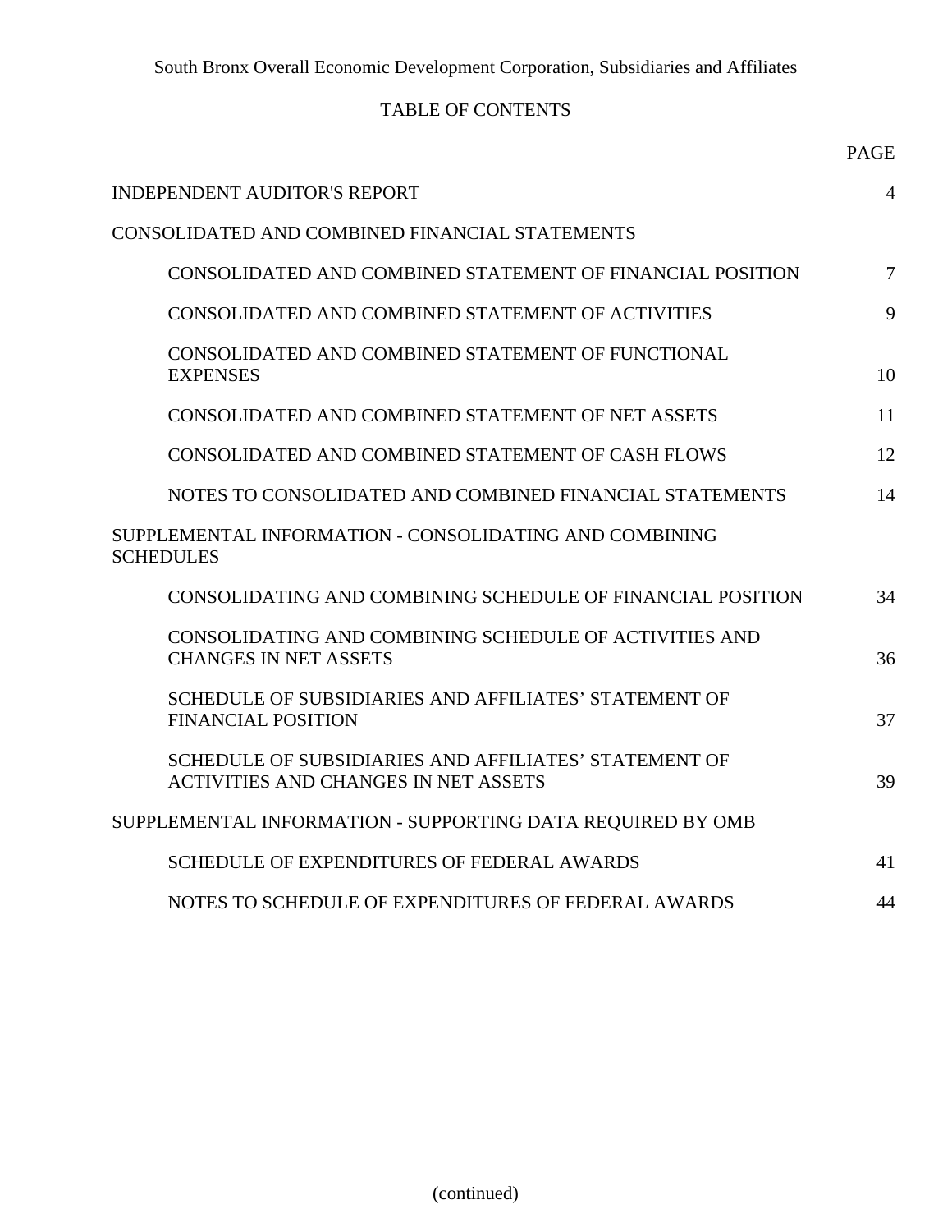South Bronx Overall Economic Development Corporation, Subsidiaries and Affiliates

# TABLE OF CONTENTS

| | PAGE |
|---|---|
| INDEPENDENT AUDITOR'S REPORT | 4 |
| CONSOLIDATED AND COMBINED FINANCIAL STATEMENTS | |
| CONSOLIDATED AND COMBINED STATEMENT OF FINANCIAL POSITION | 7 |
| CONSOLIDATED AND COMBINED STATEMENT OF ACTIVITIES | 9 |
| CONSOLIDATED AND COMBINED STATEMENT OF FUNCTIONAL EXPENSES | 10 |
| CONSOLIDATED AND COMBINED STATEMENT OF NET ASSETS | 11 |
| CONSOLIDATED AND COMBINED STATEMENT OF CASH FLOWS | 12 |
| NOTES TO CONSOLIDATED AND COMBINED FINANCIAL STATEMENTS | 14 |
| SUPPLEMENTAL INFORMATION - CONSOLIDATING AND COMBINING SCHEDULES | |
| CONSOLIDATING AND COMBINING SCHEDULE OF FINANCIAL POSITION | 34 |
| CONSOLIDATING AND COMBINING SCHEDULE OF ACTIVITIES AND CHANGES IN NET ASSETS | 36 |
| SCHEDULE OF SUBSIDIARIES AND AFFILIATES' STATEMENT OF FINANCIAL POSITION | 37 |
| SCHEDULE OF SUBSIDIARIES AND AFFILIATES' STATEMENT OF ACTIVITIES AND CHANGES IN NET ASSETS | 39 |
| SUPPLEMENTAL INFORMATION - SUPPORTING DATA REQUIRED BY OMB | |
| SCHEDULE OF EXPENDITURES OF FEDERAL AWARDS | 41 |
| NOTES TO SCHEDULE OF EXPENDITURES OF FEDERAL AWARDS | 44 |

(continued)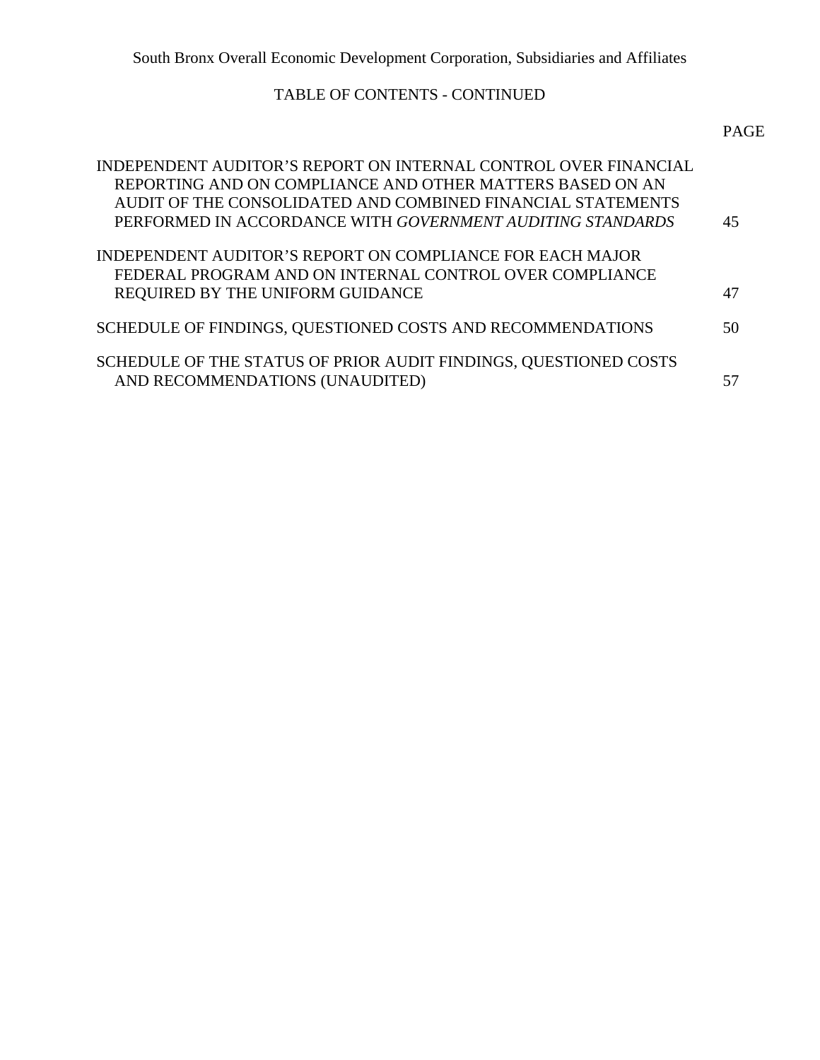South Bronx Overall Economic Development Corporation, Subsidiaries and Affiliates

TABLE OF CONTENTS - CONTINUED

| | PAGE |
|---|---|
| INDEPENDENT AUDITOR'S REPORT ON INTERNAL CONTROL OVER FINANCIAL REPORTING AND ON COMPLIANCE AND OTHER MATTERS BASED ON AN AUDIT OF THE CONSOLIDATED AND COMBINED FINANCIAL STATEMENTS PERFORMED IN ACCORDANCE WITH *GOVERNMENT AUDITING STANDARDS* | 45 |
| INDEPENDENT AUDITOR'S REPORT ON COMPLIANCE FOR EACH MAJOR FEDERAL PROGRAM AND ON INTERNAL CONTROL OVER COMPLIANCE REQUIRED BY THE UNIFORM GUIDANCE | 47 |
| SCHEDULE OF FINDINGS, QUESTIONED COSTS AND RECOMMENDATIONS | 50 |
| SCHEDULE OF THE STATUS OF PRIOR AUDIT FINDINGS, QUESTIONED COSTS AND RECOMMENDATIONS (UNAUDITED) | 57 |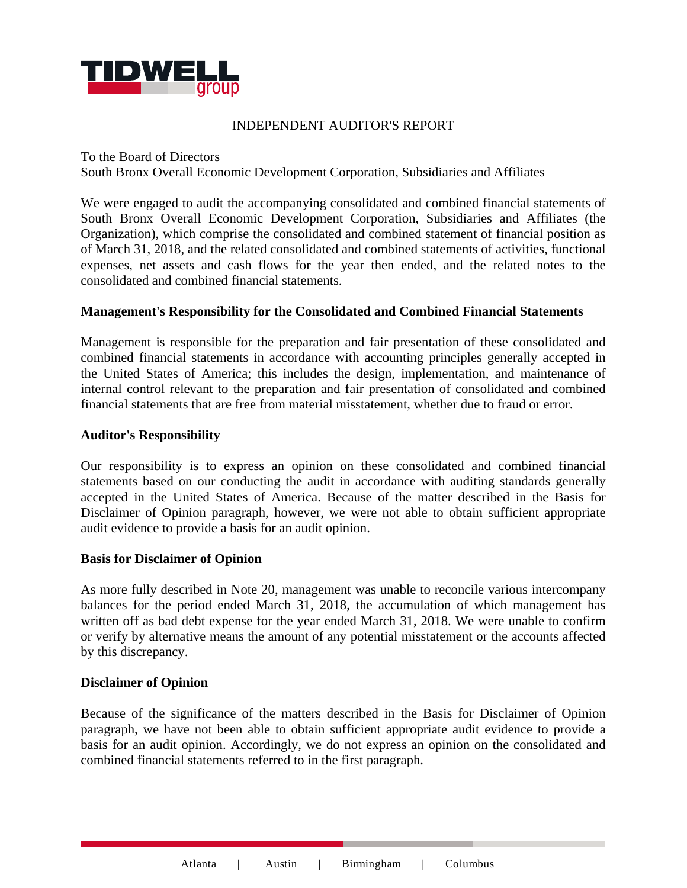# INDEPENDENT AUDITOR'S REPORT

To the Board of Directors
South Bronx Overall Economic Development Corporation, Subsidiaries and Affiliates

We were engaged to audit the accompanying consolidated and combined financial statements of South Bronx Overall Economic Development Corporation, Subsidiaries and Affiliates (the Organization), which comprise the consolidated and combined statement of financial position as of March 31, 2018, and the related consolidated and combined statements of activities, functional expenses, net assets and cash flows for the year then ended, and the related notes to the consolidated and combined financial statements.

**Management's Responsibility for the Consolidated and Combined Financial Statements**

Management is responsible for the preparation and fair presentation of these consolidated and combined financial statements in accordance with accounting principles generally accepted in the United States of America; this includes the design, implementation, and maintenance of internal control relevant to the preparation and fair presentation of consolidated and combined financial statements that are free from material misstatement, whether due to fraud or error.

**Auditor's Responsibility**

Our responsibility is to express an opinion on these consolidated and combined financial statements based on our conducting the audit in accordance with auditing standards generally accepted in the United States of America. Because of the matter described in the Basis for Disclaimer of Opinion paragraph, however, we were not able to obtain sufficient appropriate audit evidence to provide a basis for an audit opinion.

**Basis for Disclaimer of Opinion**

As more fully described in Note 20, management was unable to reconcile various intercompany balances for the period ended March 31, 2018, the accumulation of which management has written off as bad debt expense for the year ended March 31, 2018. We were unable to confirm or verify by alternative means the amount of any potential misstatement or the accounts affected by this discrepancy.

**Disclaimer of Opinion**

Because of the significance of the matters described in the Basis for Disclaimer of Opinion paragraph, we have not been able to obtain sufficient appropriate audit evidence to provide a basis for an audit opinion. Accordingly, we do not express an opinion on the consolidated and combined financial statements referred to in the first paragraph.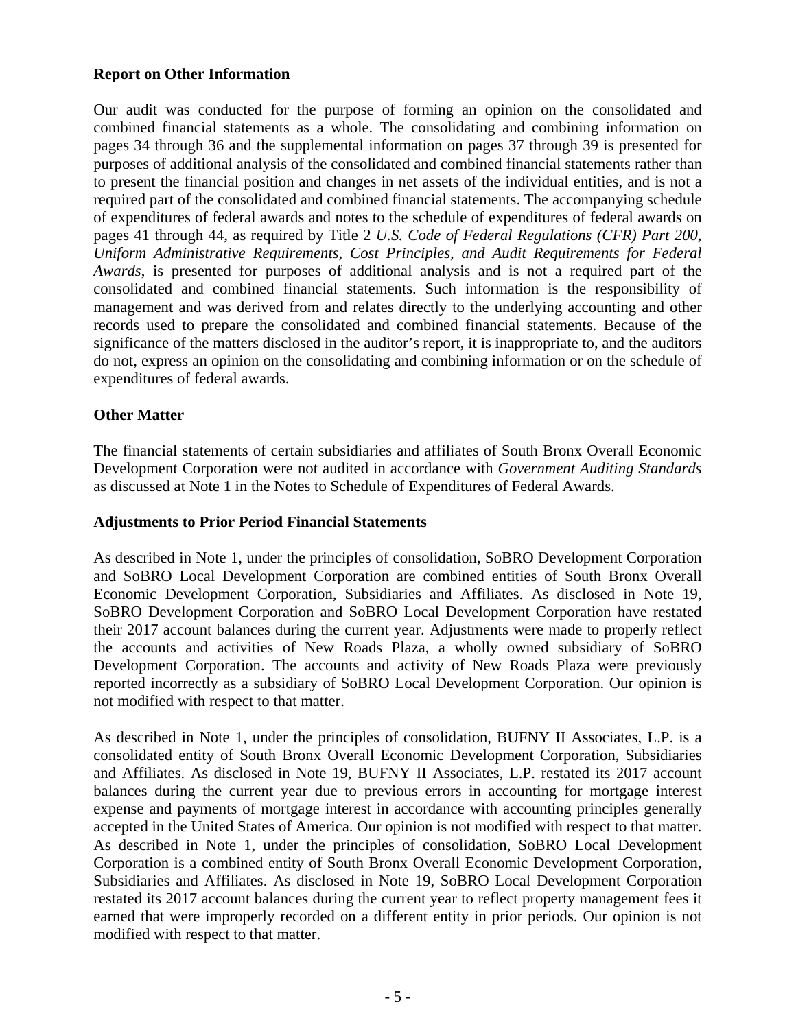**Report on Other Information**

Our audit was conducted for the purpose of forming an opinion on the consolidated and combined financial statements as a whole. The consolidating and combining information on pages 34 through 36 and the supplemental information on pages 37 through 39 is presented for purposes of additional analysis of the consolidated and combined financial statements rather than to present the financial position and changes in net assets of the individual entities, and is not a required part of the consolidated and combined financial statements. The accompanying schedule of expenditures of federal awards and notes to the schedule of expenditures of federal awards on pages 41 through 44, as required by Title 2 *U.S. Code of Federal Regulations (CFR) Part 200, Uniform Administrative Requirements, Cost Principles, and Audit Requirements for Federal Awards*, is presented for purposes of additional analysis and is not a required part of the consolidated and combined financial statements. Such information is the responsibility of management and was derived from and relates directly to the underlying accounting and other records used to prepare the consolidated and combined financial statements. Because of the significance of the matters disclosed in the auditor's report, it is inappropriate to, and the auditors do not, express an opinion on the consolidating and combining information or on the schedule of expenditures of federal awards.

**Other Matter**

The financial statements of certain subsidiaries and affiliates of South Bronx Overall Economic Development Corporation were not audited in accordance with *Government Auditing Standards* as discussed at Note 1 in the Notes to Schedule of Expenditures of Federal Awards.

**Adjustments to Prior Period Financial Statements**

As described in Note 1, under the principles of consolidation, SoBRO Development Corporation and SoBRO Local Development Corporation are combined entities of South Bronx Overall Economic Development Corporation, Subsidiaries and Affiliates. As disclosed in Note 19, SoBRO Development Corporation and SoBRO Local Development Corporation have restated their 2017 account balances during the current year. Adjustments were made to properly reflect the accounts and activities of New Roads Plaza, a wholly owned subsidiary of SoBRO Development Corporation. The accounts and activity of New Roads Plaza were previously reported incorrectly as a subsidiary of SoBRO Local Development Corporation. Our opinion is not modified with respect to that matter.

As described in Note 1, under the principles of consolidation, BUFNY II Associates, L.P. is a consolidated entity of South Bronx Overall Economic Development Corporation, Subsidiaries and Affiliates. As disclosed in Note 19, BUFNY II Associates, L.P. restated its 2017 account balances during the current year due to previous errors in accounting for mortgage interest expense and payments of mortgage interest in accordance with accounting principles generally accepted in the United States of America. Our opinion is not modified with respect to that matter. As described in Note 1, under the principles of consolidation, SoBRO Local Development Corporation is a combined entity of South Bronx Overall Economic Development Corporation, Subsidiaries and Affiliates. As disclosed in Note 19, SoBRO Local Development Corporation restated its 2017 account balances during the current year to reflect property management fees it earned that were improperly recorded on a different entity in prior periods. Our opinion is not modified with respect to that matter.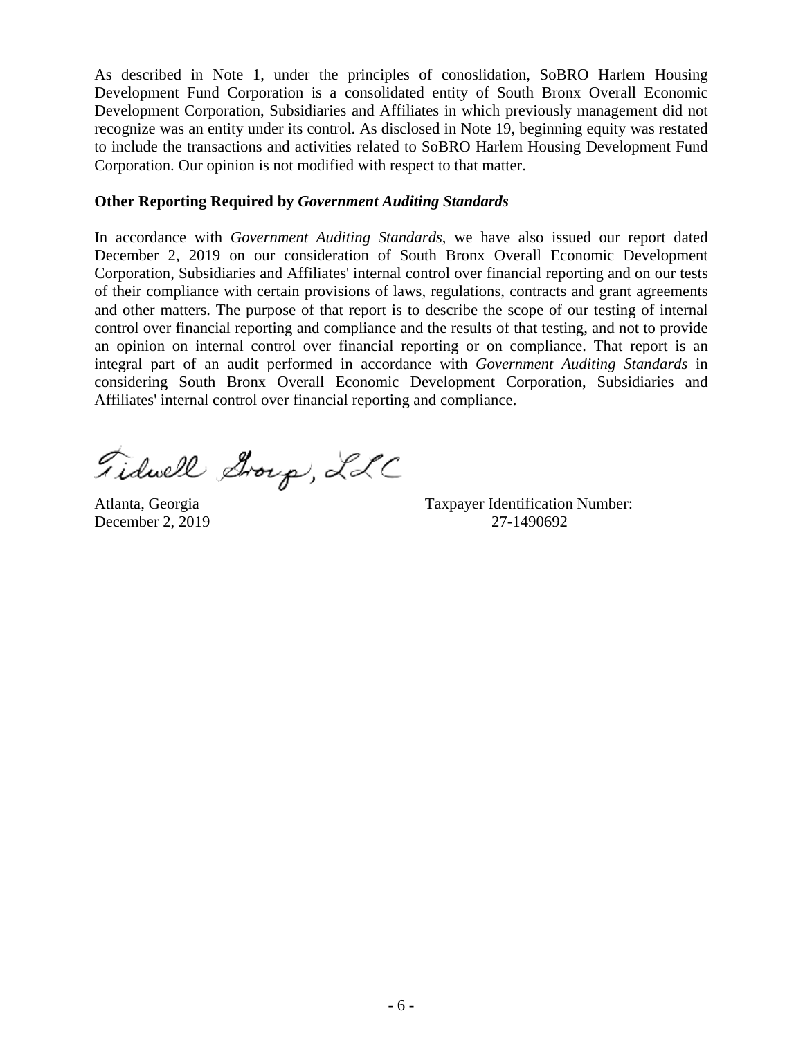As described in Note 1, under the principles of conoslidation, SoBRO Harlem Housing Development Fund Corporation is a consolidated entity of South Bronx Overall Economic Development Corporation, Subsidiaries and Affiliates in which previously management did not recognize was an entity under its control. As disclosed in Note 19, beginning equity was restated to include the transactions and activities related to SoBRO Harlem Housing Development Fund Corporation. Our opinion is not modified with respect to that matter.

**Other Reporting Required by *Government Auditing Standards***

In accordance with *Government Auditing Standards*, we have also issued our report dated December 2, 2019 on our consideration of South Bronx Overall Economic Development Corporation, Subsidiaries and Affiliates' internal control over financial reporting and on our tests of their compliance with certain provisions of laws, regulations, contracts and grant agreements and other matters. The purpose of that report is to describe the scope of our testing of internal control over financial reporting and compliance and the results of that testing, and not to provide an opinion on internal control over financial reporting or on compliance. That report is an integral part of an audit performed in accordance with *Government Auditing Standards* in considering South Bronx Overall Economic Development Corporation, Subsidiaries and Affiliates' internal control over financial reporting and compliance.

Tidwell Group, LLC

Atlanta, Georgia
December 2, 2019

Taxpayer Identification Number:
27-1490692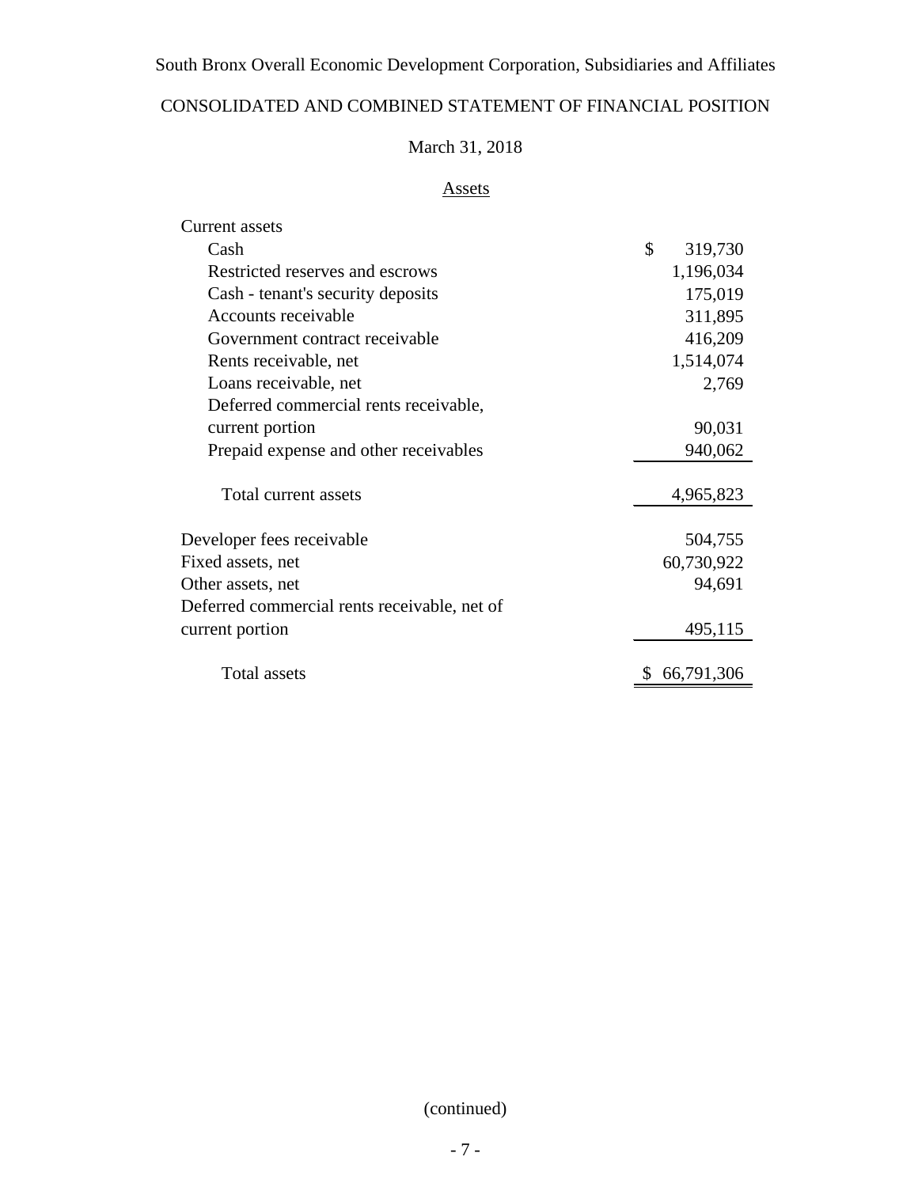South Bronx Overall Economic Development Corporation, Subsidiaries and Affiliates

# CONSOLIDATED AND COMBINED STATEMENT OF FINANCIAL POSITION

March 31, 2018

## Assets

| | |
|---|---|
| Current assets | |
| Cash | $ 319,730 |
| Restricted reserves and escrows | 1,196,034 |
| Cash - tenant's security deposits | 175,019 |
| Accounts receivable | 311,895 |
| Government contract receivable | 416,209 |
| Rents receivable, net | 1,514,074 |
| Loans receivable, net | 2,769 |
| Deferred commercial rents receivable, current portion | 90,031 |
| Prepaid expense and other receivables | 940,062 |
| Total current assets | 4,965,823 |
| Developer fees receivable | 504,755 |
| Fixed assets, net | 60,730,922 |
| Other assets, net | 94,691 |
| Deferred commercial rents receivable, net of current portion | 495,115 |
| Total assets | $ 66,791,306 |

(continued)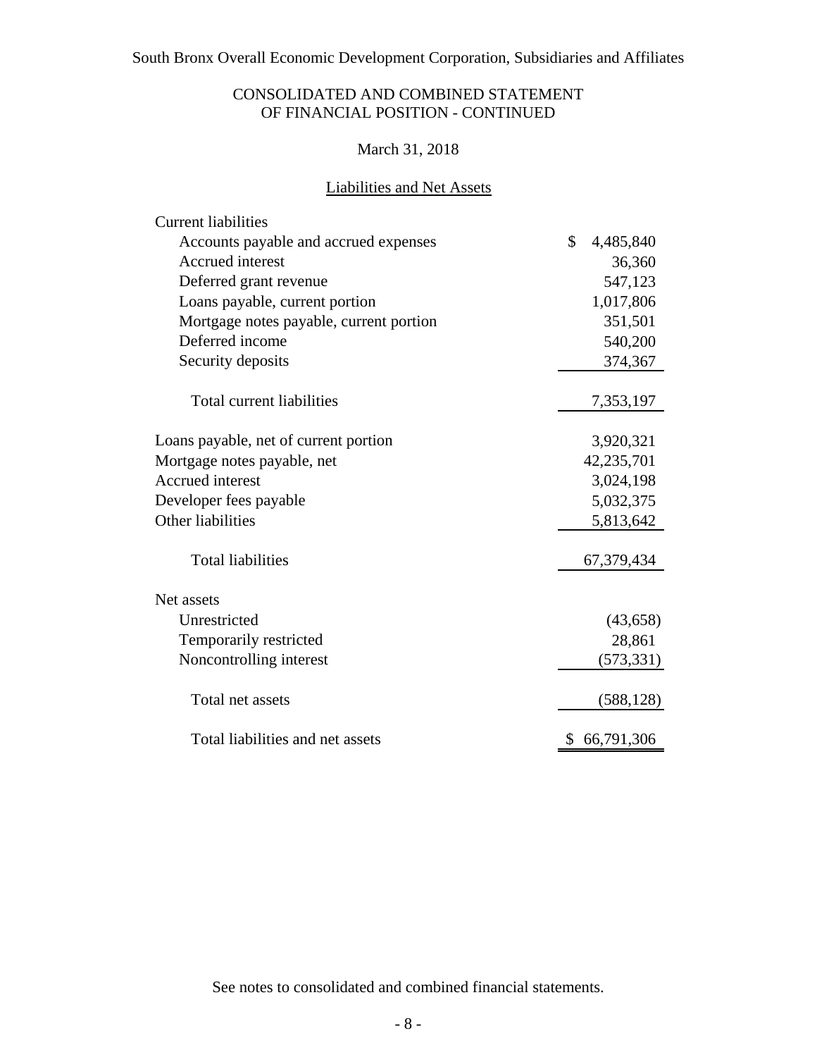South Bronx Overall Economic Development Corporation, Subsidiaries and Affiliates

# CONSOLIDATED AND COMBINED STATEMENT OF FINANCIAL POSITION - CONTINUED

March 31, 2018

## Liabilities and Net Assets

| | |
|---|---|
| **Current liabilities** | |
| Accounts payable and accrued expenses | $ 4,485,840 |
| Accrued interest | 36,360 |
| Deferred grant revenue | 547,123 |
| Loans payable, current portion | 1,017,806 |
| Mortgage notes payable, current portion | 351,501 |
| Deferred income | 540,200 |
| Security deposits | 374,367 |
| Total current liabilities | 7,353,197 |
| Loans payable, net of current portion | 3,920,321 |
| Mortgage notes payable, net | 42,235,701 |
| Accrued interest | 3,024,198 |
| Developer fees payable | 5,032,375 |
| Other liabilities | 5,813,642 |
| Total liabilities | 67,379,434 |
| **Net assets** | |
| Unrestricted | (43,658) |
| Temporarily restricted | 28,861 |
| Noncontrolling interest | (573,331) |
| Total net assets | (588,128) |
| Total liabilities and net assets | $ 66,791,306 |

See notes to consolidated and combined financial statements.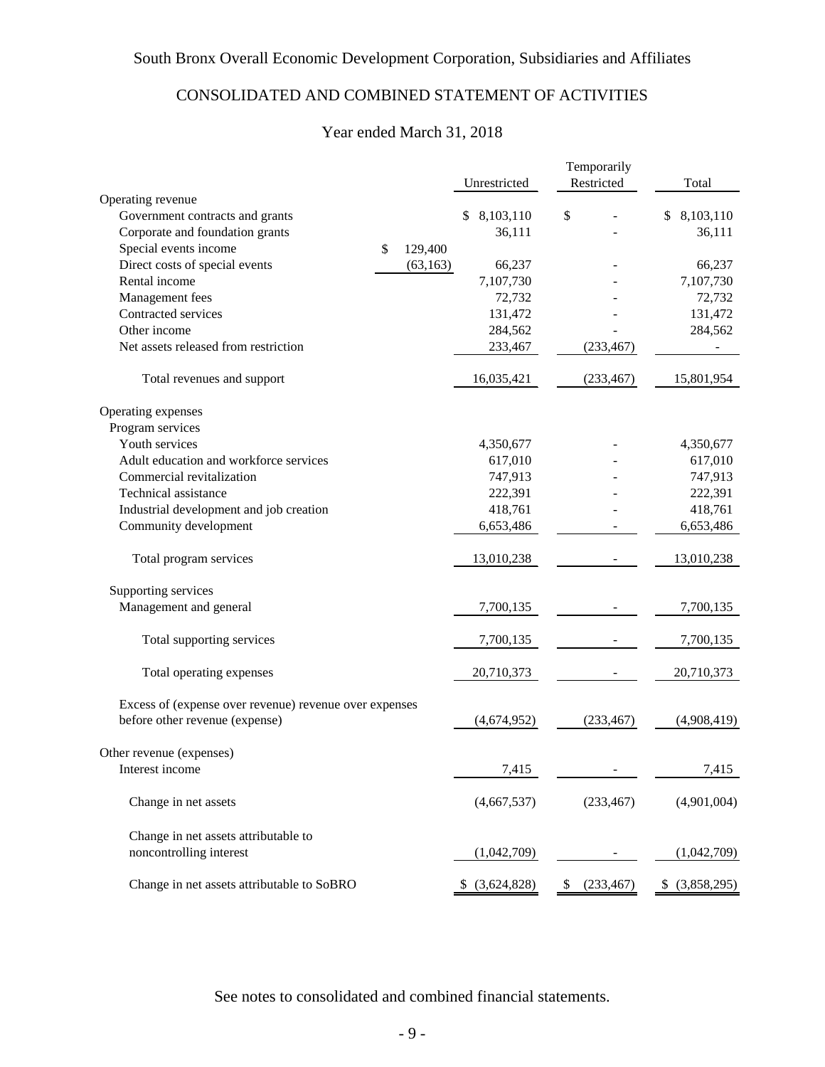South Bronx Overall Economic Development Corporation, Subsidiaries and Affiliates

# CONSOLIDATED AND COMBINED STATEMENT OF ACTIVITIES

Year ended March 31, 2018

| | | Unrestricted | Temporarily Restricted | Total |
|---|---|---|---|---|
| Operating revenue | | | | |
| Government contracts and grants | | $ 8,103,110 | $ - | $ 8,103,110 |
| Corporate and foundation grants | | 36,111 | - | 36,111 |
| Special events income | $ 129,400 | | | |
| Direct costs of special events | (63,163) | 66,237 | - | 66,237 |
| Rental income | | 7,107,730 | - | 7,107,730 |
| Management fees | | 72,732 | - | 72,732 |
| Contracted services | | 131,472 | - | 131,472 |
| Other income | | 284,562 | - | 284,562 |
| Net assets released from restriction | | 233,467 | (233,467) | - |
| Total revenues and support | | 16,035,421 | (233,467) | 15,801,954 |
| Operating expenses | | | | |
| Program services | | | | |
| Youth services | | 4,350,677 | - | 4,350,677 |
| Adult education and workforce services | | 617,010 | - | 617,010 |
| Commercial revitalization | | 747,913 | - | 747,913 |
| Technical assistance | | 222,391 | - | 222,391 |
| Industrial development and job creation | | 418,761 | - | 418,761 |
| Community development | | 6,653,486 | - | 6,653,486 |
| Total program services | | 13,010,238 | - | 13,010,238 |
| Supporting services | | | | |
| Management and general | | 7,700,135 | - | 7,700,135 |
| Total supporting services | | 7,700,135 | - | 7,700,135 |
| Total operating expenses | | 20,710,373 | - | 20,710,373 |
| Excess of (expense over revenue) revenue over expenses before other revenue (expense) | | (4,674,952) | (233,467) | (4,908,419) |
| Other revenue (expenses) | | | | |
| Interest income | | 7,415 | - | 7,415 |
| Change in net assets | | (4,667,537) | (233,467) | (4,901,004) |
| Change in net assets attributable to noncontrolling interest | | (1,042,709) | - | (1,042,709) |
| Change in net assets attributable to SoBRO | | $ (3,624,828) | $ (233,467) | $ (3,858,295) |

See notes to consolidated and combined financial statements.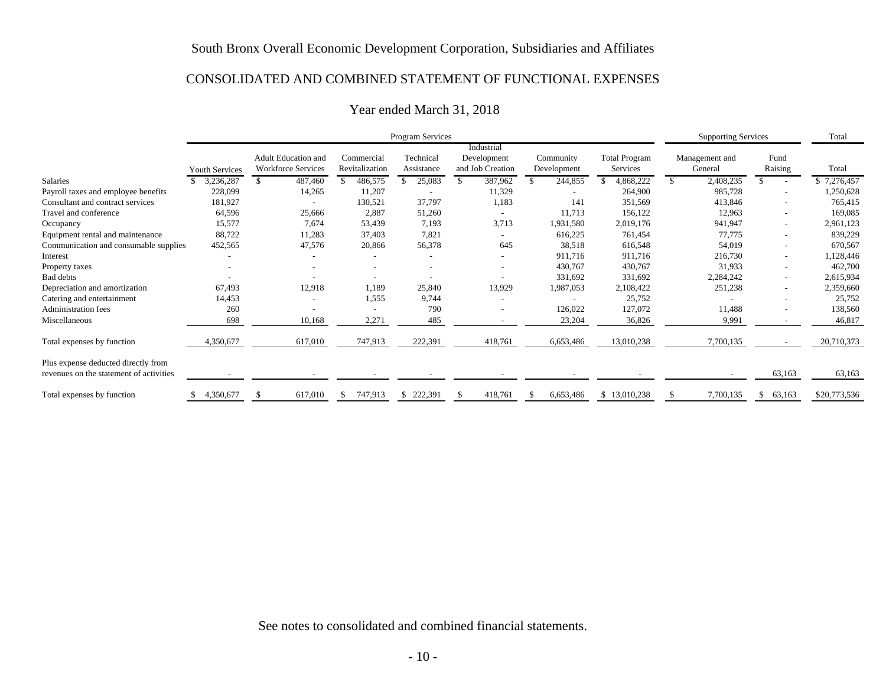South Bronx Overall Economic Development Corporation, Subsidiaries and Affiliates

# CONSOLIDATED AND COMBINED STATEMENT OF FUNCTIONAL EXPENSES

Year ended March 31, 2018

| | Program Services | | | | | | | Supporting Services | | Total |
|---|---|---|---|---|---|---|---|---|---|---|
| | Youth Services | Adult Education and Workforce Services | Commercial Revitalization | Technical Assistance | Industrial Development and Job Creation | Community Development | Total Program Services | Management and General | Fund Raising | Total |
| Salaries | $ 3,236,287 | $ 487,460 | $ 486,575 | $ 25,083 | $ 387,962 | $ 244,855 | $ 4,868,222 | $ 2,408,235 | $ - | $ 7,276,457 |
| Payroll taxes and employee benefits | 228,099 | 14,265 | 11,207 | - | 11,329 | - | 264,900 | 985,728 | - | 1,250,628 |
| Consultant and contract services | 181,927 | - | 130,521 | 37,797 | 1,183 | 141 | 351,569 | 413,846 | - | 765,415 |
| Travel and conference | 64,596 | 25,666 | 2,887 | 51,260 | - | 11,713 | 156,122 | 12,963 | - | 169,085 |
| Occupancy | 15,577 | 7,674 | 53,439 | 7,193 | 3,713 | 1,931,580 | 2,019,176 | 941,947 | - | 2,961,123 |
| Equipment rental and maintenance | 88,722 | 11,283 | 37,403 | 7,821 | - | 616,225 | 761,454 | 77,775 | - | 839,229 |
| Communication and consumable supplies | 452,565 | 47,576 | 20,866 | 56,378 | 645 | 38,518 | 616,548 | 54,019 | - | 670,567 |
| Interest | - | - | - | - | - | 911,716 | 911,716 | 216,730 | - | 1,128,446 |
| Property taxes | - | - | - | - | - | 430,767 | 430,767 | 31,933 | - | 462,700 |
| Bad debts | - | - | - | - | - | 331,692 | 331,692 | 2,284,242 | - | 2,615,934 |
| Depreciation and amortization | 67,493 | 12,918 | 1,189 | 25,840 | 13,929 | 1,987,053 | 2,108,422 | 251,238 | - | 2,359,660 |
| Catering and entertainment | 14,453 | - | 1,555 | 9,744 | - | - | 25,752 | - | - | 25,752 |
| Administration fees | 260 | - | - | 790 | - | 126,022 | 127,072 | 11,488 | - | 138,560 |
| Miscellaneous | 698 | 10,168 | 2,271 | 485 | - | 23,204 | 36,826 | 9,991 | - | 46,817 |
| Total expenses by function | 4,350,677 | 617,010 | 747,913 | 222,391 | 418,761 | 6,653,486 | 13,010,238 | 7,700,135 | - | 20,710,373 |
| Plus expense deducted directly from revenues on the statement of activities | - | - | - | - | - | - | - | - | 63,163 | 63,163 |
| Total expenses by function | $ 4,350,677 | $ 617,010 | $ 747,913 | $ 222,391 | $ 418,761 | $ 6,653,486 | $ 13,010,238 | $ 7,700,135 | $ 63,163 | $20,773,536 |

See notes to consolidated and combined financial statements.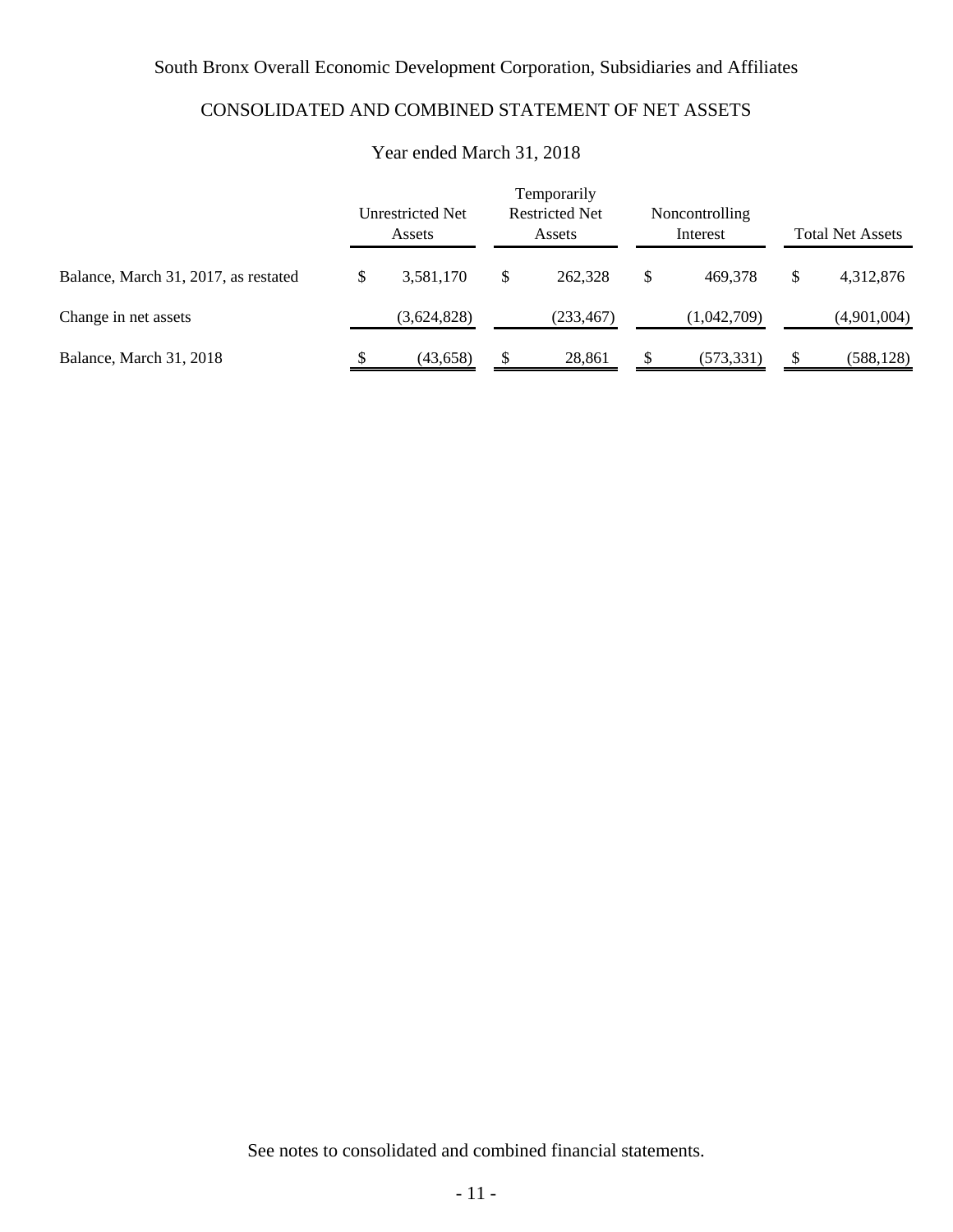South Bronx Overall Economic Development Corporation, Subsidiaries and Affiliates

CONSOLIDATED AND COMBINED STATEMENT OF NET ASSETS

Year ended March 31, 2018

| | Unrestricted Net Assets | Temporarily Restricted Net Assets | Noncontrolling Interest | Total Net Assets |
|---|---|---|---|---|
| Balance, March 31, 2017, as restated | $ 3,581,170 | $ 262,328 | $ 469,378 | $ 4,312,876 |
| Change in net assets | (3,624,828) | (233,467) | (1,042,709) | (4,901,004) |
| Balance, March 31, 2018 | $ (43,658) | $ 28,861 | $ (573,331) | $ (588,128) |

See notes to consolidated and combined financial statements.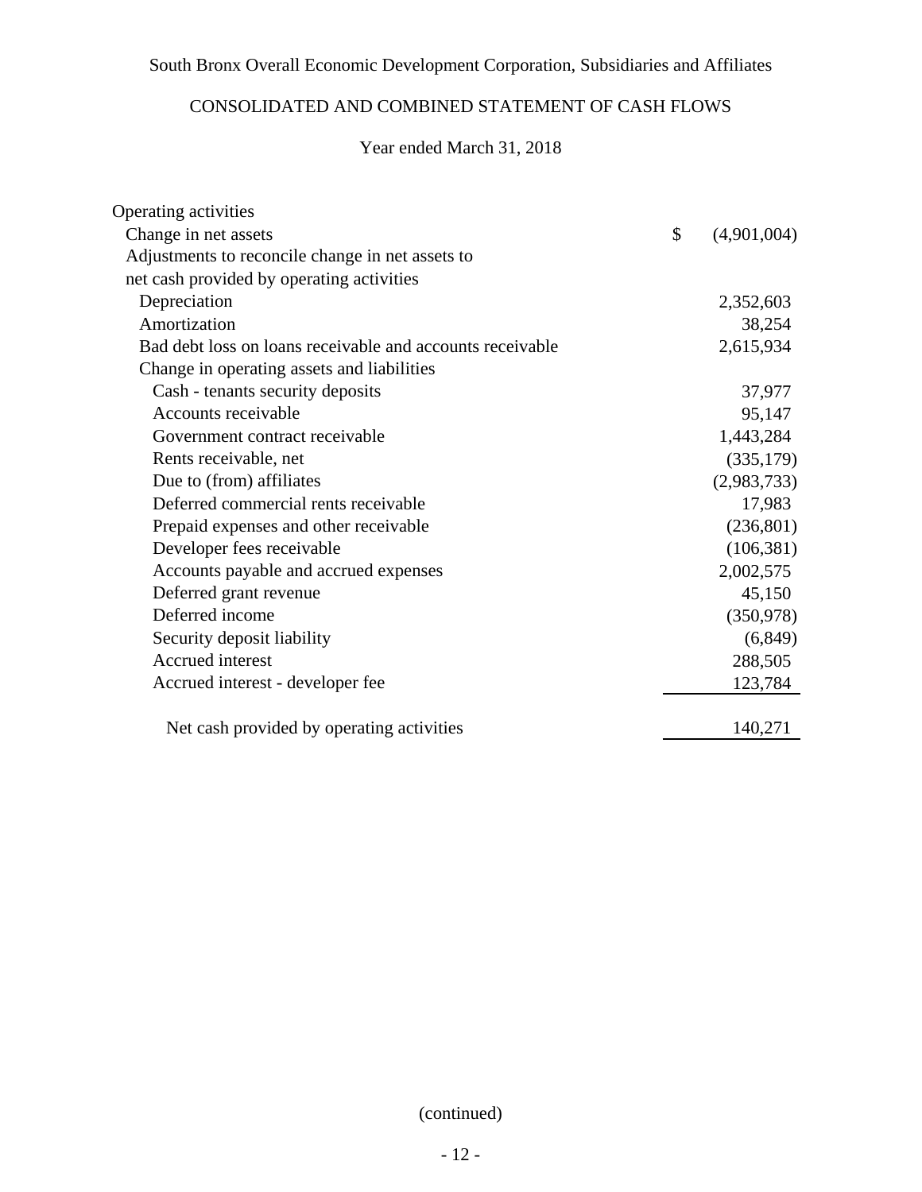South Bronx Overall Economic Development Corporation, Subsidiaries and Affiliates

CONSOLIDATED AND COMBINED STATEMENT OF CASH FLOWS

Year ended March 31, 2018

| | |
|---|---|
| Operating activities | |
| Change in net assets | $ (4,901,004) |
| Adjustments to reconcile change in net assets to net cash provided by operating activities | |
| Depreciation | 2,352,603 |
| Amortization | 38,254 |
| Bad debt loss on loans receivable and accounts receivable | 2,615,934 |
| Change in operating assets and liabilities | |
| Cash - tenants security deposits | 37,977 |
| Accounts receivable | 95,147 |
| Government contract receivable | 1,443,284 |
| Rents receivable, net | (335,179) |
| Due to (from) affiliates | (2,983,733) |
| Deferred commercial rents receivable | 17,983 |
| Prepaid expenses and other receivable | (236,801) |
| Developer fees receivable | (106,381) |
| Accounts payable and accrued expenses | 2,002,575 |
| Deferred grant revenue | 45,150 |
| Deferred income | (350,978) |
| Security deposit liability | (6,849) |
| Accrued interest | 288,505 |
| Accrued interest - developer fee | 123,784 |
| Net cash provided by operating activities | 140,271 |

(continued)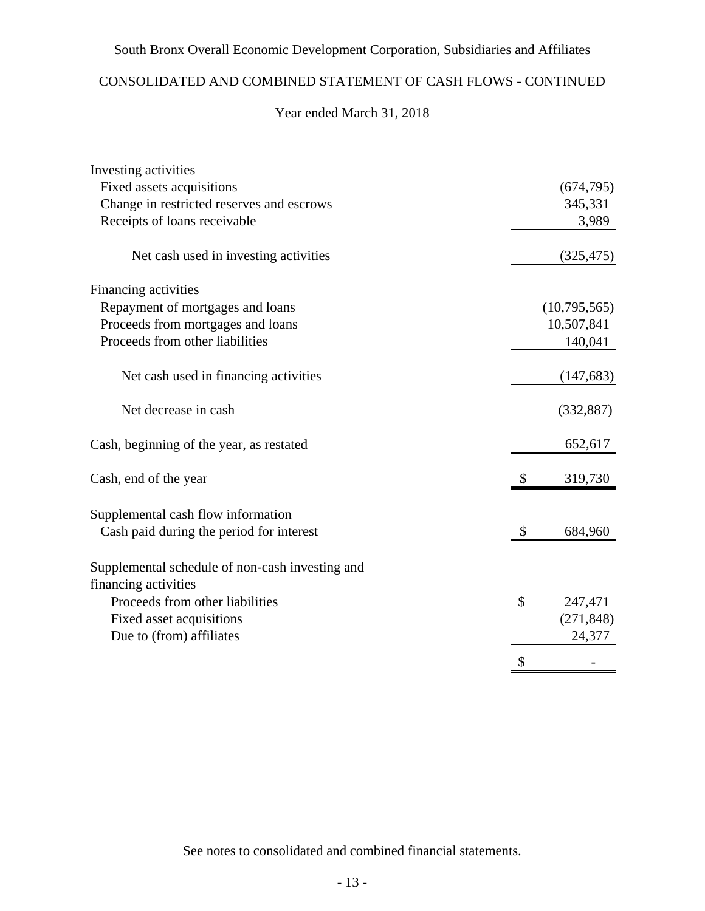South Bronx Overall Economic Development Corporation, Subsidiaries and Affiliates

CONSOLIDATED AND COMBINED STATEMENT OF CASH FLOWS - CONTINUED

Year ended March 31, 2018

| | |
|---|---|
| **Investing activities** | |
| Fixed assets acquisitions | (674,795) |
| Change in restricted reserves and escrows | 345,331 |
| Receipts of loans receivable | 3,989 |
| Net cash used in investing activities | (325,475) |
| **Financing activities** | |
| Repayment of mortgages and loans | (10,795,565) |
| Proceeds from mortgages and loans | 10,507,841 |
| Proceeds from other liabilities | 140,041 |
| Net cash used in financing activities | (147,683) |
| Net decrease in cash | (332,887) |
| Cash, beginning of the year, as restated | 652,617 |
| Cash, end of the year | $ 319,730 |
| **Supplemental cash flow information** | |
| Cash paid during the period for interest | $ 684,960 |
| **Supplemental schedule of non-cash investing and financing activities** | |
| Proceeds from other liabilities | $ 247,471 |
| Fixed asset acquisitions | (271,848) |
| Due to (from) affiliates | 24,377 |
| | $ - |

See notes to consolidated and combined financial statements.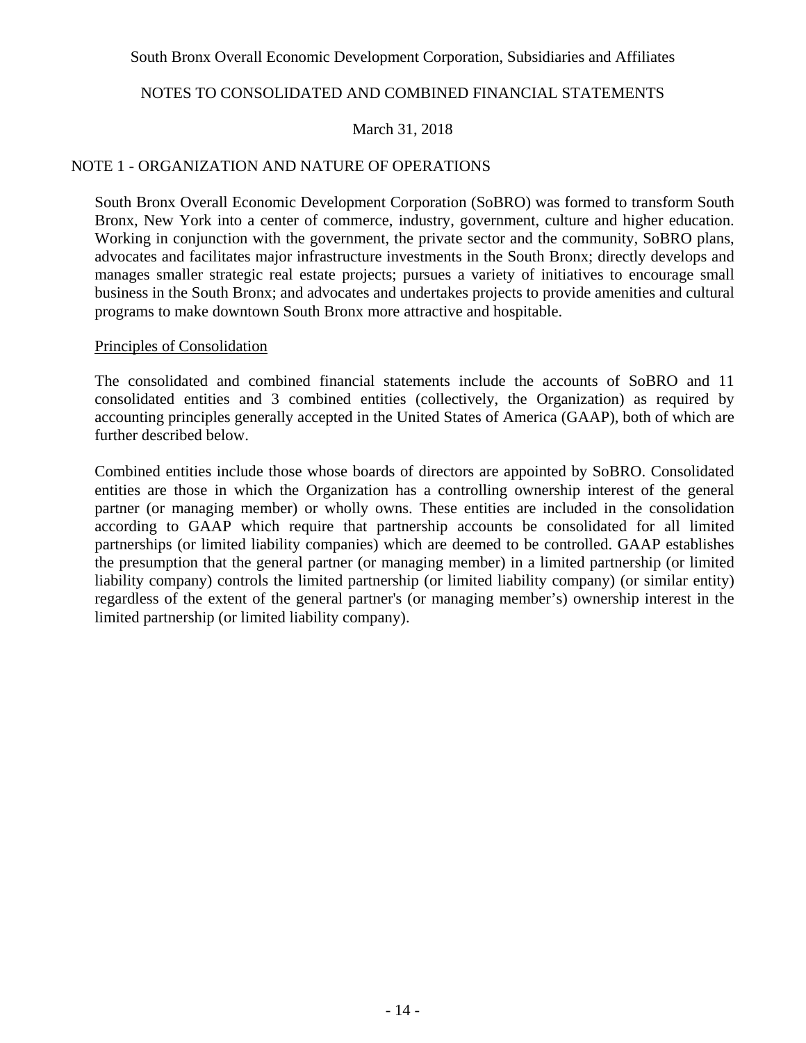## NOTE 1 - ORGANIZATION AND NATURE OF OPERATIONS

South Bronx Overall Economic Development Corporation (SoBRO) was formed to transform South Bronx, New York into a center of commerce, industry, government, culture and higher education. Working in conjunction with the government, the private sector and the community, SoBRO plans, advocates and facilitates major infrastructure investments in the South Bronx; directly develops and manages smaller strategic real estate projects; pursues a variety of initiatives to encourage small business in the South Bronx; and advocates and undertakes projects to provide amenities and cultural programs to make downtown South Bronx more attractive and hospitable.

### Principles of Consolidation

The consolidated and combined financial statements include the accounts of SoBRO and 11 consolidated entities and 3 combined entities (collectively, the Organization) as required by accounting principles generally accepted in the United States of America (GAAP), both of which are further described below.

Combined entities include those whose boards of directors are appointed by SoBRO. Consolidated entities are those in which the Organization has a controlling ownership interest of the general partner (or managing member) or wholly owns. These entities are included in the consolidation according to GAAP which require that partnership accounts be consolidated for all limited partnerships (or limited liability companies) which are deemed to be controlled. GAAP establishes the presumption that the general partner (or managing member) in a limited partnership (or limited liability company) controls the limited partnership (or limited liability company) (or similar entity) regardless of the extent of the general partner's (or managing member's) ownership interest in the limited partnership (or limited liability company).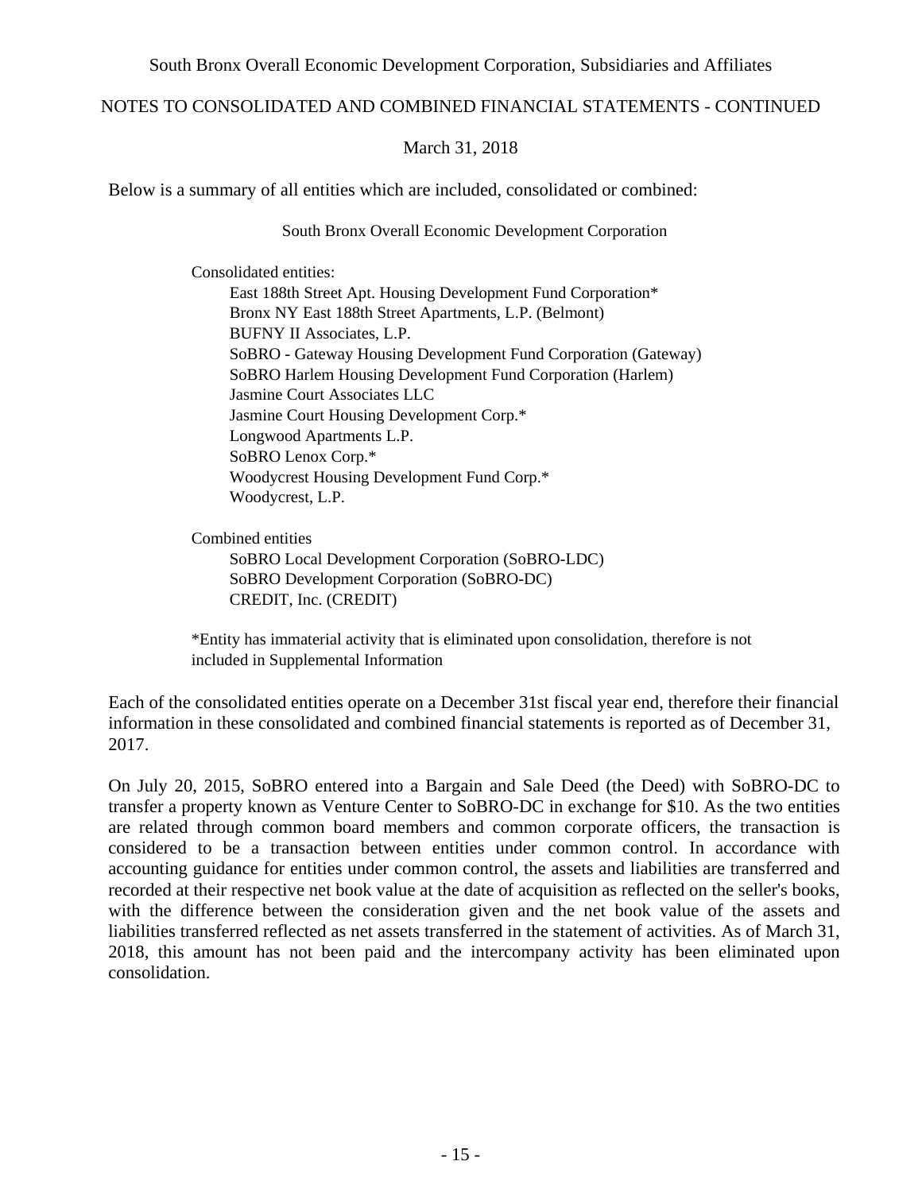Below is a summary of all entities which are included, consolidated or combined:

South Bronx Overall Economic Development Corporation

Consolidated entities:

- East 188th Street Apt. Housing Development Fund Corporation*
- Bronx NY East 188th Street Apartments, L.P. (Belmont)
- BUFNY II Associates, L.P.
- SoBRO - Gateway Housing Development Fund Corporation (Gateway)
- SoBRO Harlem Housing Development Fund Corporation (Harlem)
- Jasmine Court Associates LLC
- Jasmine Court Housing Development Corp.*
- Longwood Apartments L.P.
- SoBRO Lenox Corp.*
- Woodycrest Housing Development Fund Corp.*
- Woodycrest, L.P.

Combined entities

- SoBRO Local Development Corporation (SoBRO-LDC)
- SoBRO Development Corporation (SoBRO-DC)
- CREDIT, Inc. (CREDIT)

*Entity has immaterial activity that is eliminated upon consolidation, therefore is not included in Supplemental Information

Each of the consolidated entities operate on a December 31st fiscal year end, therefore their financial information in these consolidated and combined financial statements is reported as of December 31, 2017.

On July 20, 2015, SoBRO entered into a Bargain and Sale Deed (the Deed) with SoBRO-DC to transfer a property known as Venture Center to SoBRO-DC in exchange for $10. As the two entities are related through common board members and common corporate officers, the transaction is considered to be a transaction between entities under common control. In accordance with accounting guidance for entities under common control, the assets and liabilities are transferred and recorded at their respective net book value at the date of acquisition as reflected on the seller's books, with the difference between the consideration given and the net book value of the assets and liabilities transferred reflected as net assets transferred in the statement of activities. As of March 31, 2018, this amount has not been paid and the intercompany activity has been eliminated upon consolidation.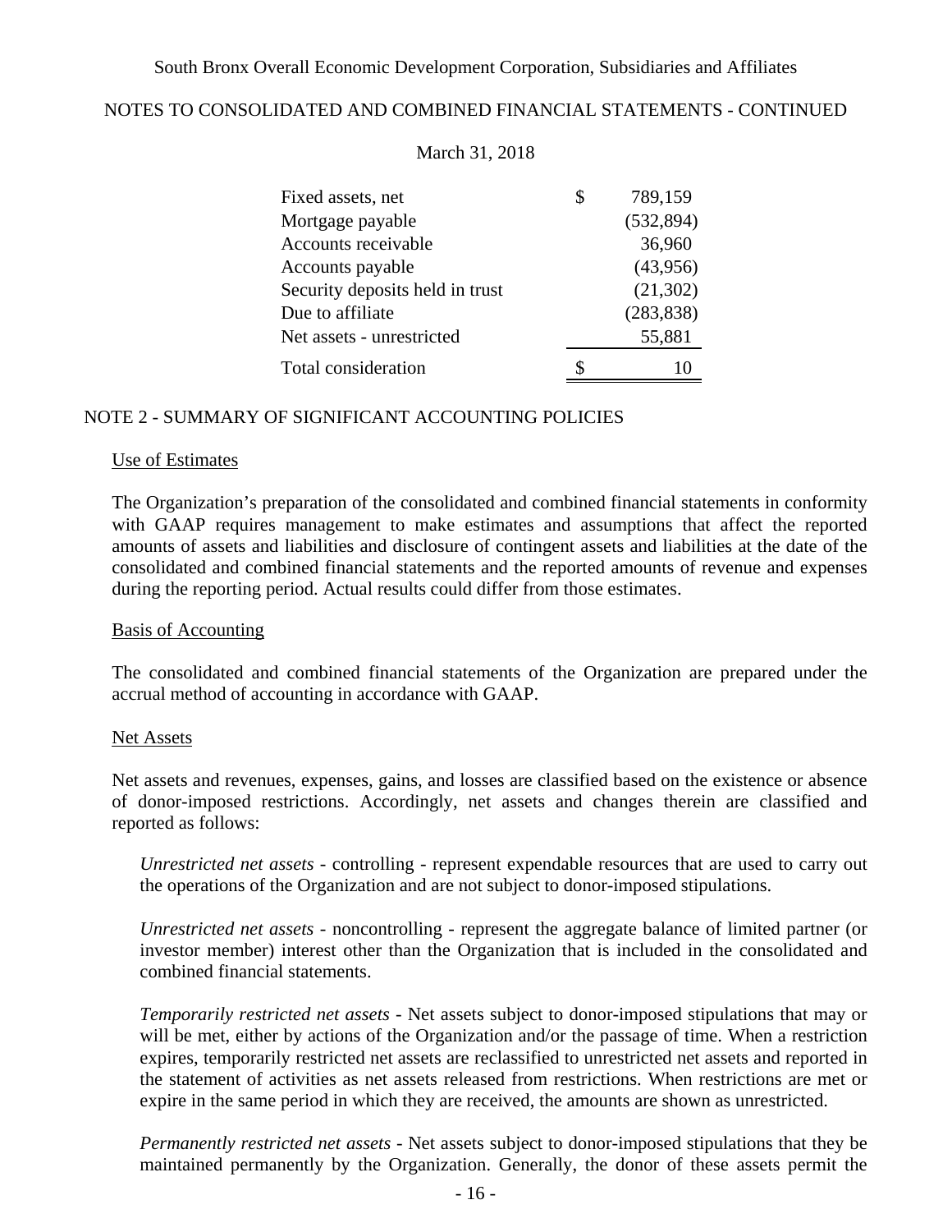| | |
|---|---|
| Fixed assets, net | $ 789,159 |
| Mortgage payable | (532,894) |
| Accounts receivable | 36,960 |
| Accounts payable | (43,956) |
| Security deposits held in trust | (21,302) |
| Due to affiliate | (283,838) |
| Net assets - unrestricted | 55,881 |
| Total consideration | $ 10 |

## NOTE 2 - SUMMARY OF SIGNIFICANT ACCOUNTING POLICIES

### Use of Estimates

The Organization's preparation of the consolidated and combined financial statements in conformity with GAAP requires management to make estimates and assumptions that affect the reported amounts of assets and liabilities and disclosure of contingent assets and liabilities at the date of the consolidated and combined financial statements and the reported amounts of revenue and expenses during the reporting period. Actual results could differ from those estimates.

### Basis of Accounting

The consolidated and combined financial statements of the Organization are prepared under the accrual method of accounting in accordance with GAAP.

### Net Assets

Net assets and revenues, expenses, gains, and losses are classified based on the existence or absence of donor-imposed restrictions. Accordingly, net assets and changes therein are classified and reported as follows:

*Unrestricted net assets* - controlling - represent expendable resources that are used to carry out the operations of the Organization and are not subject to donor-imposed stipulations.

*Unrestricted net assets* - noncontrolling - represent the aggregate balance of limited partner (or investor member) interest other than the Organization that is included in the consolidated and combined financial statements.

*Temporarily restricted net assets* - Net assets subject to donor-imposed stipulations that may or will be met, either by actions of the Organization and/or the passage of time. When a restriction expires, temporarily restricted net assets are reclassified to unrestricted net assets and reported in the statement of activities as net assets released from restrictions. When restrictions are met or expire in the same period in which they are received, the amounts are shown as unrestricted.

*Permanently restricted net assets* - Net assets subject to donor-imposed stipulations that they be maintained permanently by the Organization. Generally, the donor of these assets permit the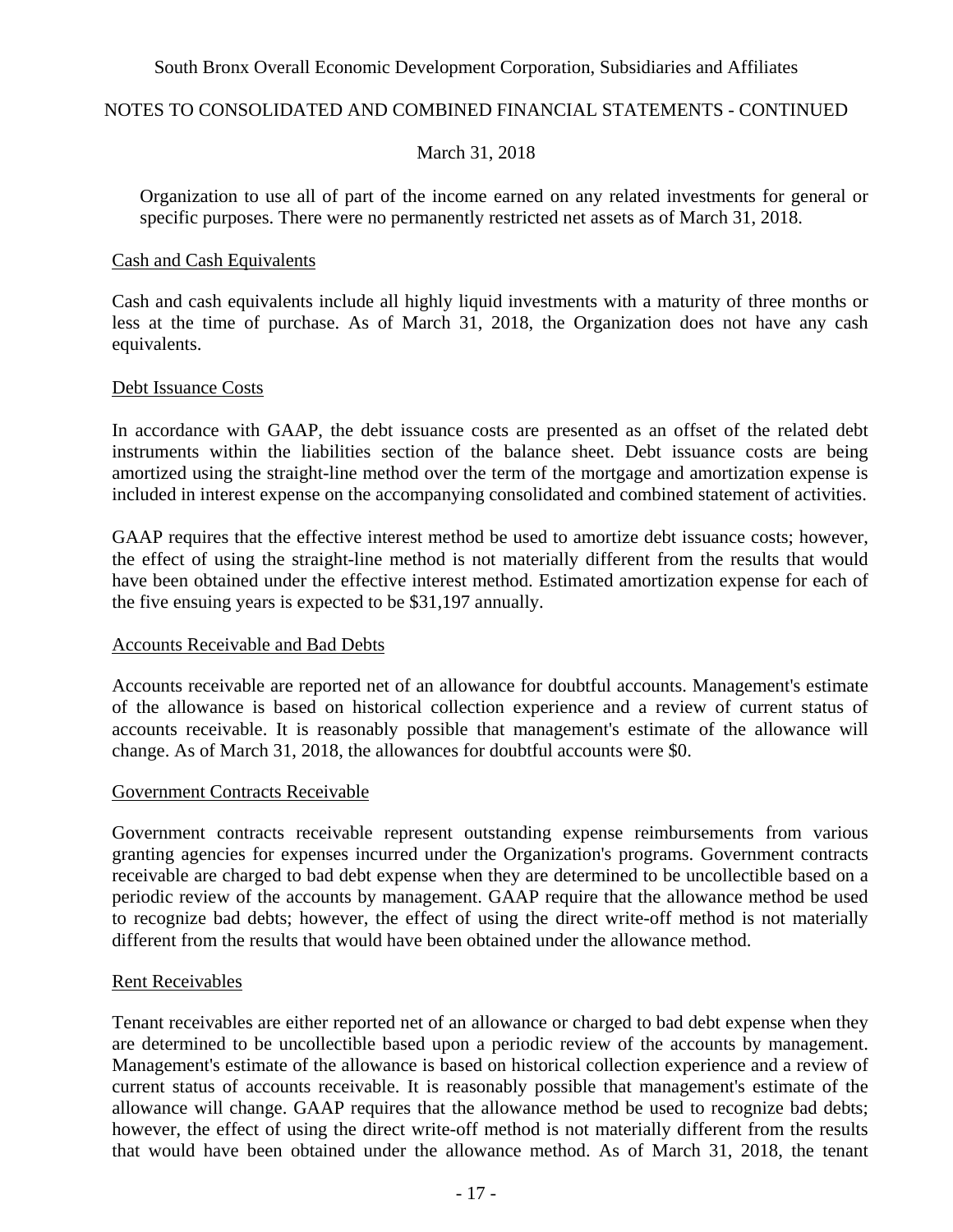Organization to use all of part of the income earned on any related investments for general or specific purposes. There were no permanently restricted net assets as of March 31, 2018.

Cash and Cash Equivalents

Cash and cash equivalents include all highly liquid investments with a maturity of three months or less at the time of purchase. As of March 31, 2018, the Organization does not have any cash equivalents.

Debt Issuance Costs

In accordance with GAAP, the debt issuance costs are presented as an offset of the related debt instruments within the liabilities section of the balance sheet. Debt issuance costs are being amortized using the straight-line method over the term of the mortgage and amortization expense is included in interest expense on the accompanying consolidated and combined statement of activities.

GAAP requires that the effective interest method be used to amortize debt issuance costs; however, the effect of using the straight-line method is not materially different from the results that would have been obtained under the effective interest method. Estimated amortization expense for each of the five ensuing years is expected to be $31,197 annually.

Accounts Receivable and Bad Debts

Accounts receivable are reported net of an allowance for doubtful accounts. Management's estimate of the allowance is based on historical collection experience and a review of current status of accounts receivable. It is reasonably possible that management's estimate of the allowance will change. As of March 31, 2018, the allowances for doubtful accounts were $0.

Government Contracts Receivable

Government contracts receivable represent outstanding expense reimbursements from various granting agencies for expenses incurred under the Organization's programs. Government contracts receivable are charged to bad debt expense when they are determined to be uncollectible based on a periodic review of the accounts by management. GAAP require that the allowance method be used to recognize bad debts; however, the effect of using the direct write-off method is not materially different from the results that would have been obtained under the allowance method.

Rent Receivables

Tenant receivables are either reported net of an allowance or charged to bad debt expense when they are determined to be uncollectible based upon a periodic review of the accounts by management. Management's estimate of the allowance is based on historical collection experience and a review of current status of accounts receivable. It is reasonably possible that management's estimate of the allowance will change. GAAP requires that the allowance method be used to recognize bad debts; however, the effect of using the direct write-off method is not materially different from the results that would have been obtained under the allowance method. As of March 31, 2018, the tenant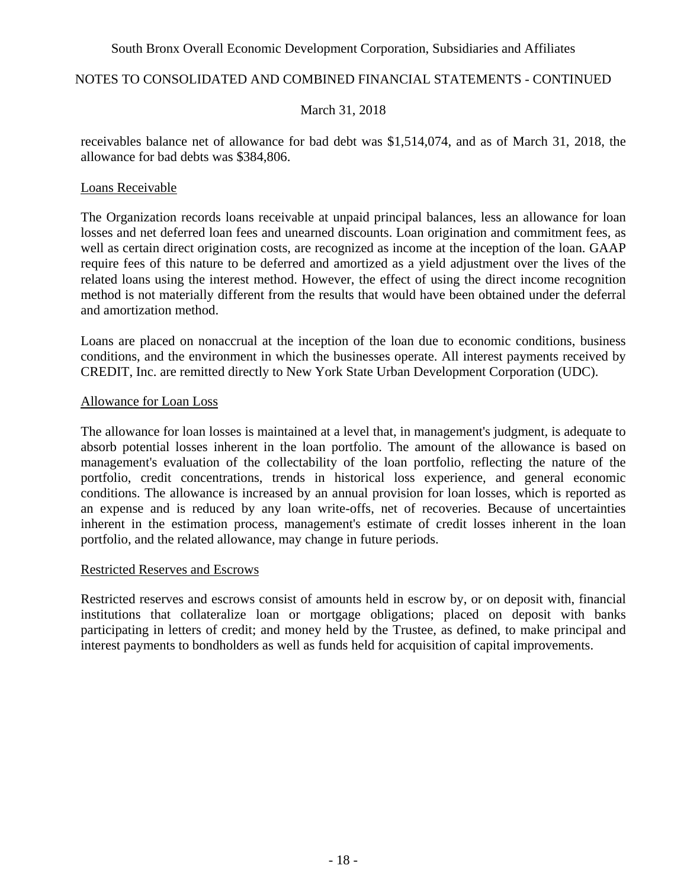receivables balance net of allowance for bad debt was $1,514,074, and as of March 31, 2018, the allowance for bad debts was $384,806.

Loans Receivable

The Organization records loans receivable at unpaid principal balances, less an allowance for loan losses and net deferred loan fees and unearned discounts. Loan origination and commitment fees, as well as certain direct origination costs, are recognized as income at the inception of the loan. GAAP require fees of this nature to be deferred and amortized as a yield adjustment over the lives of the related loans using the interest method. However, the effect of using the direct income recognition method is not materially different from the results that would have been obtained under the deferral and amortization method.

Loans are placed on nonaccrual at the inception of the loan due to economic conditions, business conditions, and the environment in which the businesses operate. All interest payments received by CREDIT, Inc. are remitted directly to New York State Urban Development Corporation (UDC).

Allowance for Loan Loss

The allowance for loan losses is maintained at a level that, in management's judgment, is adequate to absorb potential losses inherent in the loan portfolio. The amount of the allowance is based on management's evaluation of the collectability of the loan portfolio, reflecting the nature of the portfolio, credit concentrations, trends in historical loss experience, and general economic conditions. The allowance is increased by an annual provision for loan losses, which is reported as an expense and is reduced by any loan write-offs, net of recoveries. Because of uncertainties inherent in the estimation process, management's estimate of credit losses inherent in the loan portfolio, and the related allowance, may change in future periods.

Restricted Reserves and Escrows

Restricted reserves and escrows consist of amounts held in escrow by, or on deposit with, financial institutions that collateralize loan or mortgage obligations; placed on deposit with banks participating in letters of credit; and money held by the Trustee, as defined, to make principal and interest payments to bondholders as well as funds held for acquisition of capital improvements.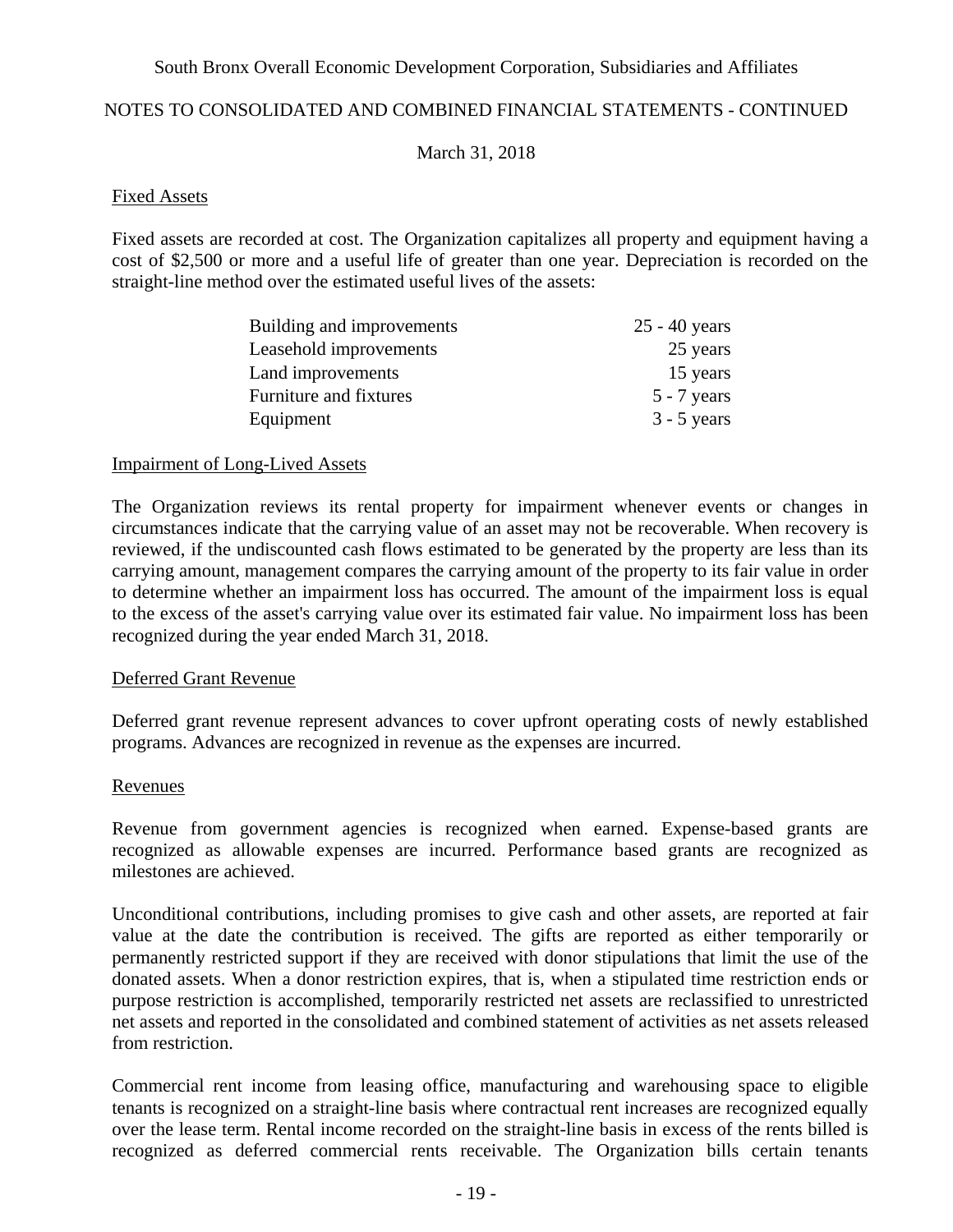### Fixed Assets

Fixed assets are recorded at cost. The Organization capitalizes all property and equipment having a cost of $2,500 or more and a useful life of greater than one year. Depreciation is recorded on the straight-line method over the estimated useful lives of the assets:

| | |
|---|---|
| Building and improvements | 25 - 40 years |
| Leasehold improvements | 25 years |
| Land improvements | 15 years |
| Furniture and fixtures | 5 - 7 years |
| Equipment | 3 - 5 years |

### Impairment of Long-Lived Assets

The Organization reviews its rental property for impairment whenever events or changes in circumstances indicate that the carrying value of an asset may not be recoverable. When recovery is reviewed, if the undiscounted cash flows estimated to be generated by the property are less than its carrying amount, management compares the carrying amount of the property to its fair value in order to determine whether an impairment loss has occurred. The amount of the impairment loss is equal to the excess of the asset's carrying value over its estimated fair value. No impairment loss has been recognized during the year ended March 31, 2018.

### Deferred Grant Revenue

Deferred grant revenue represent advances to cover upfront operating costs of newly established programs. Advances are recognized in revenue as the expenses are incurred.

### Revenues

Revenue from government agencies is recognized when earned. Expense-based grants are recognized as allowable expenses are incurred. Performance based grants are recognized as milestones are achieved.

Unconditional contributions, including promises to give cash and other assets, are reported at fair value at the date the contribution is received. The gifts are reported as either temporarily or permanently restricted support if they are received with donor stipulations that limit the use of the donated assets. When a donor restriction expires, that is, when a stipulated time restriction ends or purpose restriction is accomplished, temporarily restricted net assets are reclassified to unrestricted net assets and reported in the consolidated and combined statement of activities as net assets released from restriction.

Commercial rent income from leasing office, manufacturing and warehousing space to eligible tenants is recognized on a straight-line basis where contractual rent increases are recognized equally over the lease term. Rental income recorded on the straight-line basis in excess of the rents billed is recognized as deferred commercial rents receivable. The Organization bills certain tenants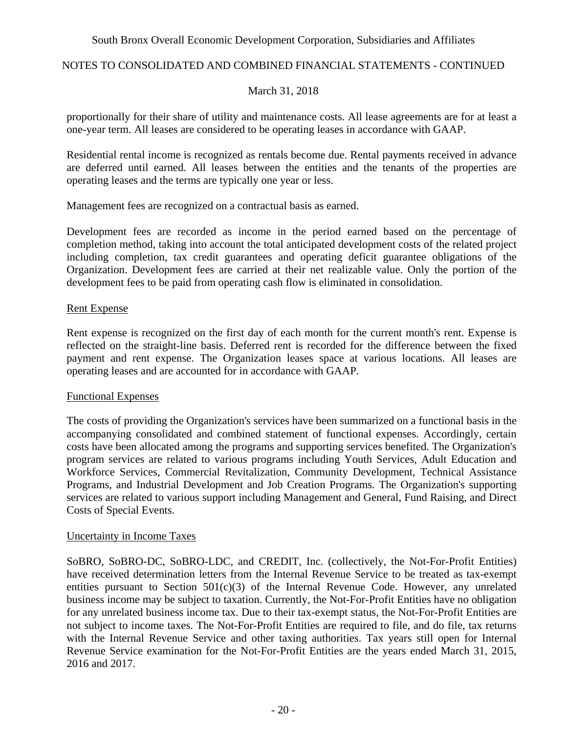proportionally for their share of utility and maintenance costs. All lease agreements are for at least a one-year term. All leases are considered to be operating leases in accordance with GAAP.

Residential rental income is recognized as rentals become due. Rental payments received in advance are deferred until earned. All leases between the entities and the tenants of the properties are operating leases and the terms are typically one year or less.

Management fees are recognized on a contractual basis as earned.

Development fees are recorded as income in the period earned based on the percentage of completion method, taking into account the total anticipated development costs of the related project including completion, tax credit guarantees and operating deficit guarantee obligations of the Organization. Development fees are carried at their net realizable value. Only the portion of the development fees to be paid from operating cash flow is eliminated in consolidation.

## Rent Expense

Rent expense is recognized on the first day of each month for the current month's rent. Expense is reflected on the straight-line basis. Deferred rent is recorded for the difference between the fixed payment and rent expense. The Organization leases space at various locations. All leases are operating leases and are accounted for in accordance with GAAP.

## Functional Expenses

The costs of providing the Organization's services have been summarized on a functional basis in the accompanying consolidated and combined statement of functional expenses. Accordingly, certain costs have been allocated among the programs and supporting services benefited. The Organization's program services are related to various programs including Youth Services, Adult Education and Workforce Services, Commercial Revitalization, Community Development, Technical Assistance Programs, and Industrial Development and Job Creation Programs. The Organization's supporting services are related to various support including Management and General, Fund Raising, and Direct Costs of Special Events.

## Uncertainty in Income Taxes

SoBRO, SoBRO-DC, SoBRO-LDC, and CREDIT, Inc. (collectively, the Not-For-Profit Entities) have received determination letters from the Internal Revenue Service to be treated as tax-exempt entities pursuant to Section 501(c)(3) of the Internal Revenue Code. However, any unrelated business income may be subject to taxation. Currently, the Not-For-Profit Entities have no obligation for any unrelated business income tax. Due to their tax-exempt status, the Not-For-Profit Entities are not subject to income taxes. The Not-For-Profit Entities are required to file, and do file, tax returns with the Internal Revenue Service and other taxing authorities. Tax years still open for Internal Revenue Service examination for the Not-For-Profit Entities are the years ended March 31, 2015, 2016 and 2017.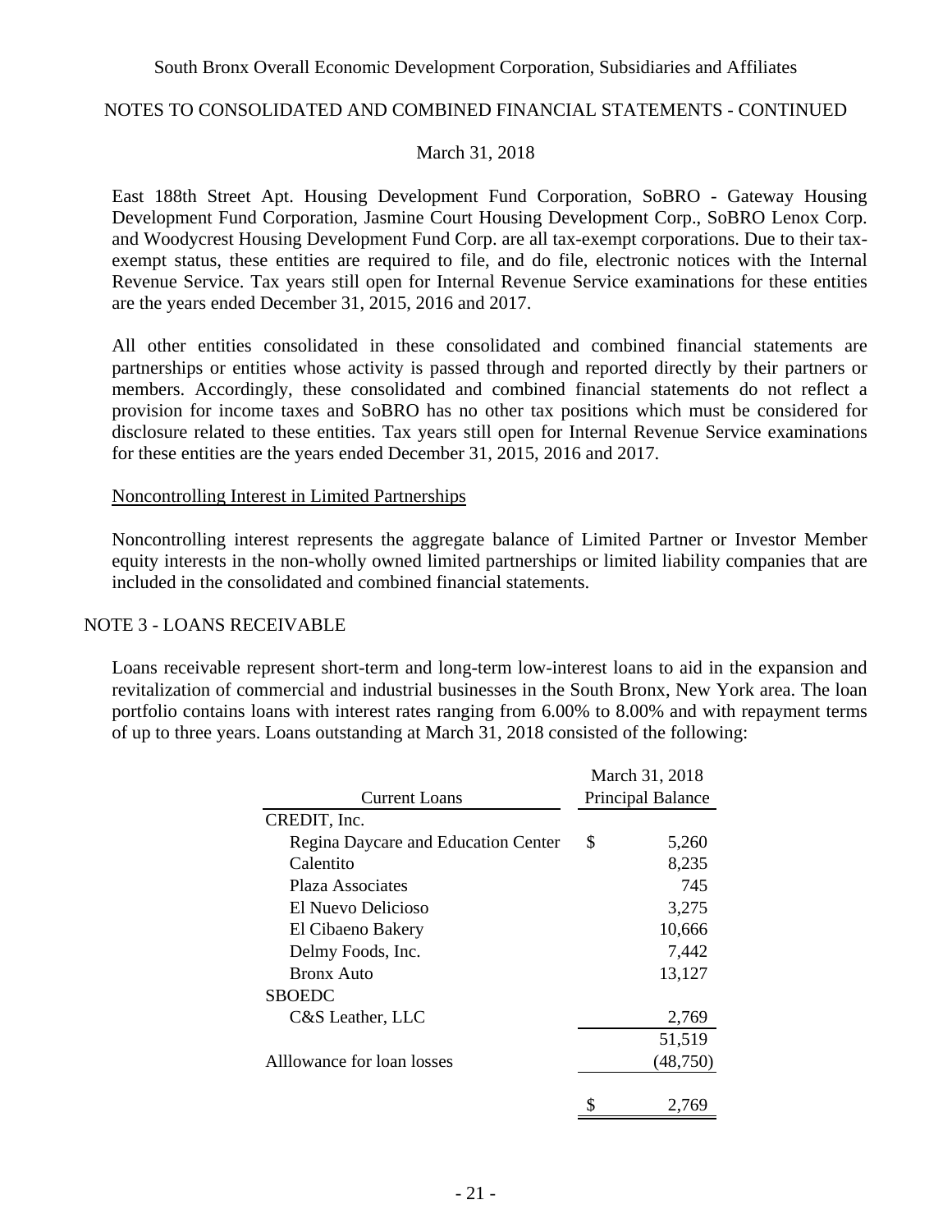East 188th Street Apt. Housing Development Fund Corporation, SoBRO - Gateway Housing Development Fund Corporation, Jasmine Court Housing Development Corp., SoBRO Lenox Corp. and Woodycrest Housing Development Fund Corp. are all tax-exempt corporations. Due to their tax-exempt status, these entities are required to file, and do file, electronic notices with the Internal Revenue Service. Tax years still open for Internal Revenue Service examinations for these entities are the years ended December 31, 2015, 2016 and 2017.

All other entities consolidated in these consolidated and combined financial statements are partnerships or entities whose activity is passed through and reported directly by their partners or members. Accordingly, these consolidated and combined financial statements do not reflect a provision for income taxes and SoBRO has no other tax positions which must be considered for disclosure related to these entities. Tax years still open for Internal Revenue Service examinations for these entities are the years ended December 31, 2015, 2016 and 2017.

Noncontrolling Interest in Limited Partnerships

Noncontrolling interest represents the aggregate balance of Limited Partner or Investor Member equity interests in the non-wholly owned limited partnerships or limited liability companies that are included in the consolidated and combined financial statements.

## NOTE 3 - LOANS RECEIVABLE

Loans receivable represent short-term and long-term low-interest loans to aid in the expansion and revitalization of commercial and industrial businesses in the South Bronx, New York area. The loan portfolio contains loans with interest rates ranging from 6.00% to 8.00% and with repayment terms of up to three years. Loans outstanding at March 31, 2018 consisted of the following:

| Current Loans | March 31, 2018 Principal Balance |
|---|---|
| CREDIT, Inc. | |
| Regina Daycare and Education Center | $ 5,260 |
| Calentito | 8,235 |
| Plaza Associates | 745 |
| El Nuevo Delicioso | 3,275 |
| El Cibaeno Bakery | 10,666 |
| Delmy Foods, Inc. | 7,442 |
| Bronx Auto | 13,127 |
| SBOEDC | |
| C&S Leather, LLC | 2,769 |
| | 51,519 |
| Alllowance for loan losses | (48,750) |
| | $ 2,769 |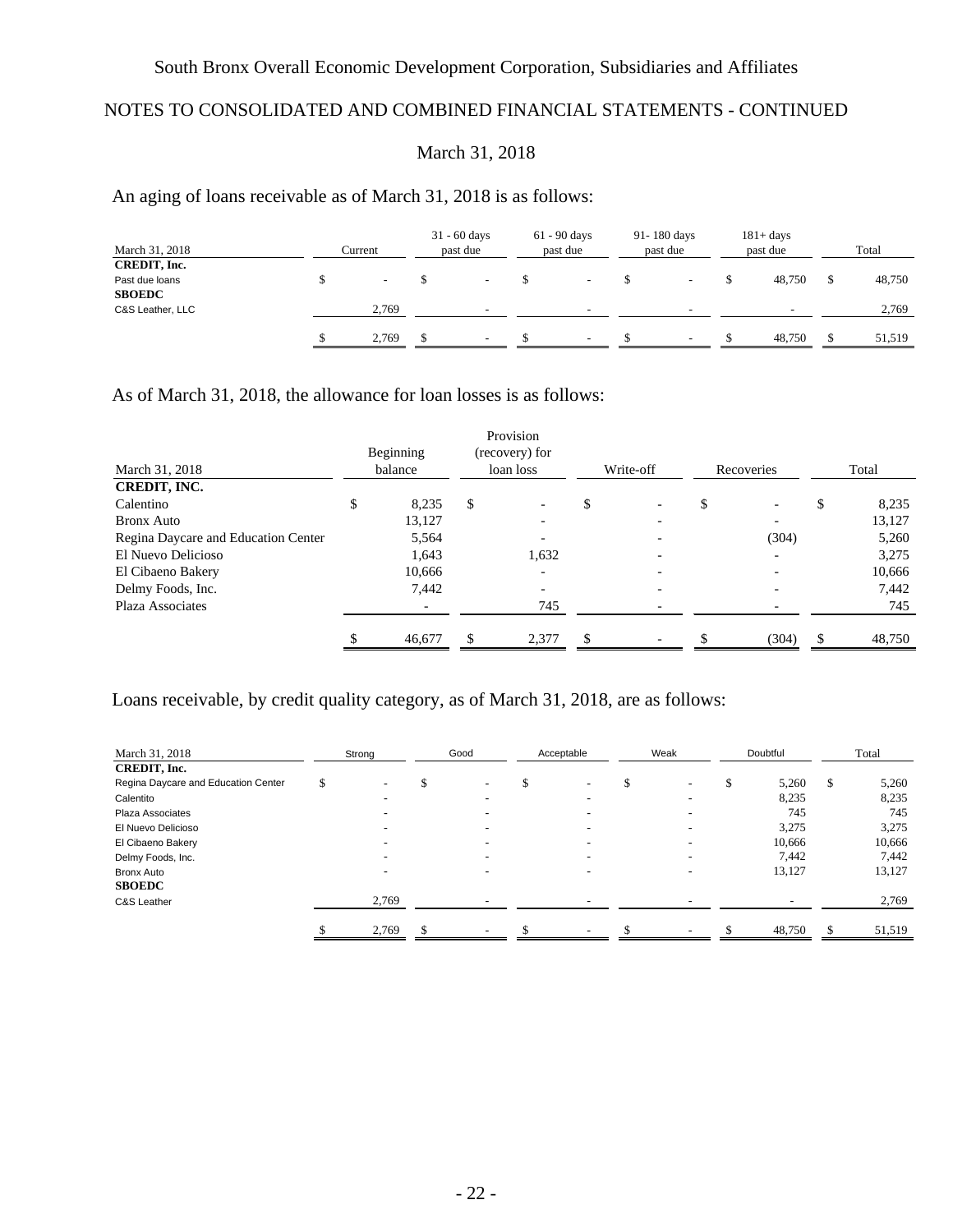South Bronx Overall Economic Development Corporation, Subsidiaries and Affiliates

NOTES TO CONSOLIDATED AND COMBINED FINANCIAL STATEMENTS - CONTINUED

March 31, 2018

An aging of loans receivable as of March 31, 2018 is as follows:

| March 31, 2018 | Current | 31 - 60 days past due | 61 - 90 days past due | 91- 180 days past due | 181+ days past due | Total |
|---|---|---|---|---|---|---|
| **CREDIT, Inc.** | | | | | | |
| Past due loans | $ - | $ - | $ - | $ - | $ 48,750 | $ 48,750 |
| **SBOEDC** | | | | | | |
| C&S Leather, LLC | 2,769 | - | - | - | - | 2,769 |
| | $ 2,769 | $ - | $ - | $ - | $ 48,750 | $ 51,519 |

As of March 31, 2018, the allowance for loan losses is as follows:

| March 31, 2018 | Beginning balance | Provision (recovery) for loan loss | Write-off | Recoveries | Total |
|---|---|---|---|---|---|
| **CREDIT, INC.** | | | | | |
| Calentino | $ 8,235 | $ - | $ - | $ - | $ 8,235 |
| Bronx Auto | 13,127 | - | - | - | 13,127 |
| Regina Daycare and Education Center | 5,564 | - | - | (304) | 5,260 |
| El Nuevo Delicioso | 1,643 | 1,632 | - | - | 3,275 |
| El Cibaeno Bakery | 10,666 | - | - | - | 10,666 |
| Delmy Foods, Inc. | 7,442 | - | - | - | 7,442 |
| Plaza Associates | - | 745 | - | - | 745 |
| | $ 46,677 | $ 2,377 | $ - | $ (304) | $ 48,750 |

Loans receivable, by credit quality category, as of March 31, 2018, are as follows:

| March 31, 2018 | Strong | Good | Acceptable | Weak | Doubtful | Total |
|---|---|---|---|---|---|---|
| **CREDIT, Inc.** | | | | | | |
| Regina Daycare and Education Center | $ - | $ - | $ - | $ - | $ 5,260 | $ 5,260 |
| Calentito | - | - | - | - | 8,235 | 8,235 |
| Plaza Associates | - | - | - | - | 745 | 745 |
| El Nuevo Delicioso | - | - | - | - | 3,275 | 3,275 |
| El Cibaeno Bakery | - | - | - | - | 10,666 | 10,666 |
| Delmy Foods, Inc. | - | - | - | - | 7,442 | 7,442 |
| Bronx Auto | - | - | - | - | 13,127 | 13,127 |
| **SBOEDC** | | | | | | |
| C&S Leather | 2,769 | - | - | - | - | 2,769 |
| | $ 2,769 | $ - | $ - | $ - | $ 48,750 | $ 51,519 |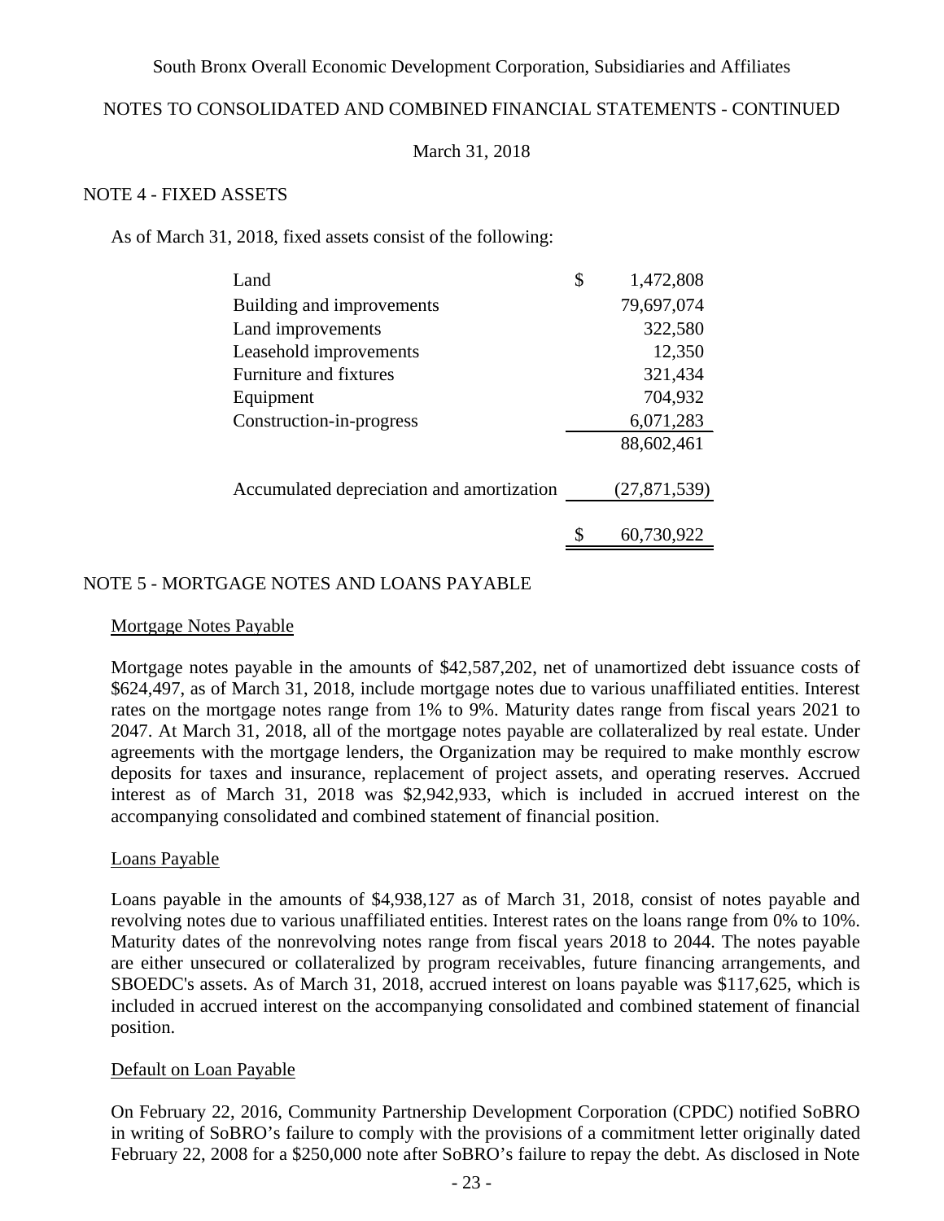South Bronx Overall Economic Development Corporation, Subsidiaries and Affiliates

NOTES TO CONSOLIDATED AND COMBINED FINANCIAL STATEMENTS - CONTINUED

March 31, 2018

## NOTE 4 - FIXED ASSETS

As of March 31, 2018, fixed assets consist of the following:

| | |
|---|---|
| Land | $ 1,472,808 |
| Building and improvements | 79,697,074 |
| Land improvements | 322,580 |
| Leasehold improvements | 12,350 |
| Furniture and fixtures | 321,434 |
| Equipment | 704,932 |
| Construction-in-progress | 6,071,283 |
| | 88,602,461 |
| Accumulated depreciation and amortization | (27,871,539) |
| | $ 60,730,922 |

## NOTE 5 - MORTGAGE NOTES AND LOANS PAYABLE

### Mortgage Notes Payable

Mortgage notes payable in the amounts of $42,587,202, net of unamortized debt issuance costs of $624,497, as of March 31, 2018, include mortgage notes due to various unaffiliated entities. Interest rates on the mortgage notes range from 1% to 9%. Maturity dates range from fiscal years 2021 to 2047. At March 31, 2018, all of the mortgage notes payable are collateralized by real estate. Under agreements with the mortgage lenders, the Organization may be required to make monthly escrow deposits for taxes and insurance, replacement of project assets, and operating reserves. Accrued interest as of March 31, 2018 was $2,942,933, which is included in accrued interest on the accompanying consolidated and combined statement of financial position.

### Loans Payable

Loans payable in the amounts of $4,938,127 as of March 31, 2018, consist of notes payable and revolving notes due to various unaffiliated entities. Interest rates on the loans range from 0% to 10%. Maturity dates of the nonrevolving notes range from fiscal years 2018 to 2044. The notes payable are either unsecured or collateralized by program receivables, future financing arrangements, and SBOEDC's assets. As of March 31, 2018, accrued interest on loans payable was $117,625, which is included in accrued interest on the accompanying consolidated and combined statement of financial position.

### Default on Loan Payable

On February 22, 2016, Community Partnership Development Corporation (CPDC) notified SoBRO in writing of SoBRO's failure to comply with the provisions of a commitment letter originally dated February 22, 2008 for a $250,000 note after SoBRO's failure to repay the debt. As disclosed in Note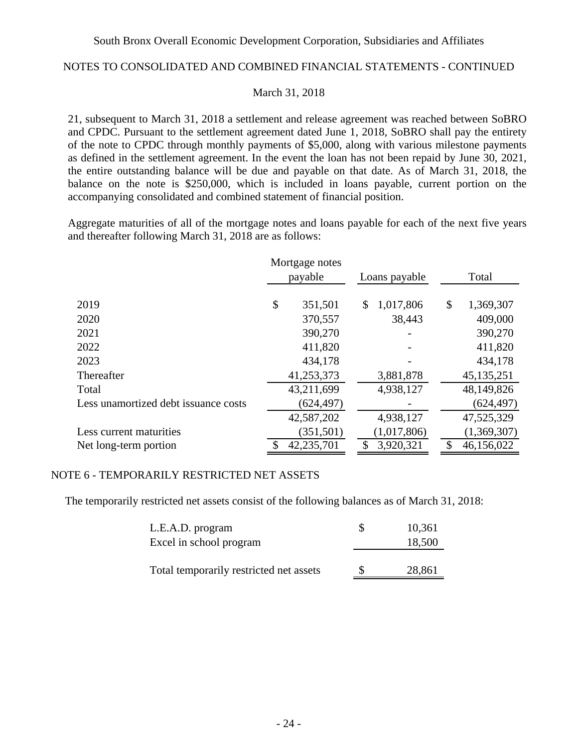21, subsequent to March 31, 2018 a settlement and release agreement was reached between SoBRO and CPDC. Pursuant to the settlement agreement dated June 1, 2018, SoBRO shall pay the entirety of the note to CPDC through monthly payments of $5,000, along with various milestone payments as defined in the settlement agreement. In the event the loan has not been repaid by June 30, 2021, the entire outstanding balance will be due and payable on that date. As of March 31, 2018, the balance on the note is $250,000, which is included in loans payable, current portion on the accompanying consolidated and combined statement of financial position.

Aggregate maturities of all of the mortgage notes and loans payable for each of the next five years and thereafter following March 31, 2018 are as follows:

| | Mortgage notes payable | Loans payable | Total |
|---|---|---|---|
| 2019 | $ 351,501 | $ 1,017,806 | $ 1,369,307 |
| 2020 | 370,557 | 38,443 | 409,000 |
| 2021 | 390,270 | - | 390,270 |
| 2022 | 411,820 | - | 411,820 |
| 2023 | 434,178 | - | 434,178 |
| Thereafter | 41,253,373 | 3,881,878 | 45,135,251 |
| Total | 43,211,699 | 4,938,127 | 48,149,826 |
| Less unamortized debt issuance costs | (624,497) | - | (624,497) |
| | 42,587,202 | 4,938,127 | 47,525,329 |
| Less current maturities | (351,501) | (1,017,806) | (1,369,307) |
| Net long-term portion | $ 42,235,701 | $ 3,920,321 | $ 46,156,022 |

## NOTE 6 - TEMPORARILY RESTRICTED NET ASSETS

The temporarily restricted net assets consist of the following balances as of March 31, 2018:

| | |
|---|---|
| L.E.A.D. program | $ 10,361 |
| Excel in school program | 18,500 |
| Total temporarily restricted net assets | $ 28,861 |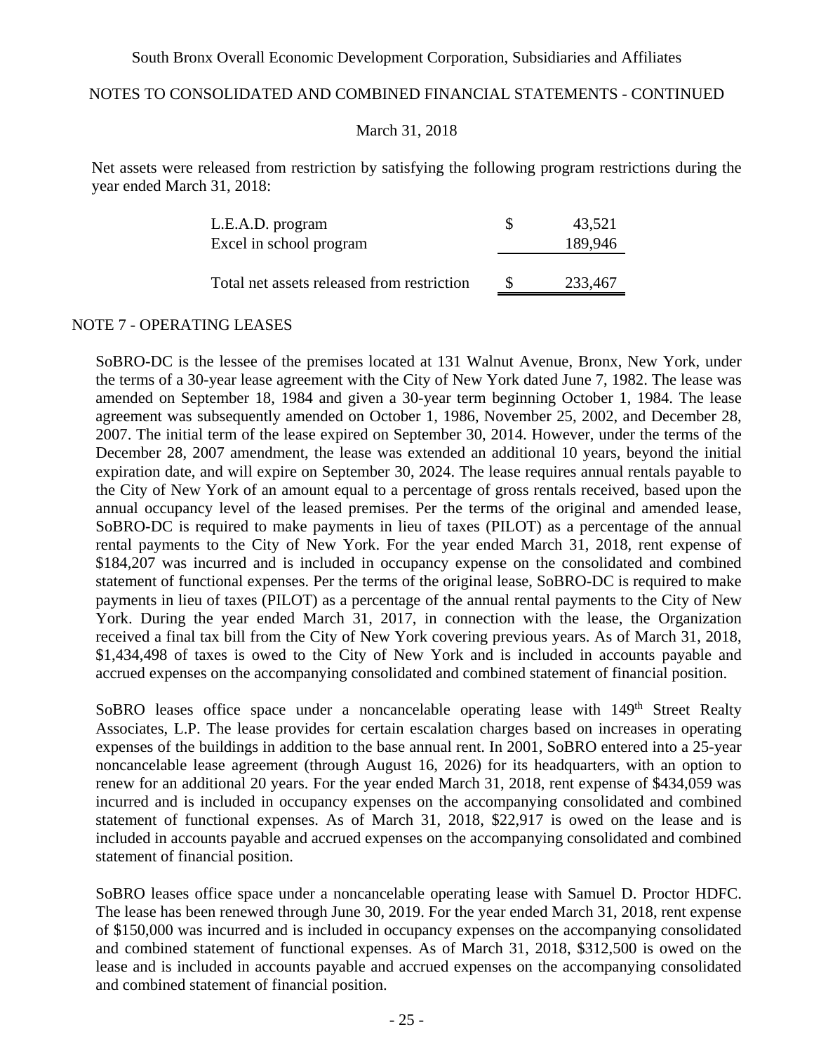Net assets were released from restriction by satisfying the following program restrictions during the year ended March 31, 2018:

| | | |
|---|---|---|
| L.E.A.D. program | $ | 43,521 |
| Excel in school program | | 189,946 |
| Total net assets released from restriction | $ | 233,467 |

## NOTE 7 - OPERATING LEASES

SoBRO-DC is the lessee of the premises located at 131 Walnut Avenue, Bronx, New York, under the terms of a 30-year lease agreement with the City of New York dated June 7, 1982. The lease was amended on September 18, 1984 and given a 30-year term beginning October 1, 1984. The lease agreement was subsequently amended on October 1, 1986, November 25, 2002, and December 28, 2007. The initial term of the lease expired on September 30, 2014. However, under the terms of the December 28, 2007 amendment, the lease was extended an additional 10 years, beyond the initial expiration date, and will expire on September 30, 2024. The lease requires annual rentals payable to the City of New York of an amount equal to a percentage of gross rentals received, based upon the annual occupancy level of the leased premises. Per the terms of the original and amended lease, SoBRO-DC is required to make payments in lieu of taxes (PILOT) as a percentage of the annual rental payments to the City of New York. For the year ended March 31, 2018, rent expense of $184,207 was incurred and is included in occupancy expense on the consolidated and combined statement of functional expenses. Per the terms of the original lease, SoBRO-DC is required to make payments in lieu of taxes (PILOT) as a percentage of the annual rental payments to the City of New York. During the year ended March 31, 2017, in connection with the lease, the Organization received a final tax bill from the City of New York covering previous years. As of March 31, 2018, $1,434,498 of taxes is owed to the City of New York and is included in accounts payable and accrued expenses on the accompanying consolidated and combined statement of financial position.

SoBRO leases office space under a noncancelable operating lease with 149th Street Realty Associates, L.P. The lease provides for certain escalation charges based on increases in operating expenses of the buildings in addition to the base annual rent. In 2001, SoBRO entered into a 25-year noncancelable lease agreement (through August 16, 2026) for its headquarters, with an option to renew for an additional 20 years. For the year ended March 31, 2018, rent expense of $434,059 was incurred and is included in occupancy expenses on the accompanying consolidated and combined statement of functional expenses. As of March 31, 2018, $22,917 is owed on the lease and is included in accounts payable and accrued expenses on the accompanying consolidated and combined statement of financial position.

SoBRO leases office space under a noncancelable operating lease with Samuel D. Proctor HDFC. The lease has been renewed through June 30, 2019. For the year ended March 31, 2018, rent expense of $150,000 was incurred and is included in occupancy expenses on the accompanying consolidated and combined statement of functional expenses. As of March 31, 2018, $312,500 is owed on the lease and is included in accounts payable and accrued expenses on the accompanying consolidated and combined statement of financial position.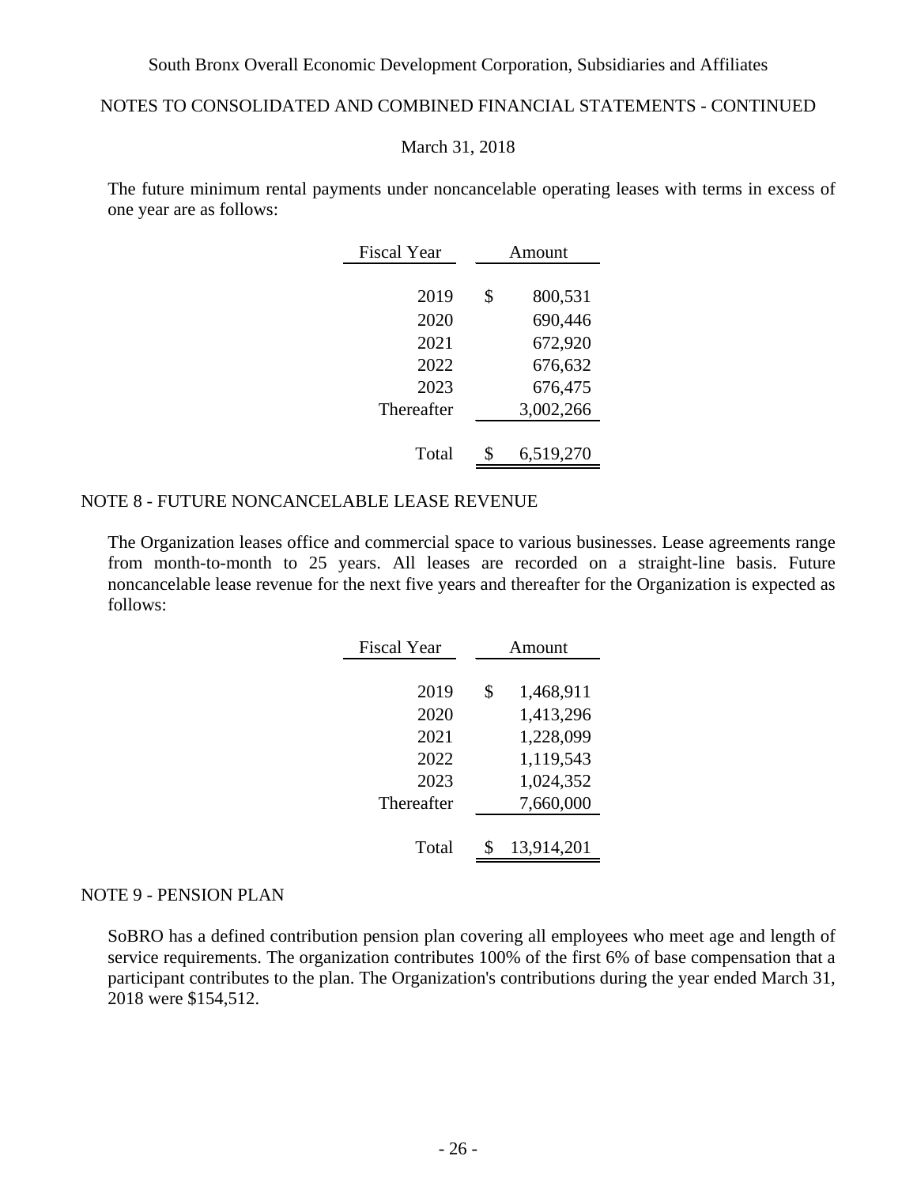The future minimum rental payments under noncancelable operating leases with terms in excess of one year are as follows:

| Fiscal Year | Amount |
|---|---|
| 2019 | $ 800,531 |
| 2020 | 690,446 |
| 2021 | 672,920 |
| 2022 | 676,632 |
| 2023 | 676,475 |
| Thereafter | 3,002,266 |
| Total | $ 6,519,270 |

## NOTE 8 - FUTURE NONCANCELABLE LEASE REVENUE

The Organization leases office and commercial space to various businesses. Lease agreements range from month-to-month to 25 years. All leases are recorded on a straight-line basis. Future noncancelable lease revenue for the next five years and thereafter for the Organization is expected as follows:

| Fiscal Year | Amount |
|---|---|
| 2019 | $ 1,468,911 |
| 2020 | 1,413,296 |
| 2021 | 1,228,099 |
| 2022 | 1,119,543 |
| 2023 | 1,024,352 |
| Thereafter | 7,660,000 |
| Total | $ 13,914,201 |

## NOTE 9 - PENSION PLAN

SoBRO has a defined contribution pension plan covering all employees who meet age and length of service requirements. The organization contributes 100% of the first 6% of base compensation that a participant contributes to the plan. The Organization's contributions during the year ended March 31, 2018 were $154,512.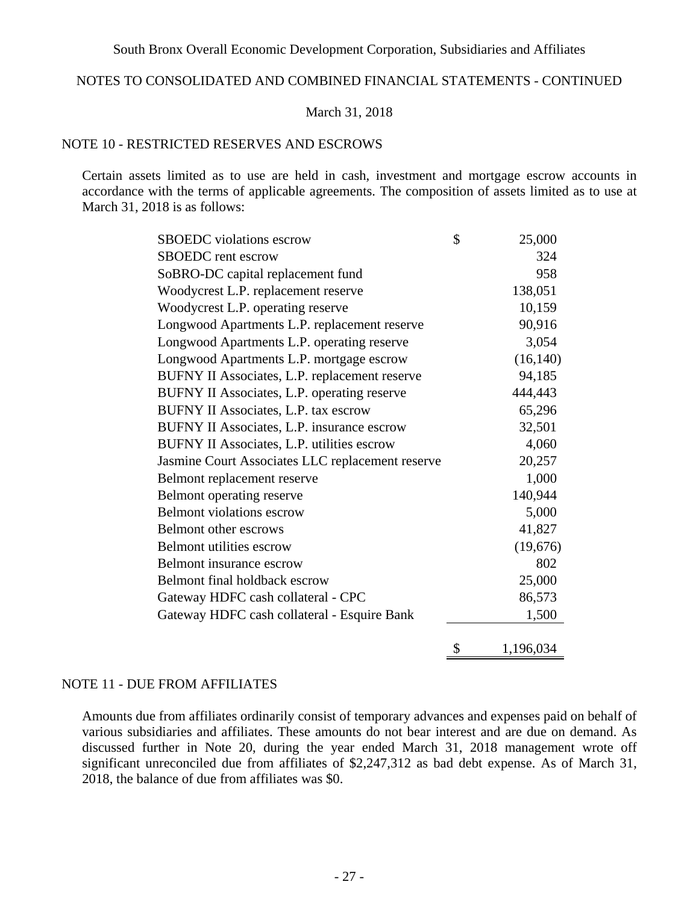South Bronx Overall Economic Development Corporation, Subsidiaries and Affiliates

NOTES TO CONSOLIDATED AND COMBINED FINANCIAL STATEMENTS - CONTINUED

March 31, 2018

## NOTE 10 - RESTRICTED RESERVES AND ESCROWS

Certain assets limited as to use are held in cash, investment and mortgage escrow accounts in accordance with the terms of applicable agreements. The composition of assets limited as to use at March 31, 2018 is as follows:

| | | |
|---|---|---|
| SBOEDC violations escrow | $ | 25,000 |
| SBOEDC rent escrow | | 324 |
| SoBRO-DC capital replacement fund | | 958 |
| Woodycrest L.P. replacement reserve | | 138,051 |
| Woodycrest L.P. operating reserve | | 10,159 |
| Longwood Apartments L.P. replacement reserve | | 90,916 |
| Longwood Apartments L.P. operating reserve | | 3,054 |
| Longwood Apartments L.P. mortgage escrow | | (16,140) |
| BUFNY II Associates, L.P. replacement reserve | | 94,185 |
| BUFNY II Associates, L.P. operating reserve | | 444,443 |
| BUFNY II Associates, L.P. tax escrow | | 65,296 |
| BUFNY II Associates, L.P. insurance escrow | | 32,501 |
| BUFNY II Associates, L.P. utilities escrow | | 4,060 |
| Jasmine Court Associates LLC replacement reserve | | 20,257 |
| Belmont replacement reserve | | 1,000 |
| Belmont operating reserve | | 140,944 |
| Belmont violations escrow | | 5,000 |
| Belmont other escrows | | 41,827 |
| Belmont utilities escrow | | (19,676) |
| Belmont insurance escrow | | 802 |
| Belmont final holdback escrow | | 25,000 |
| Gateway HDFC cash collateral - CPC | | 86,573 |
| Gateway HDFC cash collateral - Esquire Bank | | 1,500 |
| | $ | 1,196,034 |

## NOTE 11 - DUE FROM AFFILIATES

Amounts due from affiliates ordinarily consist of temporary advances and expenses paid on behalf of various subsidiaries and affiliates. These amounts do not bear interest and are due on demand. As discussed further in Note 20, during the year ended March 31, 2018 management wrote off significant unreconciled due from affiliates of $2,247,312 as bad debt expense. As of March 31, 2018, the balance of due from affiliates was $0.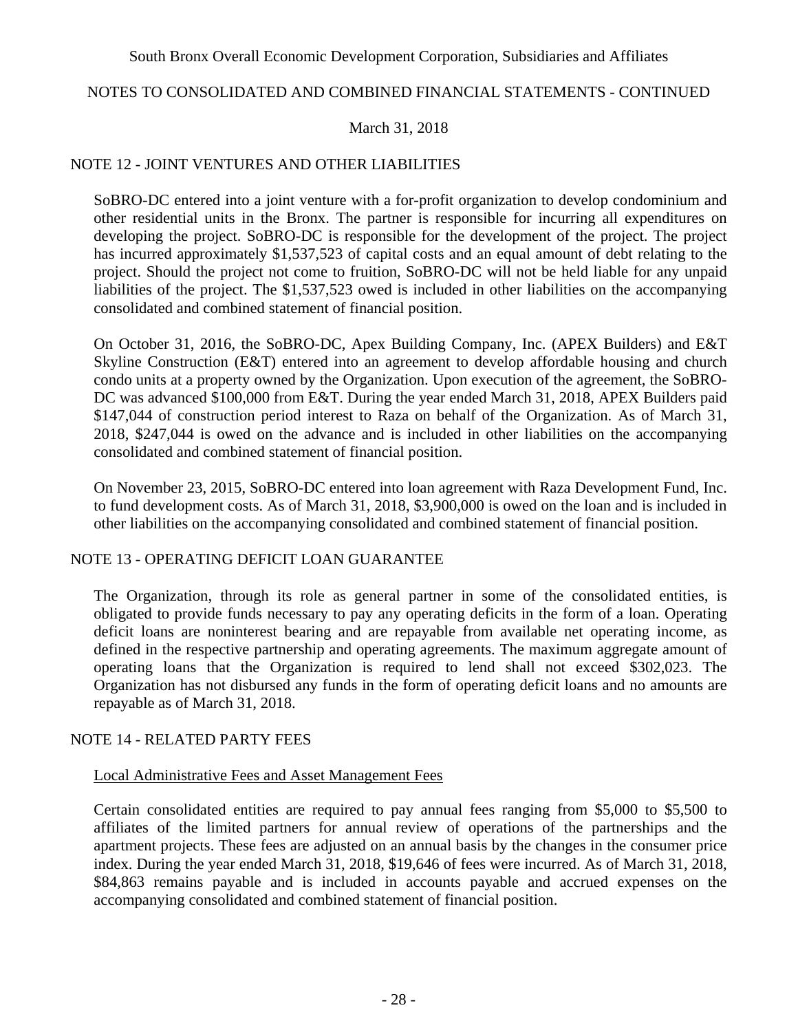## NOTE 12 - JOINT VENTURES AND OTHER LIABILITIES

SoBRO-DC entered into a joint venture with a for-profit organization to develop condominium and other residential units in the Bronx. The partner is responsible for incurring all expenditures on developing the project. SoBRO-DC is responsible for the development of the project. The project has incurred approximately $1,537,523 of capital costs and an equal amount of debt relating to the project. Should the project not come to fruition, SoBRO-DC will not be held liable for any unpaid liabilities of the project. The $1,537,523 owed is included in other liabilities on the accompanying consolidated and combined statement of financial position.

On October 31, 2016, the SoBRO-DC, Apex Building Company, Inc. (APEX Builders) and E&T Skyline Construction (E&T) entered into an agreement to develop affordable housing and church condo units at a property owned by the Organization. Upon execution of the agreement, the SoBRO-DC was advanced $100,000 from E&T. During the year ended March 31, 2018, APEX Builders paid $147,044 of construction period interest to Raza on behalf of the Organization. As of March 31, 2018, $247,044 is owed on the advance and is included in other liabilities on the accompanying consolidated and combined statement of financial position.

On November 23, 2015, SoBRO-DC entered into loan agreement with Raza Development Fund, Inc. to fund development costs. As of March 31, 2018, $3,900,000 is owed on the loan and is included in other liabilities on the accompanying consolidated and combined statement of financial position.

## NOTE 13 - OPERATING DEFICIT LOAN GUARANTEE

The Organization, through its role as general partner in some of the consolidated entities, is obligated to provide funds necessary to pay any operating deficits in the form of a loan. Operating deficit loans are noninterest bearing and are repayable from available net operating income, as defined in the respective partnership and operating agreements. The maximum aggregate amount of operating loans that the Organization is required to lend shall not exceed $302,023. The Organization has not disbursed any funds in the form of operating deficit loans and no amounts are repayable as of March 31, 2018.

## NOTE 14 - RELATED PARTY FEES

<u>Local Administrative Fees and Asset Management Fees</u>

Certain consolidated entities are required to pay annual fees ranging from $5,000 to $5,500 to affiliates of the limited partners for annual review of operations of the partnerships and the apartment projects. These fees are adjusted on an annual basis by the changes in the consumer price index. During the year ended March 31, 2018, $19,646 of fees were incurred. As of March 31, 2018, $84,863 remains payable and is included in accounts payable and accrued expenses on the accompanying consolidated and combined statement of financial position.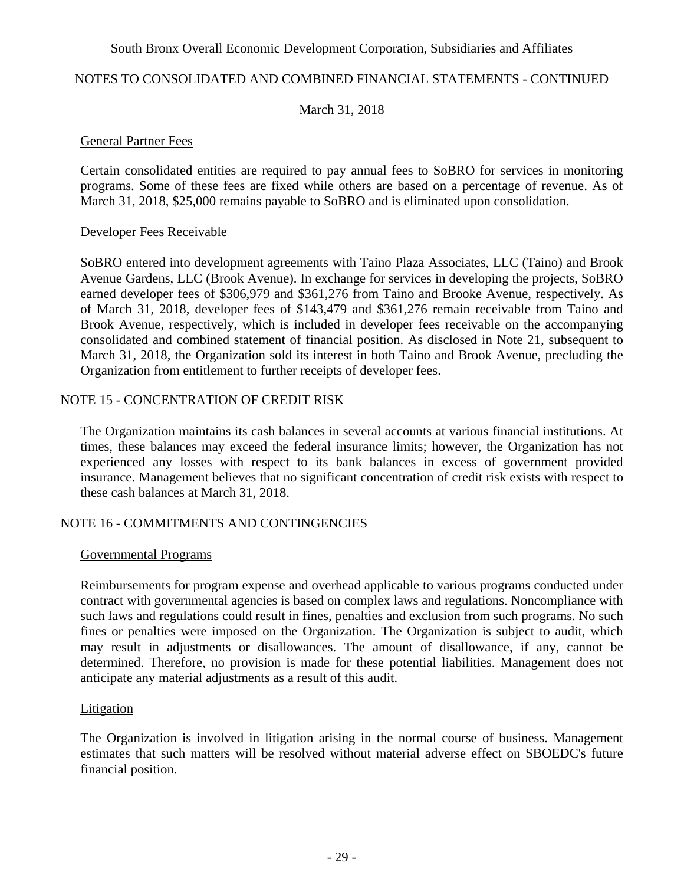### General Partner Fees

Certain consolidated entities are required to pay annual fees to SoBRO for services in monitoring programs. Some of these fees are fixed while others are based on a percentage of revenue. As of March 31, 2018, $25,000 remains payable to SoBRO and is eliminated upon consolidation.

### Developer Fees Receivable

SoBRO entered into development agreements with Taino Plaza Associates, LLC (Taino) and Brook Avenue Gardens, LLC (Brook Avenue). In exchange for services in developing the projects, SoBRO earned developer fees of $306,979 and $361,276 from Taino and Brooke Avenue, respectively. As of March 31, 2018, developer fees of $143,479 and $361,276 remain receivable from Taino and Brook Avenue, respectively, which is included in developer fees receivable on the accompanying consolidated and combined statement of financial position. As disclosed in Note 21, subsequent to March 31, 2018, the Organization sold its interest in both Taino and Brook Avenue, precluding the Organization from entitlement to further receipts of developer fees.

## NOTE 15 - CONCENTRATION OF CREDIT RISK

The Organization maintains its cash balances in several accounts at various financial institutions. At times, these balances may exceed the federal insurance limits; however, the Organization has not experienced any losses with respect to its bank balances in excess of government provided insurance. Management believes that no significant concentration of credit risk exists with respect to these cash balances at March 31, 2018.

## NOTE 16 - COMMITMENTS AND CONTINGENCIES

### Governmental Programs

Reimbursements for program expense and overhead applicable to various programs conducted under contract with governmental agencies is based on complex laws and regulations. Noncompliance with such laws and regulations could result in fines, penalties and exclusion from such programs. No such fines or penalties were imposed on the Organization. The Organization is subject to audit, which may result in adjustments or disallowances. The amount of disallowance, if any, cannot be determined. Therefore, no provision is made for these potential liabilities. Management does not anticipate any material adjustments as a result of this audit.

### Litigation

The Organization is involved in litigation arising in the normal course of business. Management estimates that such matters will be resolved without material adverse effect on SBOEDC's future financial position.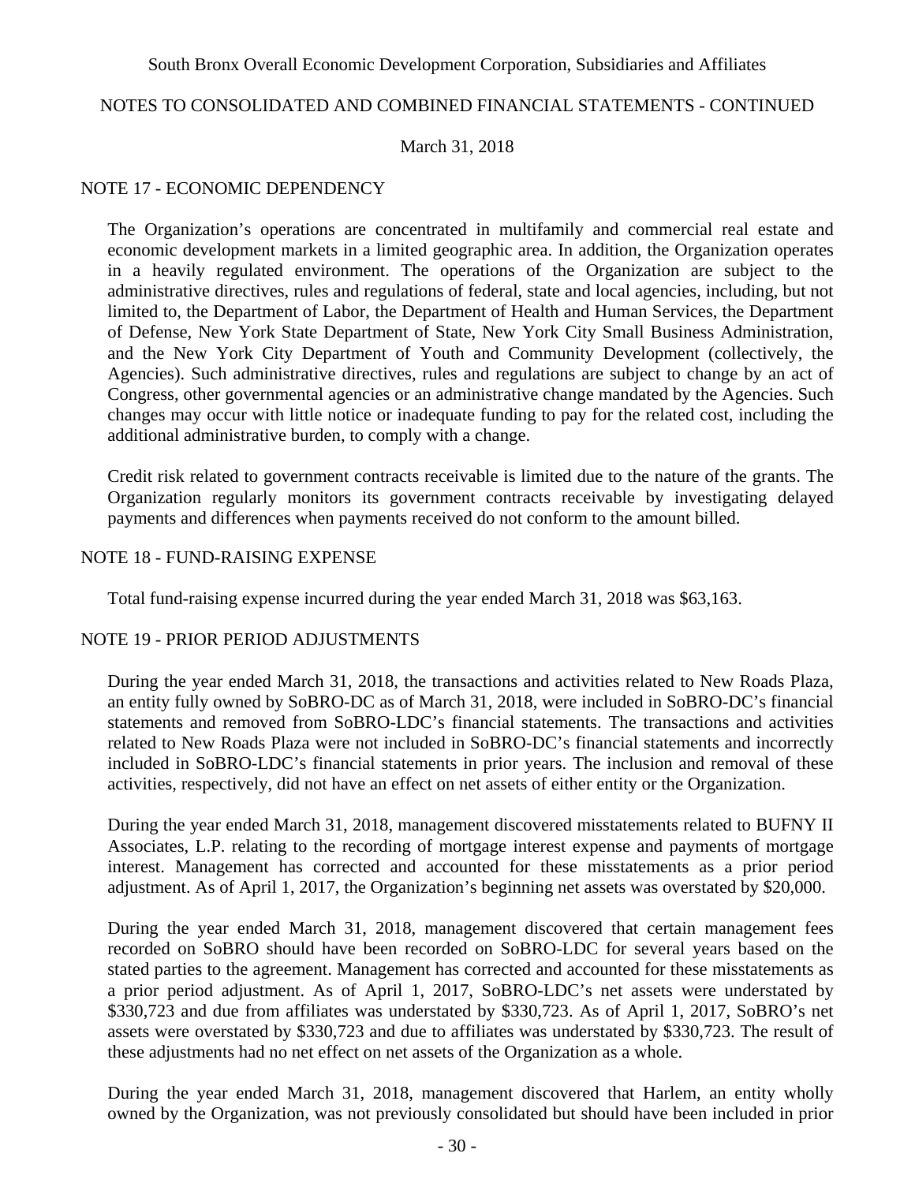## NOTE 17 - ECONOMIC DEPENDENCY

The Organization's operations are concentrated in multifamily and commercial real estate and economic development markets in a limited geographic area. In addition, the Organization operates in a heavily regulated environment. The operations of the Organization are subject to the administrative directives, rules and regulations of federal, state and local agencies, including, but not limited to, the Department of Labor, the Department of Health and Human Services, the Department of Defense, New York State Department of State, New York City Small Business Administration, and the New York City Department of Youth and Community Development (collectively, the Agencies). Such administrative directives, rules and regulations are subject to change by an act of Congress, other governmental agencies or an administrative change mandated by the Agencies. Such changes may occur with little notice or inadequate funding to pay for the related cost, including the additional administrative burden, to comply with a change.

Credit risk related to government contracts receivable is limited due to the nature of the grants. The Organization regularly monitors its government contracts receivable by investigating delayed payments and differences when payments received do not conform to the amount billed.

## NOTE 18 - FUND-RAISING EXPENSE

Total fund-raising expense incurred during the year ended March 31, 2018 was $63,163.

## NOTE 19 - PRIOR PERIOD ADJUSTMENTS

During the year ended March 31, 2018, the transactions and activities related to New Roads Plaza, an entity fully owned by SoBRO-DC as of March 31, 2018, were included in SoBRO-DC's financial statements and removed from SoBRO-LDC's financial statements. The transactions and activities related to New Roads Plaza were not included in SoBRO-DC's financial statements and incorrectly included in SoBRO-LDC's financial statements in prior years. The inclusion and removal of these activities, respectively, did not have an effect on net assets of either entity or the Organization.

During the year ended March 31, 2018, management discovered misstatements related to BUFNY II Associates, L.P. relating to the recording of mortgage interest expense and payments of mortgage interest. Management has corrected and accounted for these misstatements as a prior period adjustment. As of April 1, 2017, the Organization's beginning net assets was overstated by $20,000.

During the year ended March 31, 2018, management discovered that certain management fees recorded on SoBRO should have been recorded on SoBRO-LDC for several years based on the stated parties to the agreement. Management has corrected and accounted for these misstatements as a prior period adjustment. As of April 1, 2017, SoBRO-LDC's net assets were understated by $330,723 and due from affiliates was understated by $330,723. As of April 1, 2017, SoBRO's net assets were overstated by $330,723 and due to affiliates was understated by $330,723. The result of these adjustments had no net effect on net assets of the Organization as a whole.

During the year ended March 31, 2018, management discovered that Harlem, an entity wholly owned by the Organization, was not previously consolidated but should have been included in prior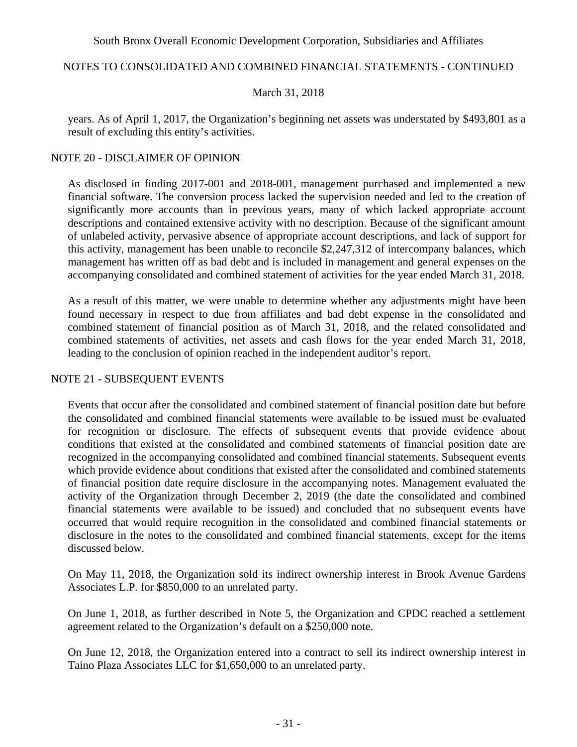years. As of April 1, 2017, the Organization's beginning net assets was understated by $493,801 as a result of excluding this entity's activities.

## NOTE 20 - DISCLAIMER OF OPINION

As disclosed in finding 2017-001 and 2018-001, management purchased and implemented a new financial software. The conversion process lacked the supervision needed and led to the creation of significantly more accounts than in previous years, many of which lacked appropriate account descriptions and contained extensive activity with no description. Because of the significant amount of unlabeled activity, pervasive absence of appropriate account descriptions, and lack of support for this activity, management has been unable to reconcile $2,247,312 of intercompany balances, which management has written off as bad debt and is included in management and general expenses on the accompanying consolidated and combined statement of activities for the year ended March 31, 2018.

As a result of this matter, we were unable to determine whether any adjustments might have been found necessary in respect to due from affiliates and bad debt expense in the consolidated and combined statement of financial position as of March 31, 2018, and the related consolidated and combined statements of activities, net assets and cash flows for the year ended March 31, 2018, leading to the conclusion of opinion reached in the independent auditor's report.

## NOTE 21 - SUBSEQUENT EVENTS

Events that occur after the consolidated and combined statement of financial position date but before the consolidated and combined financial statements were available to be issued must be evaluated for recognition or disclosure. The effects of subsequent events that provide evidence about conditions that existed at the consolidated and combined statements of financial position date are recognized in the accompanying consolidated and combined financial statements. Subsequent events which provide evidence about conditions that existed after the consolidated and combined statements of financial position date require disclosure in the accompanying notes. Management evaluated the activity of the Organization through December 2, 2019 (the date the consolidated and combined financial statements were available to be issued) and concluded that no subsequent events have occurred that would require recognition in the consolidated and combined financial statements or disclosure in the notes to the consolidated and combined financial statements, except for the items discussed below.

On May 11, 2018, the Organization sold its indirect ownership interest in Brook Avenue Gardens Associates L.P. for $850,000 to an unrelated party.

On June 1, 2018, as further described in Note 5, the Organization and CPDC reached a settlement agreement related to the Organization's default on a $250,000 note.

On June 12, 2018, the Organization entered into a contract to sell its indirect ownership interest in Taino Plaza Associates LLC for $1,650,000 to an unrelated party.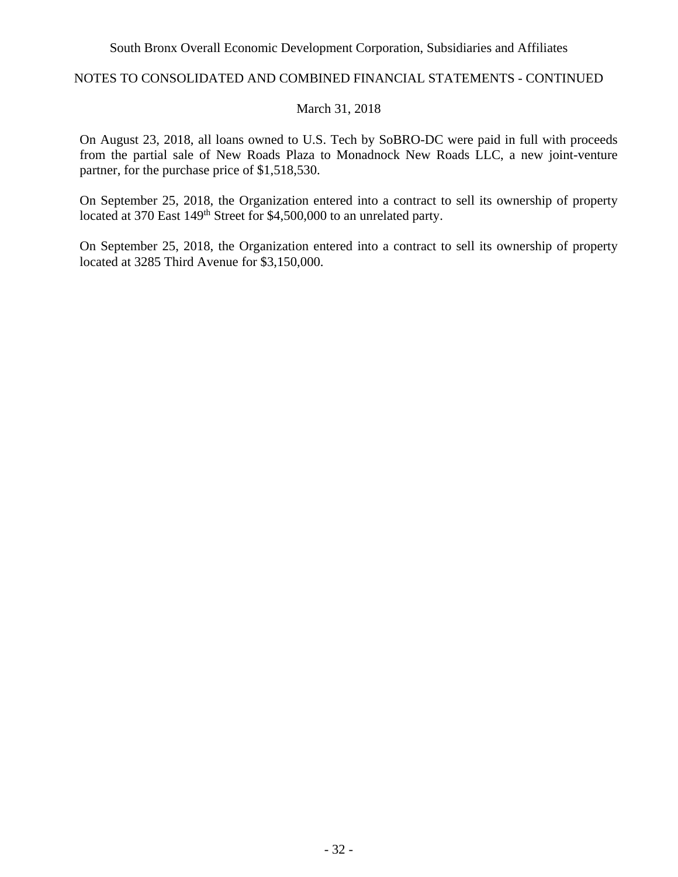On August 23, 2018, all loans owned to U.S. Tech by SoBRO-DC were paid in full with proceeds from the partial sale of New Roads Plaza to Monadnock New Roads LLC, a new joint-venture partner, for the purchase price of $1,518,530.

On September 25, 2018, the Organization entered into a contract to sell its ownership of property located at 370 East 149th Street for $4,500,000 to an unrelated party.

On September 25, 2018, the Organization entered into a contract to sell its ownership of property located at 3285 Third Avenue for $3,150,000.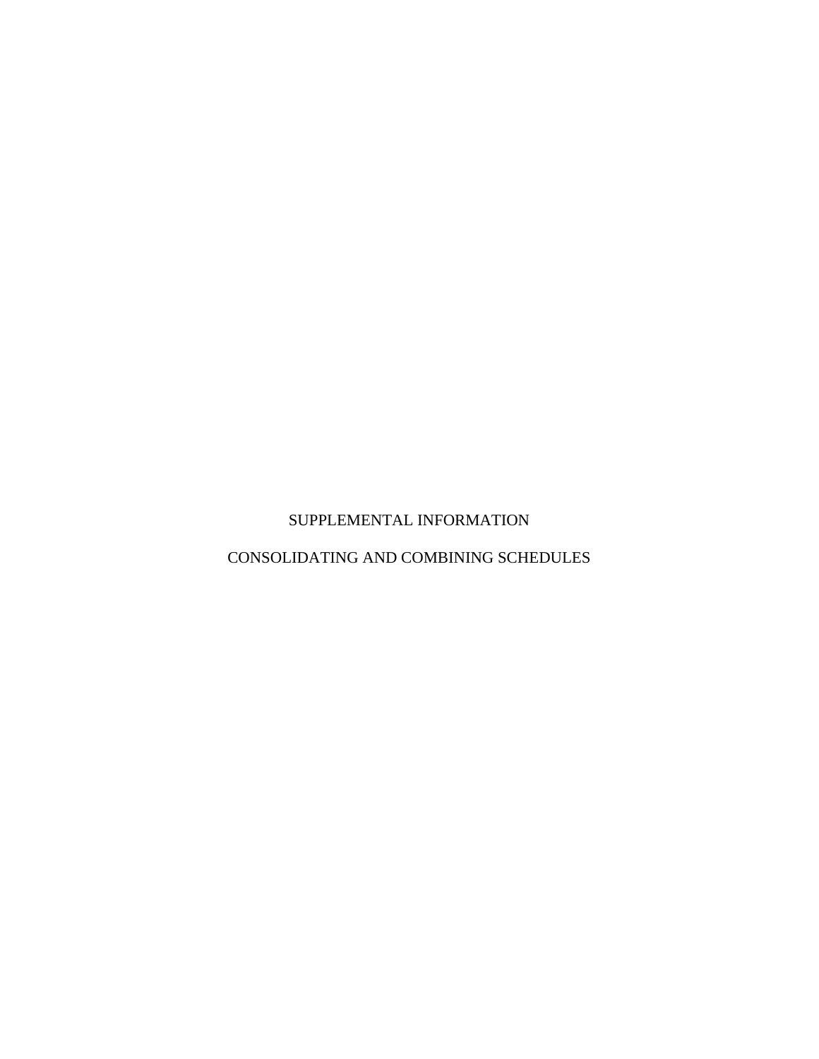# SUPPLEMENTAL INFORMATION

# CONSOLIDATING AND COMBINING SCHEDULES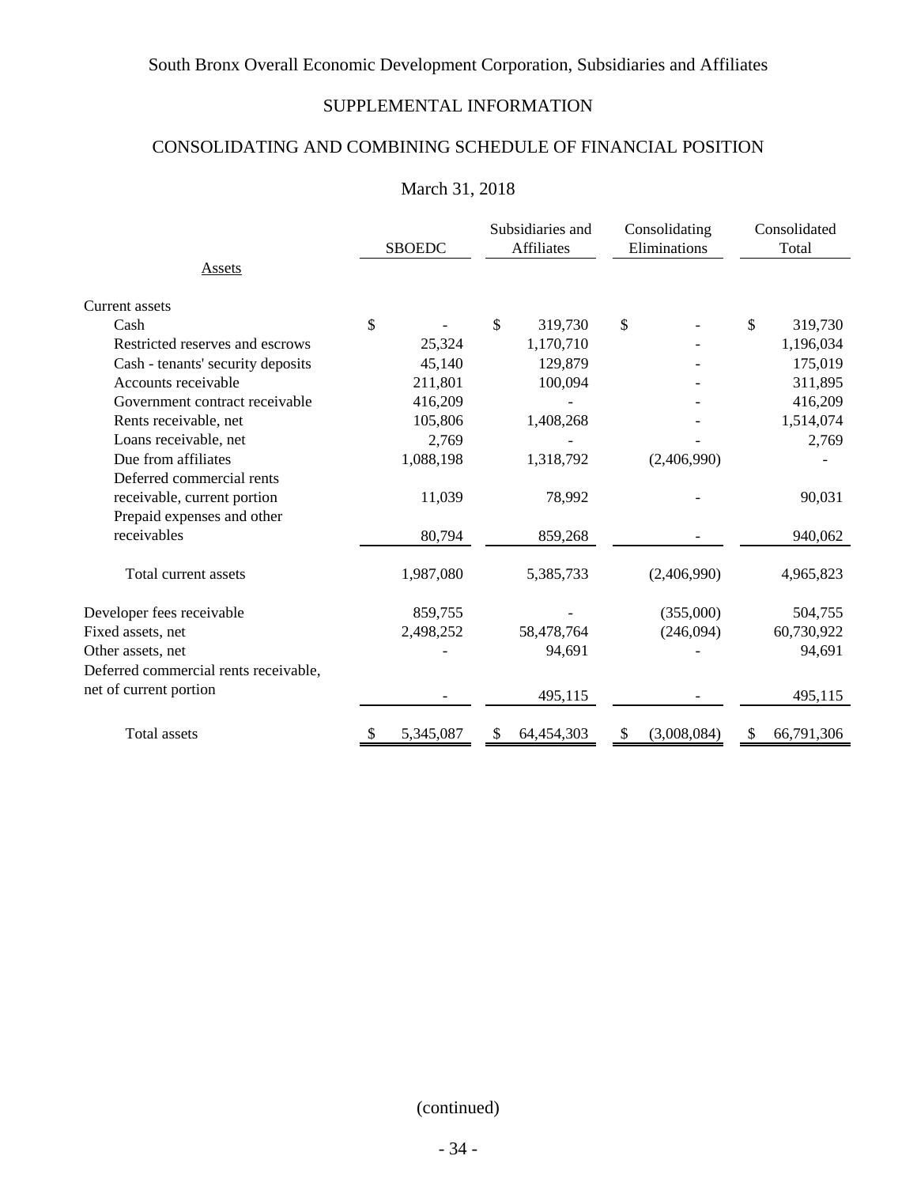South Bronx Overall Economic Development Corporation, Subsidiaries and Affiliates

SUPPLEMENTAL INFORMATION

CONSOLIDATING AND COMBINING SCHEDULE OF FINANCIAL POSITION

March 31, 2018

| Assets | SBOEDC | Subsidiaries and Affiliates | Consolidating Eliminations | Consolidated Total |
|---|---|---|---|---|
| Current assets | | | | |
| Cash | $ - | $ 319,730 | $ - | $ 319,730 |
| Restricted reserves and escrows | 25,324 | 1,170,710 | - | 1,196,034 |
| Cash - tenants' security deposits | 45,140 | 129,879 | - | 175,019 |
| Accounts receivable | 211,801 | 100,094 | - | 311,895 |
| Government contract receivable | 416,209 | - | - | 416,209 |
| Rents receivable, net | 105,806 | 1,408,268 | - | 1,514,074 |
| Loans receivable, net | 2,769 | - | - | 2,769 |
| Due from affiliates | 1,088,198 | 1,318,792 | (2,406,990) | - |
| Deferred commercial rents receivable, current portion | 11,039 | 78,992 | - | 90,031 |
| Prepaid expenses and other receivables | 80,794 | 859,268 | - | 940,062 |
| Total current assets | 1,987,080 | 5,385,733 | (2,406,990) | 4,965,823 |
| Developer fees receivable | 859,755 | - | (355,000) | 504,755 |
| Fixed assets, net | 2,498,252 | 58,478,764 | (246,094) | 60,730,922 |
| Other assets, net | - | 94,691 | - | 94,691 |
| Deferred commercial rents receivable, net of current portion | - | 495,115 | - | 495,115 |
| Total assets | $ 5,345,087 | $ 64,454,303 | $ (3,008,084) | $ 66,791,306 |

(continued)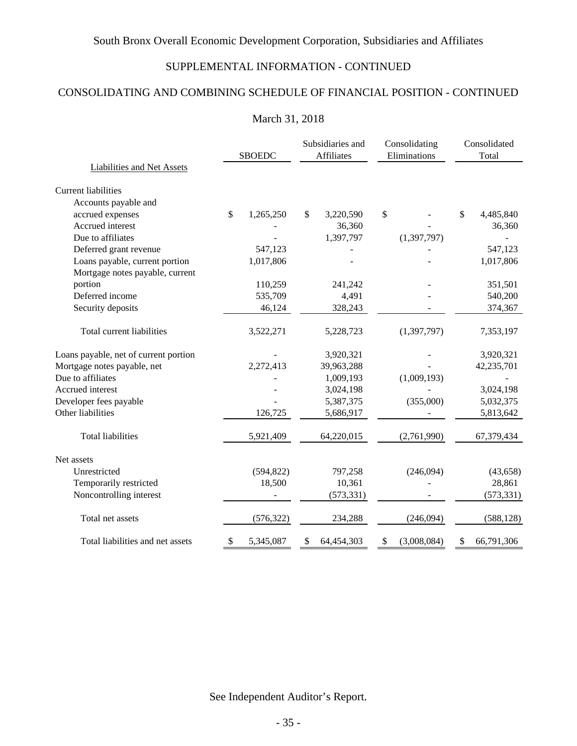South Bronx Overall Economic Development Corporation, Subsidiaries and Affiliates

SUPPLEMENTAL INFORMATION - CONTINUED

CONSOLIDATING AND COMBINING SCHEDULE OF FINANCIAL POSITION - CONTINUED

March 31, 2018

| Liabilities and Net Assets | SBOEDC | Subsidiaries and Affiliates | Consolidating Eliminations | Consolidated Total |
|---|---|---|---|---|
| Current liabilities | | | | |
| Accounts payable and accrued expenses | $ 1,265,250 | $ 3,220,590 | $ - | $ 4,485,840 |
| Accrued interest | - | 36,360 | - | 36,360 |
| Due to affiliates | - | 1,397,797 | (1,397,797) | - |
| Deferred grant revenue | 547,123 | - | - | 547,123 |
| Loans payable, current portion | 1,017,806 | - | - | 1,017,806 |
| Mortgage notes payable, current portion | 110,259 | 241,242 | - | 351,501 |
| Deferred income | 535,709 | 4,491 | - | 540,200 |
| Security deposits | 46,124 | 328,243 | - | 374,367 |
| Total current liabilities | 3,522,271 | 5,228,723 | (1,397,797) | 7,353,197 |
| Loans payable, net of current portion | - | 3,920,321 | - | 3,920,321 |
| Mortgage notes payable, net | 2,272,413 | 39,963,288 | - | 42,235,701 |
| Due to affiliates | - | 1,009,193 | (1,009,193) | - |
| Accrued interest | - | 3,024,198 | - | 3,024,198 |
| Developer fees payable | - | 5,387,375 | (355,000) | 5,032,375 |
| Other liabilities | 126,725 | 5,686,917 | - | 5,813,642 |
| Total liabilities | 5,921,409 | 64,220,015 | (2,761,990) | 67,379,434 |
| Net assets | | | | |
| Unrestricted | (594,822) | 797,258 | (246,094) | (43,658) |
| Temporarily restricted | 18,500 | 10,361 | - | 28,861 |
| Noncontrolling interest | - | (573,331) | - | (573,331) |
| Total net assets | (576,322) | 234,288 | (246,094) | (588,128) |
| Total liabilities and net assets | $ 5,345,087 | $ 64,454,303 | $ (3,008,084) | $ 66,791,306 |

See Independent Auditor's Report.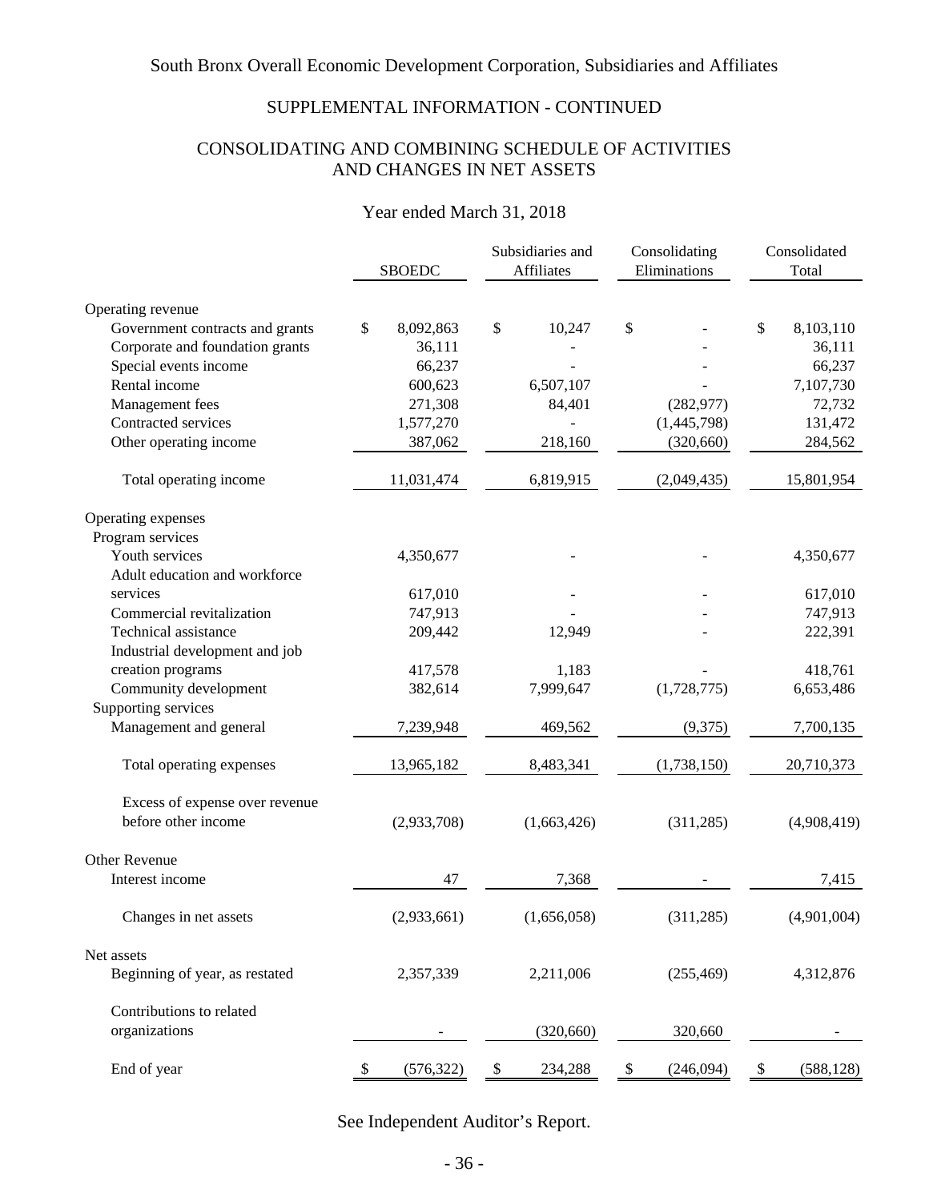South Bronx Overall Economic Development Corporation, Subsidiaries and Affiliates

SUPPLEMENTAL INFORMATION - CONTINUED

CONSOLIDATING AND COMBINING SCHEDULE OF ACTIVITIES AND CHANGES IN NET ASSETS

Year ended March 31, 2018

| | SBOEDC | Subsidiaries and Affiliates | Consolidating Eliminations | Consolidated Total |
|---|---|---|---|---|
| Operating revenue | | | | |
| Government contracts and grants | $ 8,092,863 | $ 10,247 | $ - | $ 8,103,110 |
| Corporate and foundation grants | 36,111 | - | - | 36,111 |
| Special events income | 66,237 | - | - | 66,237 |
| Rental income | 600,623 | 6,507,107 | - | 7,107,730 |
| Management fees | 271,308 | 84,401 | (282,977) | 72,732 |
| Contracted services | 1,577,270 | - | (1,445,798) | 131,472 |
| Other operating income | 387,062 | 218,160 | (320,660) | 284,562 |
| Total operating income | 11,031,474 | 6,819,915 | (2,049,435) | 15,801,954 |
| Operating expenses | | | | |
| Program services | | | | |
| Youth services | 4,350,677 | - | - | 4,350,677 |
| Adult education and workforce services | 617,010 | - | - | 617,010 |
| Commercial revitalization | 747,913 | - | - | 747,913 |
| Technical assistance | 209,442 | 12,949 | - | 222,391 |
| Industrial development and job creation programs | 417,578 | 1,183 | - | 418,761 |
| Community development | 382,614 | 7,999,647 | (1,728,775) | 6,653,486 |
| Supporting services | | | | |
| Management and general | 7,239,948 | 469,562 | (9,375) | 7,700,135 |
| Total operating expenses | 13,965,182 | 8,483,341 | (1,738,150) | 20,710,373 |
| Excess of expense over revenue before other income | (2,933,708) | (1,663,426) | (311,285) | (4,908,419) |
| Other Revenue | | | | |
| Interest income | 47 | 7,368 | - | 7,415 |
| Changes in net assets | (2,933,661) | (1,656,058) | (311,285) | (4,901,004) |
| Net assets | | | | |
| Beginning of year, as restated | 2,357,339 | 2,211,006 | (255,469) | 4,312,876 |
| Contributions to related organizations | - | (320,660) | 320,660 | - |
| End of year | $ (576,322) | $ 234,288 | $ (246,094) | $ (588,128) |

See Independent Auditor's Report.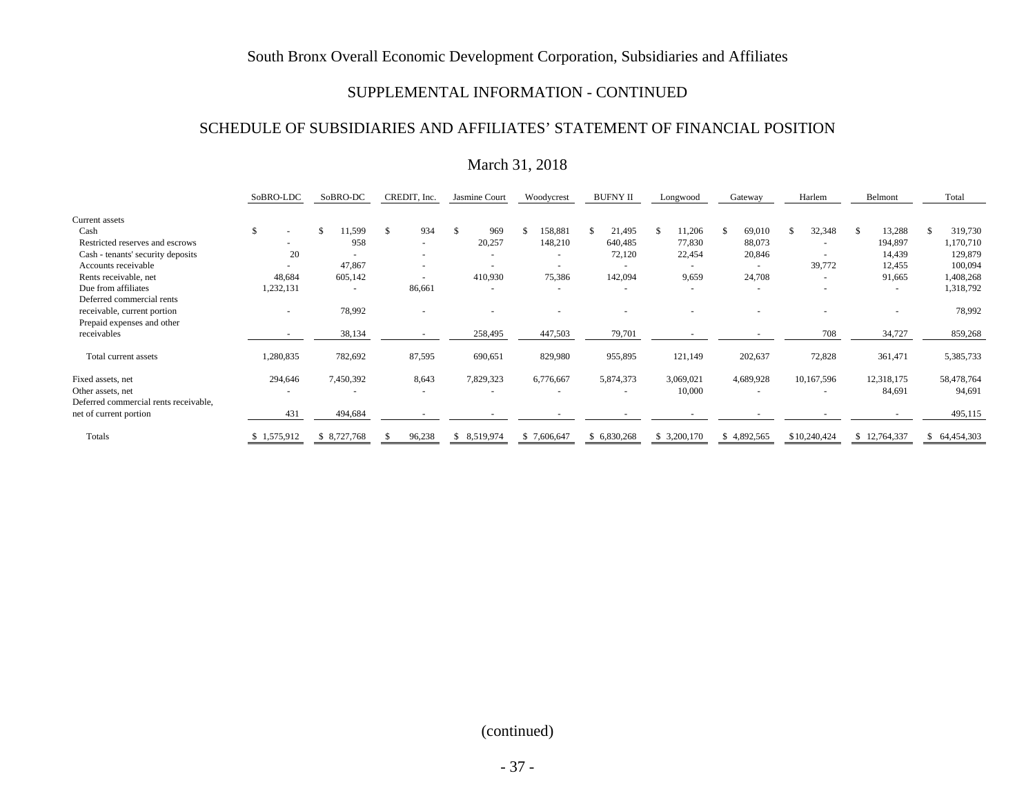South Bronx Overall Economic Development Corporation, Subsidiaries and Affiliates

SUPPLEMENTAL INFORMATION - CONTINUED

SCHEDULE OF SUBSIDIARIES AND AFFILIATES' STATEMENT OF FINANCIAL POSITION

March 31, 2018

| | SoBRO-LDC | SoBRO-DC | CREDIT, Inc. | Jasmine Court | Woodycrest | BUFNY II | Longwood | Gateway | Harlem | Belmont | Total |
|---|---|---|---|---|---|---|---|---|---|---|---|
| Current assets | | | | | | | | | | | |
| Cash | $ - | $ 11,599 | $ 934 | $ 969 | $ 158,881 | $ 21,495 | $ 11,206 | $ 69,010 | $ 32,348 | $ 13,288 | $ 319,730 |
| Restricted reserves and escrows | - | 958 | - | 20,257 | 148,210 | 640,485 | 77,830 | 88,073 | - | 194,897 | 1,170,710 |
| Cash - tenants' security deposits | 20 | - | - | - | - | 72,120 | 22,454 | 20,846 | - | 14,439 | 129,879 |
| Accounts receivable | - | 47,867 | - | - | - | - | - | - | 39,772 | 12,455 | 100,094 |
| Rents receivable, net | 48,684 | 605,142 | - | 410,930 | 75,386 | 142,094 | 9,659 | 24,708 | - | 91,665 | 1,408,268 |
| Due from affiliates | 1,232,131 | - | 86,661 | - | - | - | - | - | - | - | 1,318,792 |
| Deferred commercial rents receivable, current portion | - | 78,992 | - | - | - | - | - | - | - | - | 78,992 |
| Prepaid expenses and other receivables | - | 38,134 | - | 258,495 | 447,503 | 79,701 | - | - | 708 | 34,727 | 859,268 |
| Total current assets | 1,280,835 | 782,692 | 87,595 | 690,651 | 829,980 | 955,895 | 121,149 | 202,637 | 72,828 | 361,471 | 5,385,733 |
| Fixed assets, net | 294,646 | 7,450,392 | 8,643 | 7,829,323 | 6,776,667 | 5,874,373 | 3,069,021 | 4,689,928 | 10,167,596 | 12,318,175 | 58,478,764 |
| Other assets, net | - | - | - | - | - | - | 10,000 | - | - | 84,691 | 94,691 |
| Deferred commercial rents receivable, net of current portion | 431 | 494,684 | - | - | - | - | - | - | - | - | 495,115 |
| Totals | $ 1,575,912 | $ 8,727,768 | $ 96,238 | $ 8,519,974 | $ 7,606,647 | $ 6,830,268 | $ 3,200,170 | $ 4,892,565 | $10,240,424 | $ 12,764,337 | $ 64,454,303 |

(continued)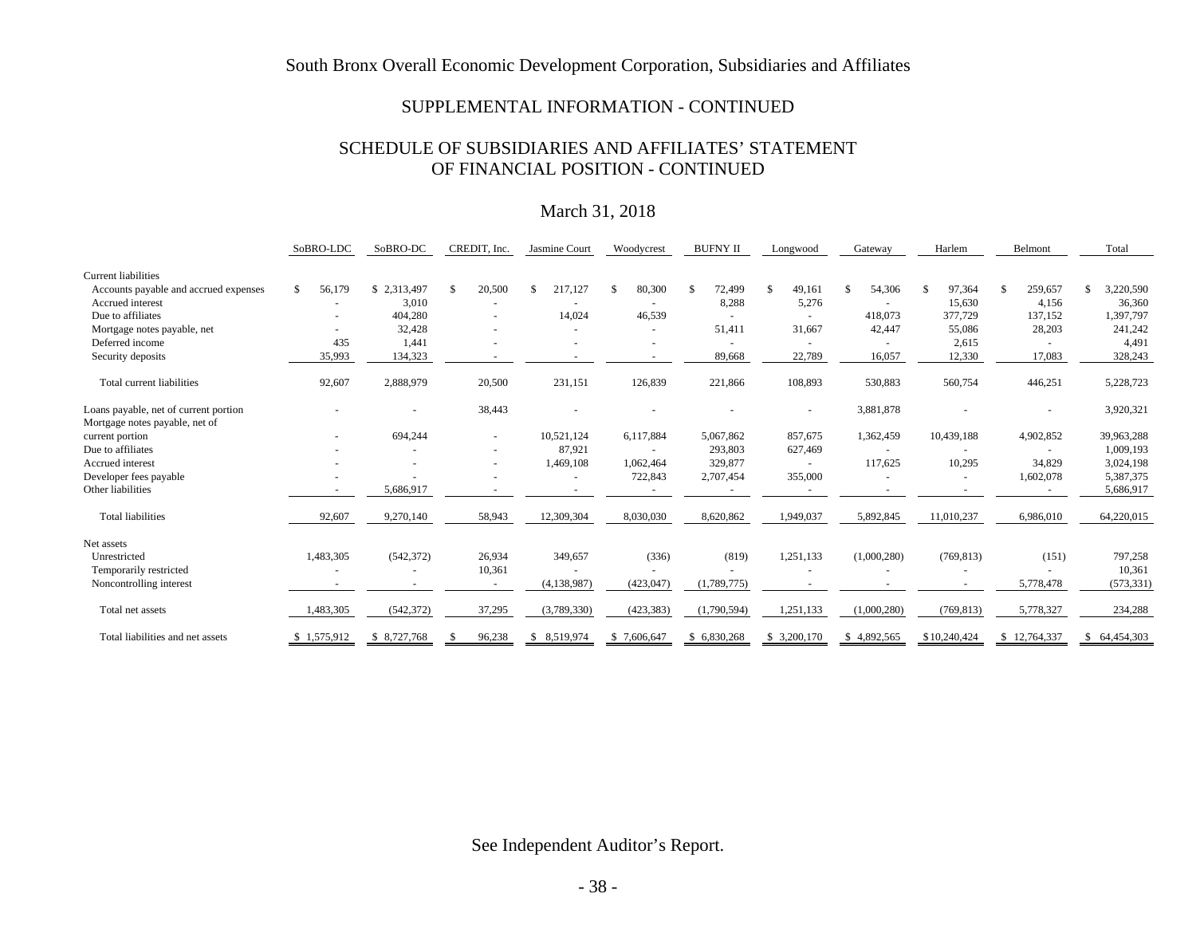South Bronx Overall Economic Development Corporation, Subsidiaries and Affiliates

SUPPLEMENTAL INFORMATION - CONTINUED

SCHEDULE OF SUBSIDIARIES AND AFFILIATES' STATEMENT OF FINANCIAL POSITION - CONTINUED

March 31, 2018

| | SoBRO-LDC | SoBRO-DC | CREDIT, Inc. | Jasmine Court | Woodycrest | BUFNY II | Longwood | Gateway | Harlem | Belmont | Total |
|---|---|---|---|---|---|---|---|---|---|---|---|
| Current liabilities | | | | | | | | | | | |
| Accounts payable and accrued expenses | $ 56,179 | $ 2,313,497 | $ 20,500 | $ 217,127 | $ 80,300 | $ 72,499 | $ 49,161 | $ 54,306 | $ 97,364 | $ 259,657 | $ 3,220,590 |
| Accrued interest | - | 3,010 | - | - | - | 8,288 | 5,276 | - | 15,630 | 4,156 | 36,360 |
| Due to affiliates | - | 404,280 | - | 14,024 | 46,539 | - | - | 418,073 | 377,729 | 137,152 | 1,397,797 |
| Mortgage notes payable, net | - | 32,428 | - | - | - | 51,411 | 31,667 | 42,447 | 55,086 | 28,203 | 241,242 |
| Deferred income | 435 | 1,441 | - | - | - | - | - | - | 2,615 | - | 4,491 |
| Security deposits | 35,993 | 134,323 | - | - | - | 89,668 | 22,789 | 16,057 | 12,330 | 17,083 | 328,243 |
| Total current liabilities | 92,607 | 2,888,979 | 20,500 | 231,151 | 126,839 | 221,866 | 108,893 | 530,883 | 560,754 | 446,251 | 5,228,723 |
| Loans payable, net of current portion | - | - | 38,443 | - | - | - | - | 3,881,878 | - | - | 3,920,321 |
| Mortgage notes payable, net of current portion | - | 694,244 | - | 10,521,124 | 6,117,884 | 5,067,862 | 857,675 | 1,362,459 | 10,439,188 | 4,902,852 | 39,963,288 |
| Due to affiliates | - | - | - | 87,921 | - | 293,803 | 627,469 | - | - | - | 1,009,193 |
| Accrued interest | - | - | - | 1,469,108 | 1,062,464 | 329,877 | - | 117,625 | 10,295 | 34,829 | 3,024,198 |
| Developer fees payable | - | - | - | - | 722,843 | 2,707,454 | 355,000 | - | - | 1,602,078 | 5,387,375 |
| Other liabilities | - | 5,686,917 | - | - | - | - | - | - | - | - | 5,686,917 |
| Total liabilities | 92,607 | 9,270,140 | 58,943 | 12,309,304 | 8,030,030 | 8,620,862 | 1,949,037 | 5,892,845 | 11,010,237 | 6,986,010 | 64,220,015 |
| Net assets | | | | | | | | | | | |
| Unrestricted | 1,483,305 | (542,372) | 26,934 | 349,657 | (336) | (819) | 1,251,133 | (1,000,280) | (769,813) | (151) | 797,258 |
| Temporarily restricted | - | - | 10,361 | - | - | - | - | - | - | - | 10,361 |
| Noncontrolling interest | - | - | - | (4,138,987) | (423,047) | (1,789,775) | - | - | - | 5,778,478 | (573,331) |
| Total net assets | 1,483,305 | (542,372) | 37,295 | (3,789,330) | (423,383) | (1,790,594) | 1,251,133 | (1,000,280) | (769,813) | 5,778,327 | 234,288 |
| Total liabilities and net assets | $ 1,575,912 | $ 8,727,768 | $ 96,238 | $ 8,519,974 | $ 7,606,647 | $ 6,830,268 | $ 3,200,170 | $ 4,892,565 | $ 10,240,424 | $ 12,764,337 | $ 64,454,303 |

See Independent Auditor's Report.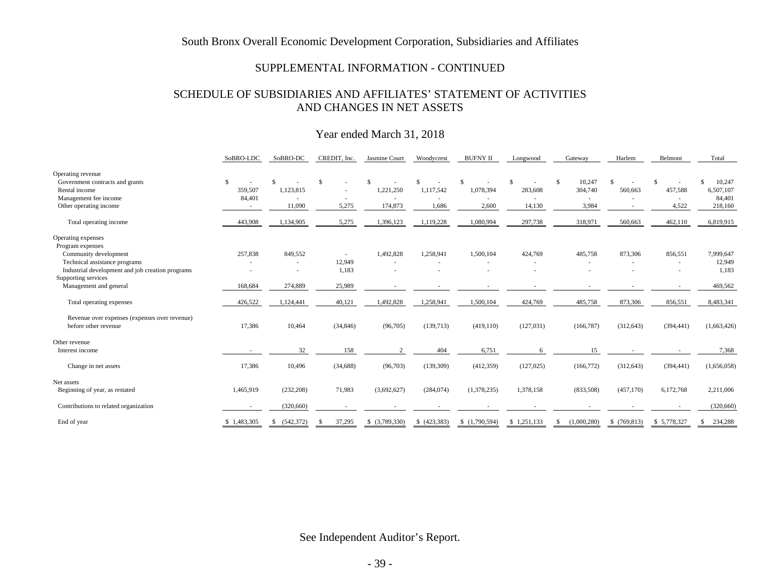South Bronx Overall Economic Development Corporation, Subsidiaries and Affiliates

SUPPLEMENTAL INFORMATION - CONTINUED

SCHEDULE OF SUBSIDIARIES AND AFFILIATES' STATEMENT OF ACTIVITIES AND CHANGES IN NET ASSETS

Year ended March 31, 2018

| | SoBRO-LDC | SoBRO-DC | CREDIT, Inc. | Jasmine Court | Woodycrest | BUFNY II | Longwood | Gateway | Harlem | Belmont | Total |
|---|---|---|---|---|---|---|---|---|---|---|---|
| Operating revenue | | | | | | | | | | | |
| Government contracts and grants | $ - | $ - | $ - | $ - | $ - | $ - | $ - | $ 10,247 | $ - | $ - | $ 10,247 |
| Rental income | 359,507 | 1,123,815 | - | 1,221,250 | 1,117,542 | 1,078,394 | 283,608 | 304,740 | 560,663 | 457,588 | 6,507,107 |
| Management fee income | 84,401 | - | - | - | - | - | - | - | - | - | 84,401 |
| Other operating income | - | 11,090 | 5,275 | 174,873 | 1,686 | 2,600 | 14,130 | 3,984 | - | 4,522 | 218,160 |
| Total operating income | 443,908 | 1,134,905 | 5,275 | 1,396,123 | 1,119,228 | 1,080,994 | 297,738 | 318,971 | 560,663 | 462,110 | 6,819,915 |
| Operating expenses | | | | | | | | | | | |
| Program expenses | | | | | | | | | | | |
| Community development | 257,838 | 849,552 | - | 1,492,828 | 1,258,941 | 1,500,104 | 424,769 | 485,758 | 873,306 | 856,551 | 7,999,647 |
| Technical assistance programs | - | - | 12,949 | - | - | - | - | - | - | - | 12,949 |
| Industrial development and job creation programs | - | - | 1,183 | - | - | - | - | - | - | - | 1,183 |
| Supporting services | | | | | | | | | | | |
| Management and general | 168,684 | 274,889 | 25,989 | - | - | - | - | - | - | - | 469,562 |
| Total operating expenses | 426,522 | 1,124,441 | 40,121 | 1,492,828 | 1,258,941 | 1,500,104 | 424,769 | 485,758 | 873,306 | 856,551 | 8,483,341 |
| Revenue over expenses (expenses over revenue) before other revenue | 17,386 | 10,464 | (34,846) | (96,705) | (139,713) | (419,110) | (127,031) | (166,787) | (312,643) | (394,441) | (1,663,426) |
| Other revenue | | | | | | | | | | | |
| Interest income | - | 32 | 158 | 2 | 404 | 6,751 | 6 | 15 | - | - | 7,368 |
| Change in net assets | 17,386 | 10,496 | (34,688) | (96,703) | (139,309) | (412,359) | (127,025) | (166,772) | (312,643) | (394,441) | (1,656,058) |
| Net assets | | | | | | | | | | | |
| Beginning of year, as restated | 1,465,919 | (232,208) | 71,983 | (3,692,627) | (284,074) | (1,378,235) | 1,378,158 | (833,508) | (457,170) | 6,172,768 | 2,211,006 |
| Contributions to related organization | - | (320,660) | - | - | - | - | - | - | - | - | (320,660) |
| End of year | $ 1,483,305 | $ (542,372) | $ 37,295 | $ (3,789,330) | $ (423,383) | $ (1,790,594) | $ 1,251,133 | $ (1,000,280) | $ (769,813) | $ 5,778,327 | $ 234,288 |

See Independent Auditor's Report.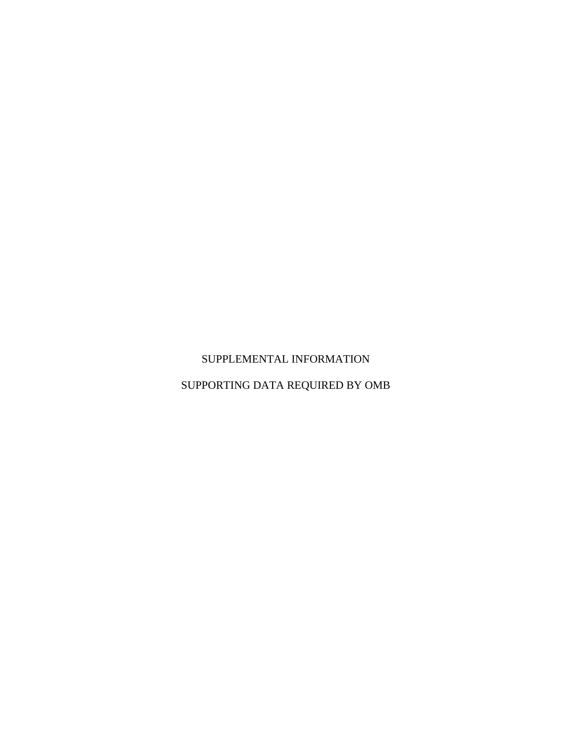# SUPPLEMENTAL INFORMATION

# SUPPORTING DATA REQUIRED BY OMB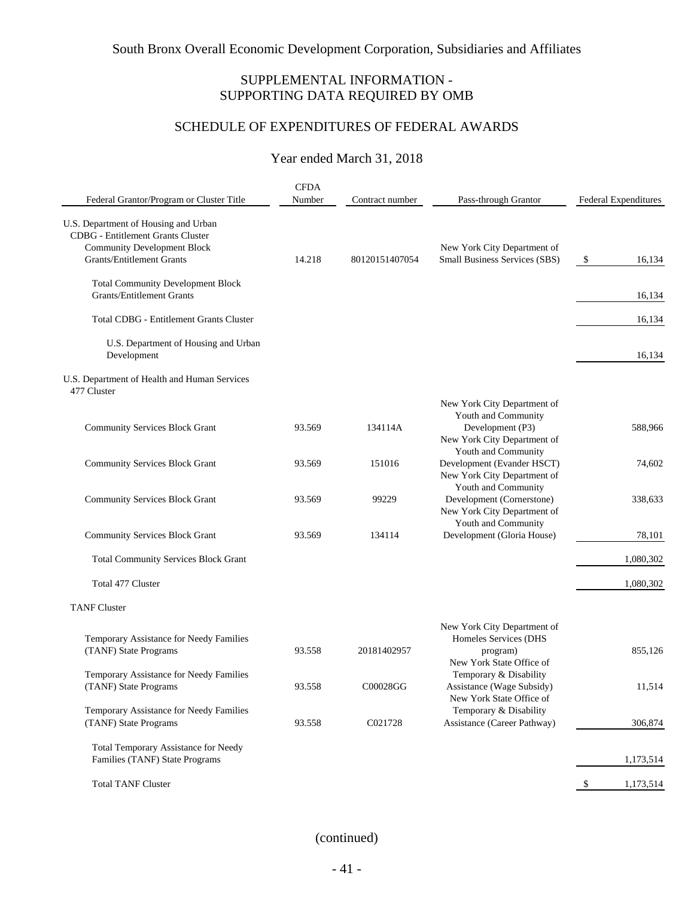South Bronx Overall Economic Development Corporation, Subsidiaries and Affiliates

## SUPPLEMENTAL INFORMATION - SUPPORTING DATA REQUIRED BY OMB

## SCHEDULE OF EXPENDITURES OF FEDERAL AWARDS

### Year ended March 31, 2018

| Federal Grantor/Program or Cluster Title | CFDA Number | Contract number | Pass-through Grantor | Federal Expenditures |
|---|---|---|---|---|
| U.S. Department of Housing and Urban | | | | |
| CDBG - Entitlement Grants Cluster | | | | |
| Community Development Block Grants/Entitlement Grants | 14.218 | 80120151407054 | New York City Department of Small Business Services (SBS) | $ 16,134 |
| Total Community Development Block Grants/Entitlement Grants | | | | 16,134 |
| Total CDBG - Entitlement Grants Cluster | | | | 16,134 |
| U.S. Department of Housing and Urban Development | | | | 16,134 |
| U.S. Department of Health and Human Services | | | | |
| 477 Cluster | | | | |
| Community Services Block Grant | 93.569 | 134114A | New York City Department of Youth and Community Development (P3) | 588,966 |
| Community Services Block Grant | 93.569 | 151016 | New York City Department of Youth and Community Development (Evander HSCT) | 74,602 |
| Community Services Block Grant | 93.569 | 99229 | New York City Department of Youth and Community Development (Cornerstone) | 338,633 |
| Community Services Block Grant | 93.569 | 134114 | New York City Department of Youth and Community Development (Gloria House) | 78,101 |
| Total Community Services Block Grant | | | | 1,080,302 |
| Total 477 Cluster | | | | 1,080,302 |
| TANF Cluster | | | | |
| Temporary Assistance for Needy Families (TANF) State Programs | 93.558 | 20181402957 | New York City Department of Homeles Services (DHS program) | 855,126 |
| Temporary Assistance for Needy Families (TANF) State Programs | 93.558 | C00028GG | New York State Office of Temporary & Disability Assistance (Wage Subsidy) | 11,514 |
| Temporary Assistance for Needy Families (TANF) State Programs | 93.558 | C021728 | New York State Office of Temporary & Disability Assistance (Career Pathway) | 306,874 |
| Total Temporary Assistance for Needy Families (TANF) State Programs | | | | 1,173,514 |
| Total TANF Cluster | | | | $ 1,173,514 |

(continued)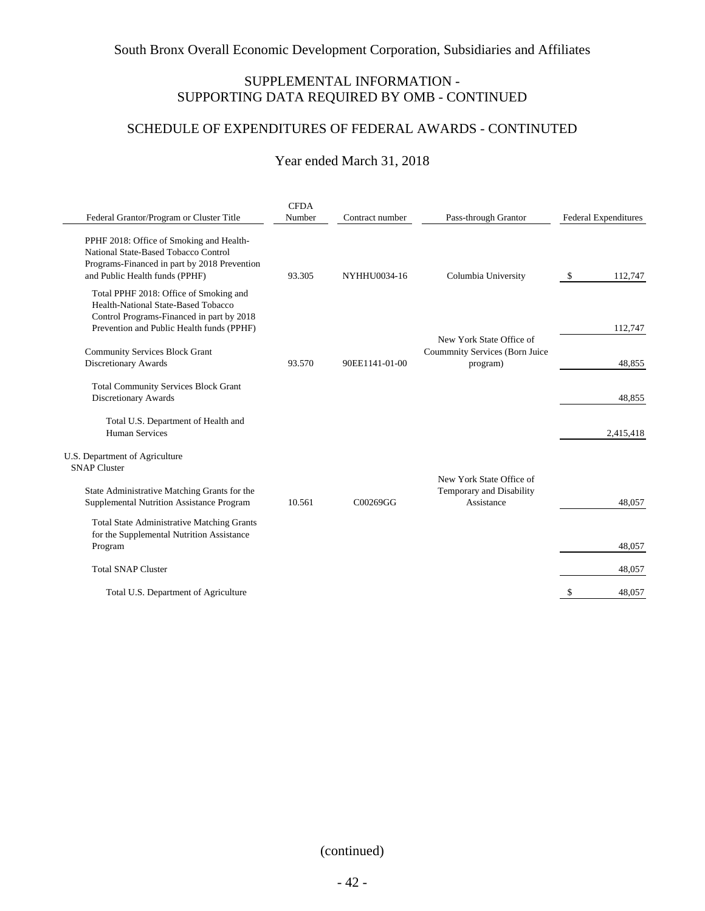South Bronx Overall Economic Development Corporation, Subsidiaries and Affiliates

## SUPPLEMENTAL INFORMATION - SUPPORTING DATA REQUIRED BY OMB - CONTINUED

## SCHEDULE OF EXPENDITURES OF FEDERAL AWARDS - CONTINUTED

### Year ended March 31, 2018

| Federal Grantor/Program or Cluster Title | CFDA Number | Contract number | Pass-through Grantor | Federal Expenditures |
|---|---|---|---|---|
| PPHF 2018: Office of Smoking and Health-National State-Based Tobacco Control Programs-Financed in part by 2018 Prevention and Public Health funds (PPHF) | 93.305 | NYHHU0034-16 | Columbia University | $ 112,747 |
| Total PPHF 2018: Office of Smoking and Health-National State-Based Tobacco Control Programs-Financed in part by 2018 Prevention and Public Health funds (PPHF) | | | | 112,747 |
| Community Services Block Grant Discretionary Awards | 93.570 | 90EE1141-01-00 | New York State Office of Coummnity Services (Born Juice program) | 48,855 |
| Total Community Services Block Grant Discretionary Awards | | | | 48,855 |
| Total U.S. Department of Health and Human Services | | | | 2,415,418 |
| U.S. Department of Agriculture | | | | |
| SNAP Cluster | | | | |
| State Administrative Matching Grants for the Supplemental Nutrition Assistance Program | 10.561 | C00269GG | New York State Office of Temporary and Disability Assistance | 48,057 |
| Total State Administrative Matching Grants for the Supplemental Nutrition Assistance Program | | | | 48,057 |
| Total SNAP Cluster | | | | 48,057 |
| Total U.S. Department of Agriculture | | | | $ 48,057 |

(continued)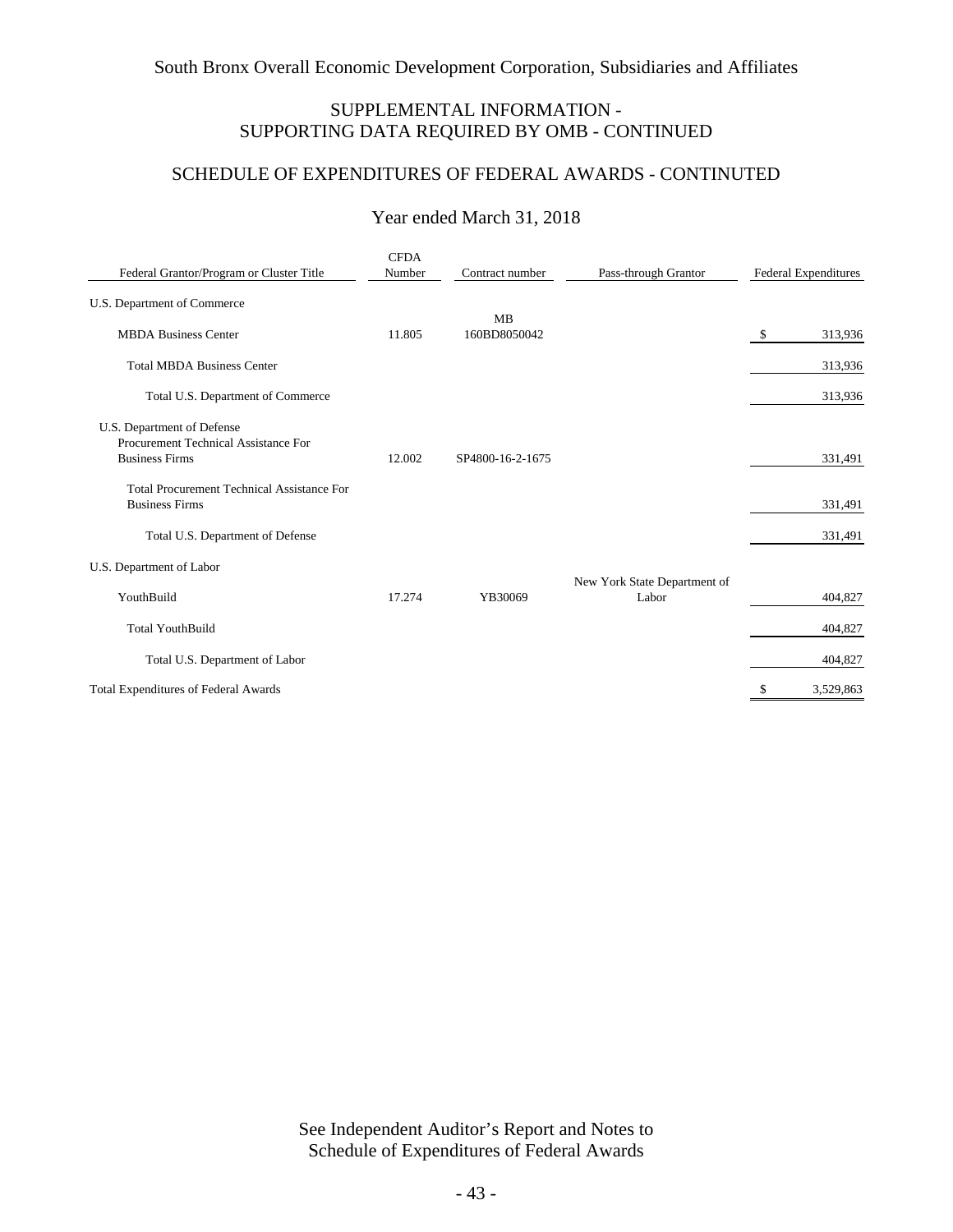South Bronx Overall Economic Development Corporation, Subsidiaries and Affiliates

## SUPPLEMENTAL INFORMATION - SUPPORTING DATA REQUIRED BY OMB - CONTINUED

## SCHEDULE OF EXPENDITURES OF FEDERAL AWARDS - CONTINUTED

### Year ended March 31, 2018

| Federal Grantor/Program or Cluster Title | CFDA Number | Contract number | Pass-through Grantor | Federal Expenditures |
|---|---|---|---|---|
| U.S. Department of Commerce | | | | |
| MBDA Business Center | 11.805 | MB 160BD8050042 | | $ 313,936 |
| Total MBDA Business Center | | | | 313,936 |
| Total U.S. Department of Commerce | | | | 313,936 |
| U.S. Department of Defense | | | | |
| Procurement Technical Assistance For Business Firms | 12.002 | SP4800-16-2-1675 | | 331,491 |
| Total Procurement Technical Assistance For Business Firms | | | | 331,491 |
| Total U.S. Department of Defense | | | | 331,491 |
| U.S. Department of Labor | | | | |
| YouthBuild | 17.274 | YB30069 | New York State Department of Labor | 404,827 |
| Total YouthBuild | | | | 404,827 |
| Total U.S. Department of Labor | | | | 404,827 |
| Total Expenditures of Federal Awards | | | | $ 3,529,863 |

See Independent Auditor's Report and Notes to Schedule of Expenditures of Federal Awards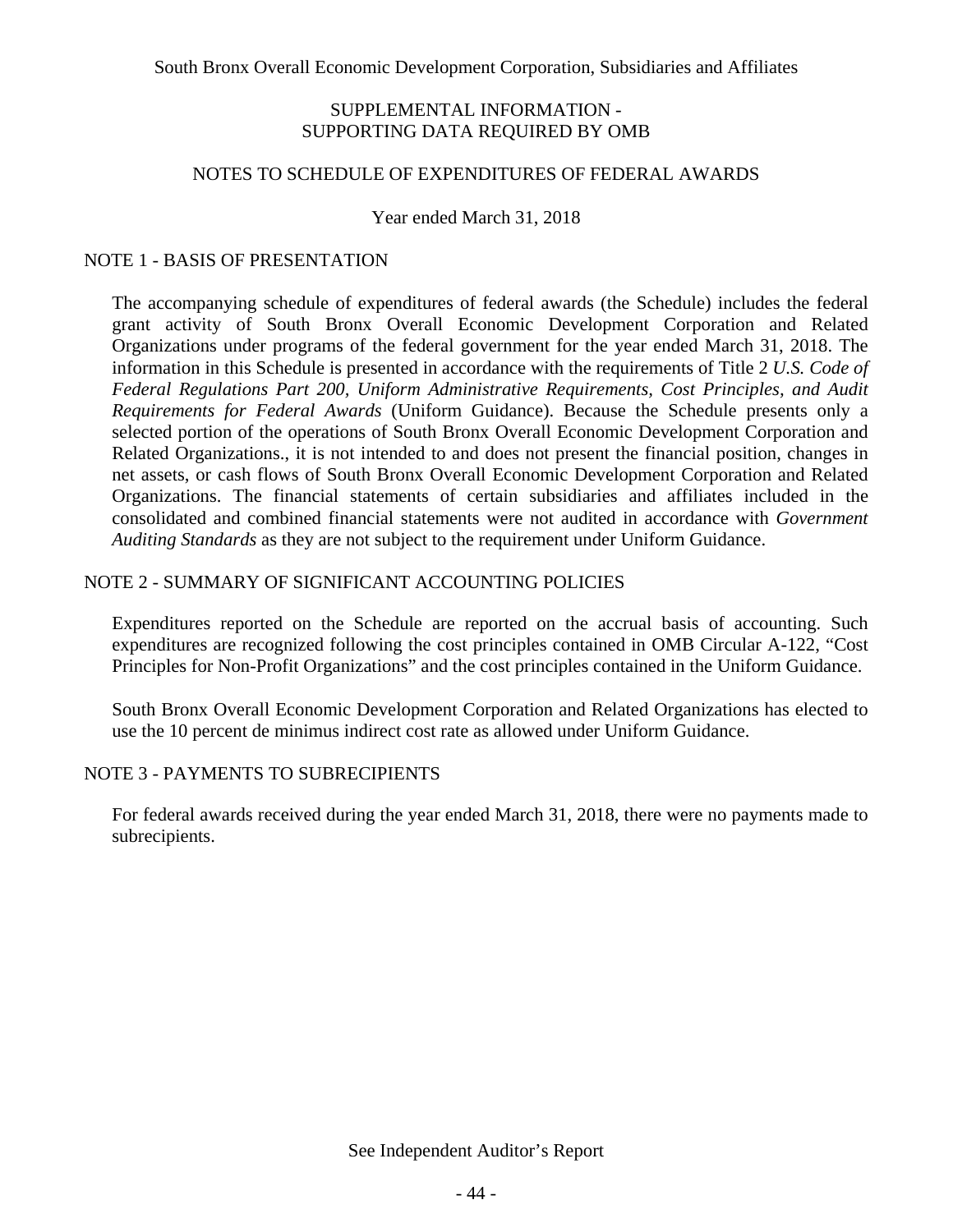South Bronx Overall Economic Development Corporation, Subsidiaries and Affiliates

## SUPPLEMENTAL INFORMATION - SUPPORTING DATA REQUIRED BY OMB

## NOTES TO SCHEDULE OF EXPENDITURES OF FEDERAL AWARDS

Year ended March 31, 2018

### NOTE 1 - BASIS OF PRESENTATION

The accompanying schedule of expenditures of federal awards (the Schedule) includes the federal grant activity of South Bronx Overall Economic Development Corporation and Related Organizations under programs of the federal government for the year ended March 31, 2018. The information in this Schedule is presented in accordance with the requirements of Title 2 *U.S. Code of Federal Regulations Part 200, Uniform Administrative Requirements, Cost Principles, and Audit Requirements for Federal Awards* (Uniform Guidance). Because the Schedule presents only a selected portion of the operations of South Bronx Overall Economic Development Corporation and Related Organizations., it is not intended to and does not present the financial position, changes in net assets, or cash flows of South Bronx Overall Economic Development Corporation and Related Organizations. The financial statements of certain subsidiaries and affiliates included in the consolidated and combined financial statements were not audited in accordance with *Government Auditing Standards* as they are not subject to the requirement under Uniform Guidance.

### NOTE 2 - SUMMARY OF SIGNIFICANT ACCOUNTING POLICIES

Expenditures reported on the Schedule are reported on the accrual basis of accounting. Such expenditures are recognized following the cost principles contained in OMB Circular A-122, "Cost Principles for Non-Profit Organizations" and the cost principles contained in the Uniform Guidance.

South Bronx Overall Economic Development Corporation and Related Organizations has elected to use the 10 percent de minimus indirect cost rate as allowed under Uniform Guidance.

### NOTE 3 - PAYMENTS TO SUBRECIPIENTS

For federal awards received during the year ended March 31, 2018, there were no payments made to subrecipients.

See Independent Auditor's Report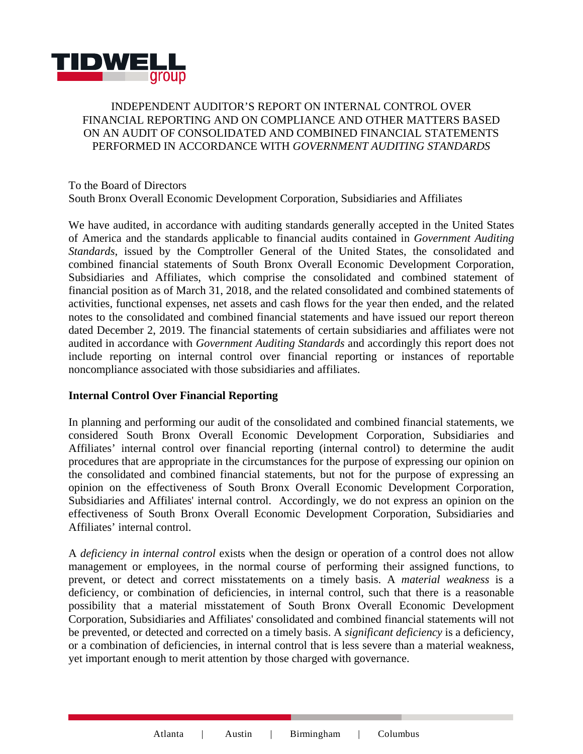# INDEPENDENT AUDITOR'S REPORT ON INTERNAL CONTROL OVER FINANCIAL REPORTING AND ON COMPLIANCE AND OTHER MATTERS BASED ON AN AUDIT OF CONSOLIDATED AND COMBINED FINANCIAL STATEMENTS PERFORMED IN ACCORDANCE WITH *GOVERNMENT AUDITING STANDARDS*

To the Board of Directors
South Bronx Overall Economic Development Corporation, Subsidiaries and Affiliates

We have audited, in accordance with auditing standards generally accepted in the United States of America and the standards applicable to financial audits contained in *Government Auditing Standards*, issued by the Comptroller General of the United States, the consolidated and combined financial statements of South Bronx Overall Economic Development Corporation, Subsidiaries and Affiliates, which comprise the consolidated and combined statement of financial position as of March 31, 2018, and the related consolidated and combined statements of activities, functional expenses, net assets and cash flows for the year then ended, and the related notes to the consolidated and combined financial statements and have issued our report thereon dated December 2, 2019. The financial statements of certain subsidiaries and affiliates were not audited in accordance with *Government Auditing Standards* and accordingly this report does not include reporting on internal control over financial reporting or instances of reportable noncompliance associated with those subsidiaries and affiliates.

**Internal Control Over Financial Reporting**

In planning and performing our audit of the consolidated and combined financial statements, we considered South Bronx Overall Economic Development Corporation, Subsidiaries and Affiliates' internal control over financial reporting (internal control) to determine the audit procedures that are appropriate in the circumstances for the purpose of expressing our opinion on the consolidated and combined financial statements, but not for the purpose of expressing an opinion on the effectiveness of South Bronx Overall Economic Development Corporation, Subsidiaries and Affiliates' internal control. Accordingly, we do not express an opinion on the effectiveness of South Bronx Overall Economic Development Corporation, Subsidiaries and Affiliates' internal control.

A *deficiency in internal control* exists when the design or operation of a control does not allow management or employees, in the normal course of performing their assigned functions, to prevent, or detect and correct misstatements on a timely basis. A *material weakness* is a deficiency, or combination of deficiencies, in internal control, such that there is a reasonable possibility that a material misstatement of South Bronx Overall Economic Development Corporation, Subsidiaries and Affiliates' consolidated and combined financial statements will not be prevented, or detected and corrected on a timely basis. A *significant deficiency* is a deficiency, or a combination of deficiencies, in internal control that is less severe than a material weakness, yet important enough to merit attention by those charged with governance.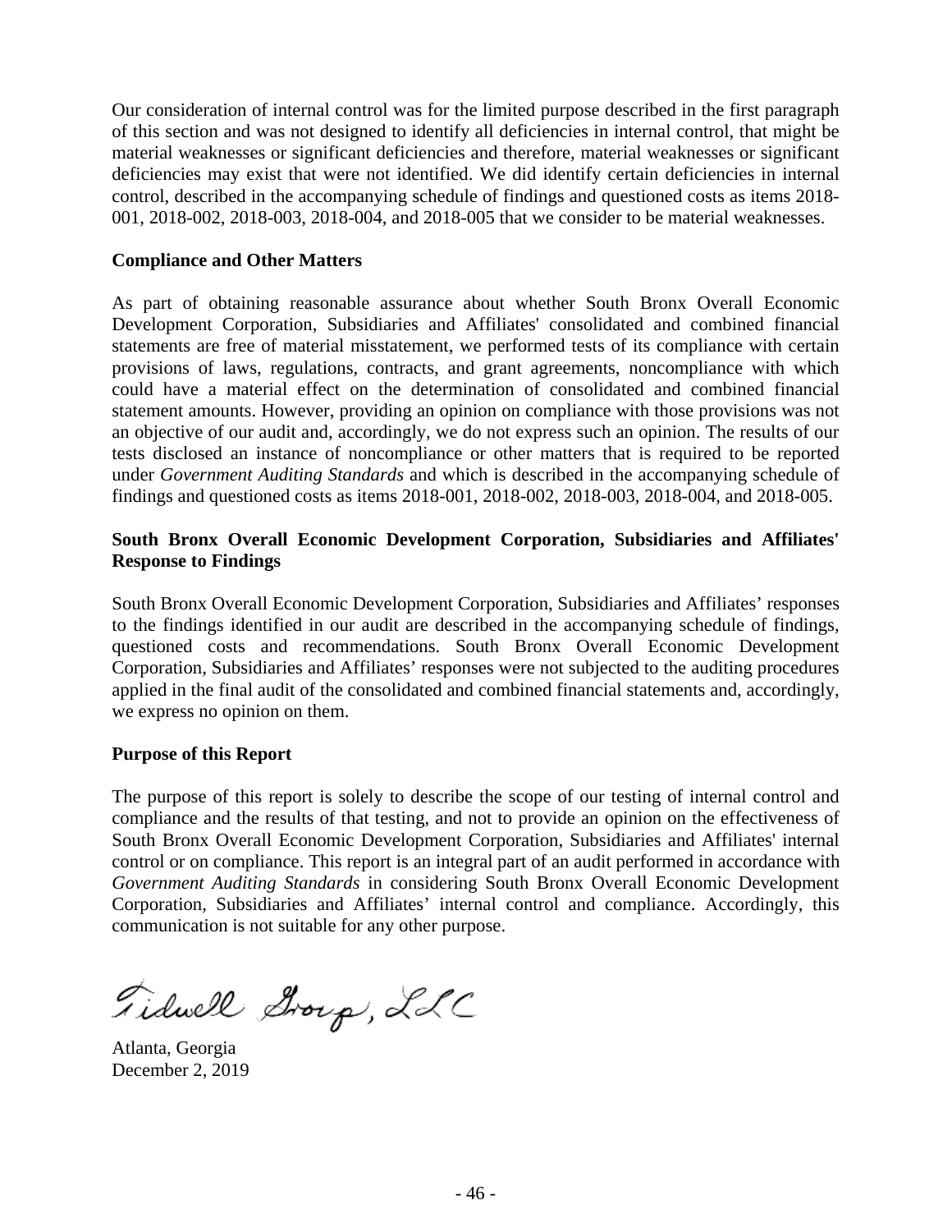Our consideration of internal control was for the limited purpose described in the first paragraph of this section and was not designed to identify all deficiencies in internal control, that might be material weaknesses or significant deficiencies and therefore, material weaknesses or significant deficiencies may exist that were not identified. We did identify certain deficiencies in internal control, described in the accompanying schedule of findings and questioned costs as items 2018-001, 2018-002, 2018-003, 2018-004, and 2018-005 that we consider to be material weaknesses.

**Compliance and Other Matters**

As part of obtaining reasonable assurance about whether South Bronx Overall Economic Development Corporation, Subsidiaries and Affiliates' consolidated and combined financial statements are free of material misstatement, we performed tests of its compliance with certain provisions of laws, regulations, contracts, and grant agreements, noncompliance with which could have a material effect on the determination of consolidated and combined financial statement amounts. However, providing an opinion on compliance with those provisions was not an objective of our audit and, accordingly, we do not express such an opinion. The results of our tests disclosed an instance of noncompliance or other matters that is required to be reported under *Government Auditing Standards* and which is described in the accompanying schedule of findings and questioned costs as items 2018-001, 2018-002, 2018-003, 2018-004, and 2018-005.

**South Bronx Overall Economic Development Corporation, Subsidiaries and Affiliates' Response to Findings**

South Bronx Overall Economic Development Corporation, Subsidiaries and Affiliates' responses to the findings identified in our audit are described in the accompanying schedule of findings, questioned costs and recommendations. South Bronx Overall Economic Development Corporation, Subsidiaries and Affiliates' responses were not subjected to the auditing procedures applied in the final audit of the consolidated and combined financial statements and, accordingly, we express no opinion on them.

**Purpose of this Report**

The purpose of this report is solely to describe the scope of our testing of internal control and compliance and the results of that testing, and not to provide an opinion on the effectiveness of South Bronx Overall Economic Development Corporation, Subsidiaries and Affiliates' internal control or on compliance. This report is an integral part of an audit performed in accordance with *Government Auditing Standards* in considering South Bronx Overall Economic Development Corporation, Subsidiaries and Affiliates' internal control and compliance. Accordingly, this communication is not suitable for any other purpose.

Tidwell Group, LLC

Atlanta, Georgia
December 2, 2019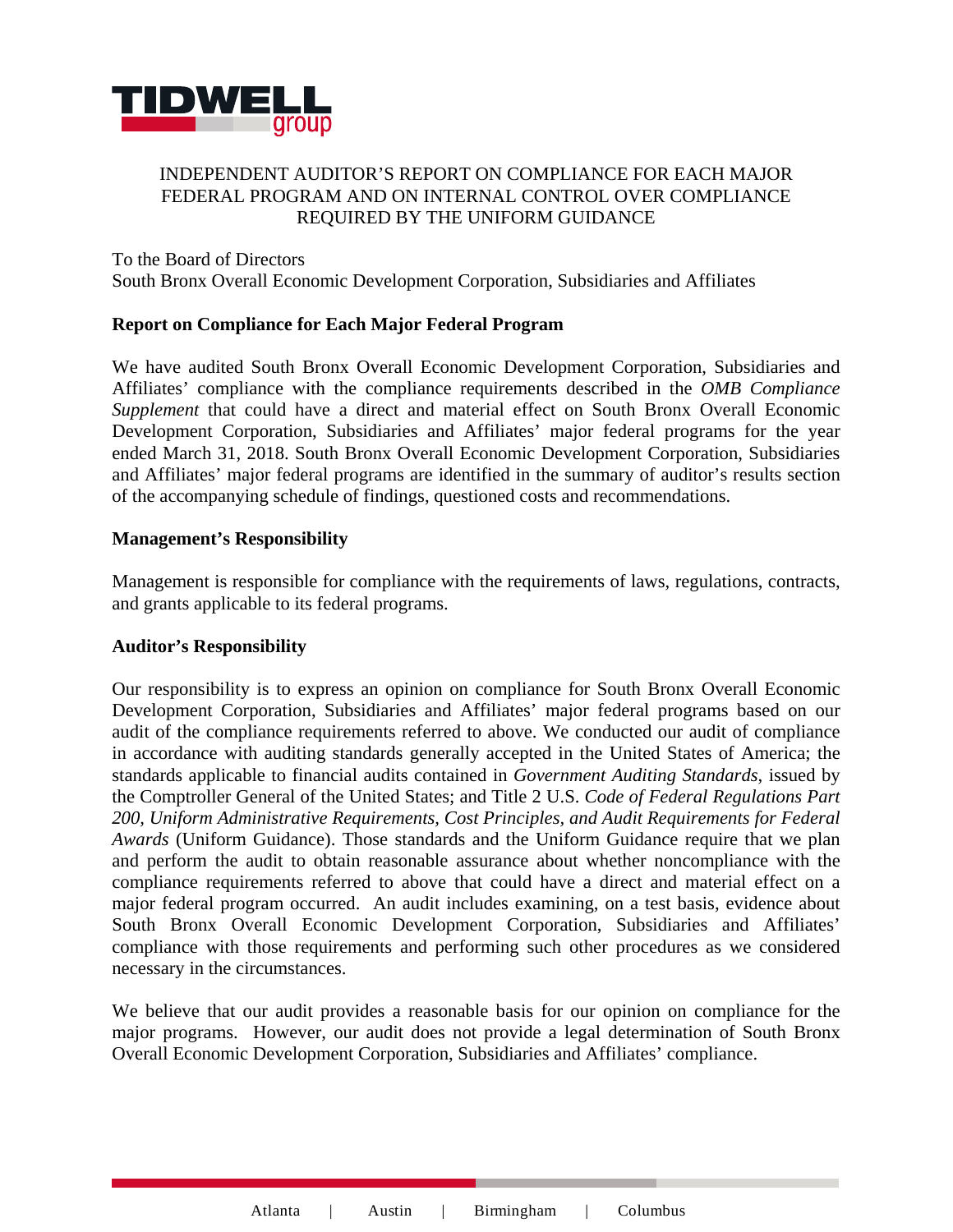INDEPENDENT AUDITOR'S REPORT ON COMPLIANCE FOR EACH MAJOR FEDERAL PROGRAM AND ON INTERNAL CONTROL OVER COMPLIANCE REQUIRED BY THE UNIFORM GUIDANCE

To the Board of Directors
South Bronx Overall Economic Development Corporation, Subsidiaries and Affiliates

**Report on Compliance for Each Major Federal Program**

We have audited South Bronx Overall Economic Development Corporation, Subsidiaries and Affiliates' compliance with the compliance requirements described in the *OMB Compliance Supplement* that could have a direct and material effect on South Bronx Overall Economic Development Corporation, Subsidiaries and Affiliates' major federal programs for the year ended March 31, 2018. South Bronx Overall Economic Development Corporation, Subsidiaries and Affiliates' major federal programs are identified in the summary of auditor's results section of the accompanying schedule of findings, questioned costs and recommendations.

**Management's Responsibility**

Management is responsible for compliance with the requirements of laws, regulations, contracts, and grants applicable to its federal programs.

**Auditor's Responsibility**

Our responsibility is to express an opinion on compliance for South Bronx Overall Economic Development Corporation, Subsidiaries and Affiliates' major federal programs based on our audit of the compliance requirements referred to above. We conducted our audit of compliance in accordance with auditing standards generally accepted in the United States of America; the standards applicable to financial audits contained in *Government Auditing Standards*, issued by the Comptroller General of the United States; and Title 2 U.S. *Code of Federal Regulations Part 200, Uniform Administrative Requirements, Cost Principles, and Audit Requirements for Federal Awards* (Uniform Guidance). Those standards and the Uniform Guidance require that we plan and perform the audit to obtain reasonable assurance about whether noncompliance with the compliance requirements referred to above that could have a direct and material effect on a major federal program occurred. An audit includes examining, on a test basis, evidence about South Bronx Overall Economic Development Corporation, Subsidiaries and Affiliates' compliance with those requirements and performing such other procedures as we considered necessary in the circumstances.

We believe that our audit provides a reasonable basis for our opinion on compliance for the major programs. However, our audit does not provide a legal determination of South Bronx Overall Economic Development Corporation, Subsidiaries and Affiliates' compliance.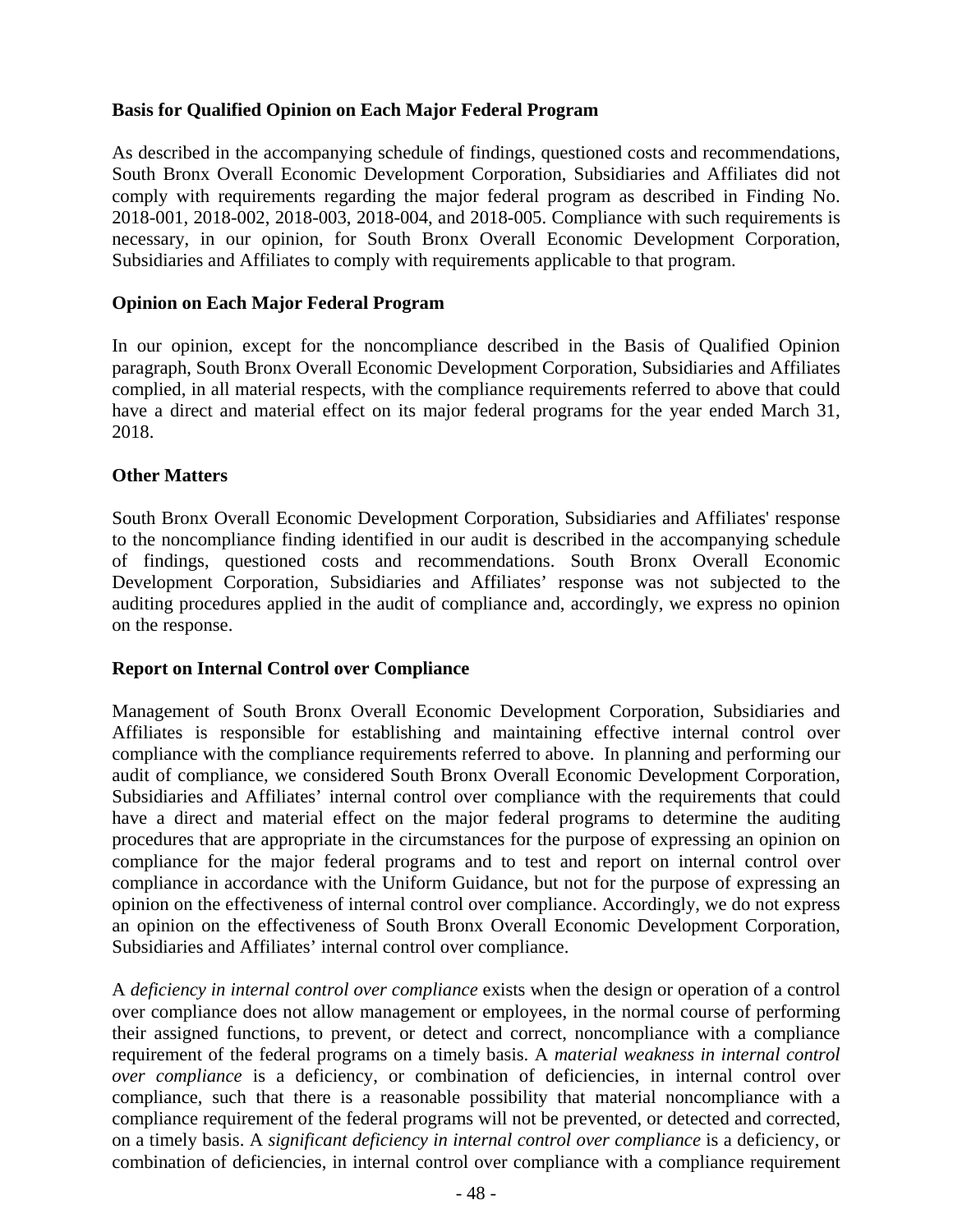**Basis for Qualified Opinion on Each Major Federal Program**

As described in the accompanying schedule of findings, questioned costs and recommendations, South Bronx Overall Economic Development Corporation, Subsidiaries and Affiliates did not comply with requirements regarding the major federal program as described in Finding No. 2018-001, 2018-002, 2018-003, 2018-004, and 2018-005. Compliance with such requirements is necessary, in our opinion, for South Bronx Overall Economic Development Corporation, Subsidiaries and Affiliates to comply with requirements applicable to that program.

**Opinion on Each Major Federal Program**

In our opinion, except for the noncompliance described in the Basis of Qualified Opinion paragraph, South Bronx Overall Economic Development Corporation, Subsidiaries and Affiliates complied, in all material respects, with the compliance requirements referred to above that could have a direct and material effect on its major federal programs for the year ended March 31, 2018.

**Other Matters**

South Bronx Overall Economic Development Corporation, Subsidiaries and Affiliates' response to the noncompliance finding identified in our audit is described in the accompanying schedule of findings, questioned costs and recommendations. South Bronx Overall Economic Development Corporation, Subsidiaries and Affiliates' response was not subjected to the auditing procedures applied in the audit of compliance and, accordingly, we express no opinion on the response.

**Report on Internal Control over Compliance**

Management of South Bronx Overall Economic Development Corporation, Subsidiaries and Affiliates is responsible for establishing and maintaining effective internal control over compliance with the compliance requirements referred to above. In planning and performing our audit of compliance, we considered South Bronx Overall Economic Development Corporation, Subsidiaries and Affiliates' internal control over compliance with the requirements that could have a direct and material effect on the major federal programs to determine the auditing procedures that are appropriate in the circumstances for the purpose of expressing an opinion on compliance for the major federal programs and to test and report on internal control over compliance in accordance with the Uniform Guidance, but not for the purpose of expressing an opinion on the effectiveness of internal control over compliance. Accordingly, we do not express an opinion on the effectiveness of South Bronx Overall Economic Development Corporation, Subsidiaries and Affiliates' internal control over compliance.

A *deficiency in internal control over compliance* exists when the design or operation of a control over compliance does not allow management or employees, in the normal course of performing their assigned functions, to prevent, or detect and correct, noncompliance with a compliance requirement of the federal programs on a timely basis. A *material weakness in internal control over compliance* is a deficiency, or combination of deficiencies, in internal control over compliance, such that there is a reasonable possibility that material noncompliance with a compliance requirement of the federal programs will not be prevented, or detected and corrected, on a timely basis. A *significant deficiency in internal control over compliance* is a deficiency, or combination of deficiencies, in internal control over compliance with a compliance requirement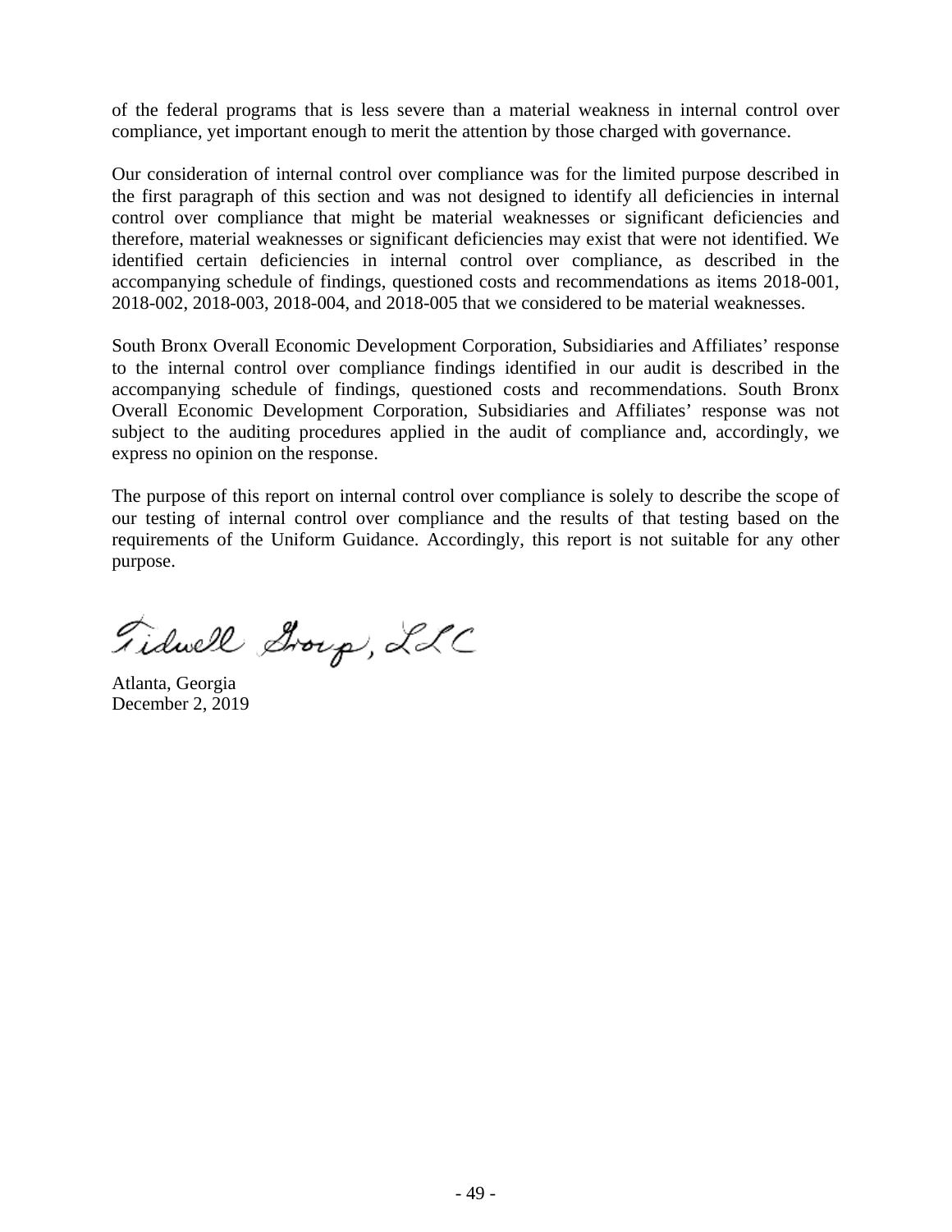of the federal programs that is less severe than a material weakness in internal control over compliance, yet important enough to merit the attention by those charged with governance.

Our consideration of internal control over compliance was for the limited purpose described in the first paragraph of this section and was not designed to identify all deficiencies in internal control over compliance that might be material weaknesses or significant deficiencies and therefore, material weaknesses or significant deficiencies may exist that were not identified. We identified certain deficiencies in internal control over compliance, as described in the accompanying schedule of findings, questioned costs and recommendations as items 2018-001, 2018-002, 2018-003, 2018-004, and 2018-005 that we considered to be material weaknesses.

South Bronx Overall Economic Development Corporation, Subsidiaries and Affiliates' response to the internal control over compliance findings identified in our audit is described in the accompanying schedule of findings, questioned costs and recommendations. South Bronx Overall Economic Development Corporation, Subsidiaries and Affiliates' response was not subject to the auditing procedures applied in the audit of compliance and, accordingly, we express no opinion on the response.

The purpose of this report on internal control over compliance is solely to describe the scope of our testing of internal control over compliance and the results of that testing based on the requirements of the Uniform Guidance. Accordingly, this report is not suitable for any other purpose.

Tidwell Group, LLC

Atlanta, Georgia
December 2, 2019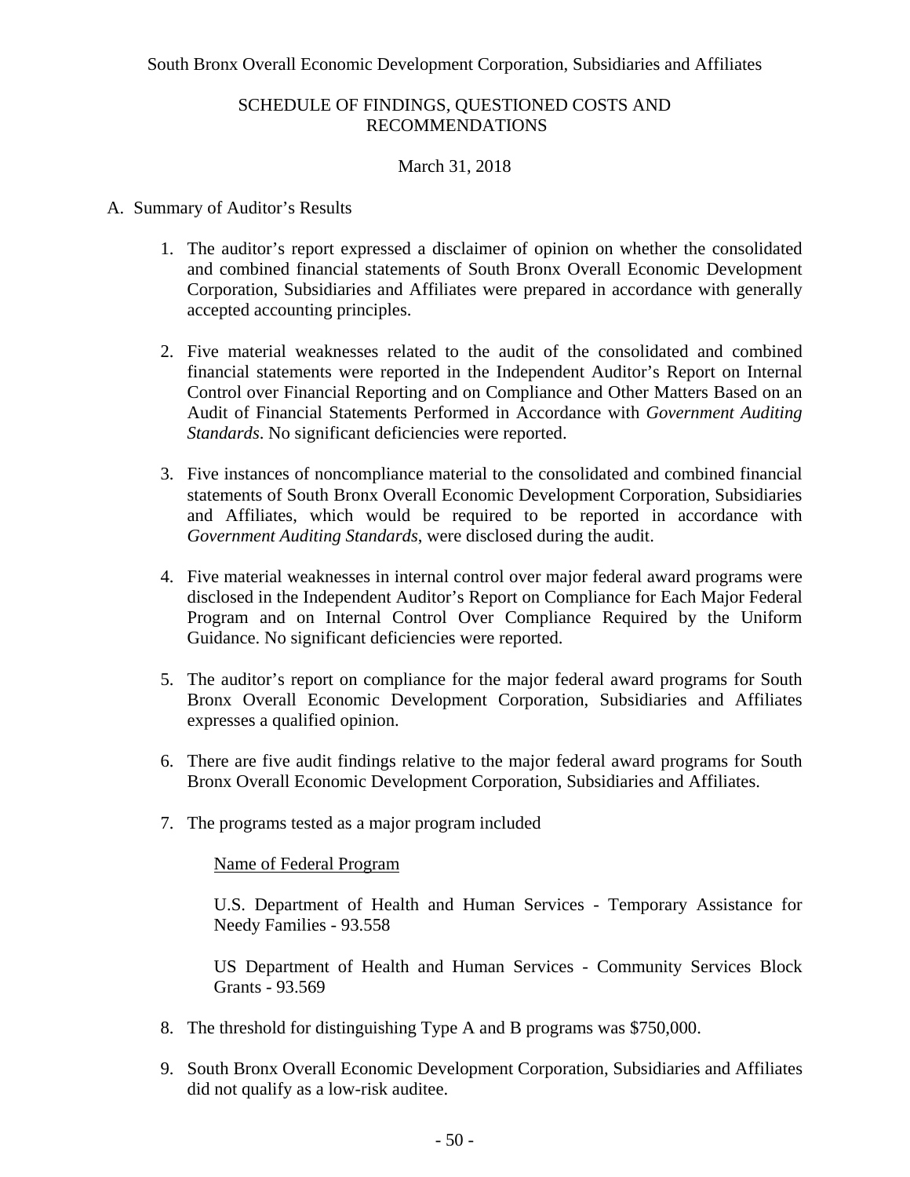South Bronx Overall Economic Development Corporation, Subsidiaries and Affiliates

# SCHEDULE OF FINDINGS, QUESTIONED COSTS AND RECOMMENDATIONS

March 31, 2018

A. Summary of Auditor's Results

1. The auditor's report expressed a disclaimer of opinion on whether the consolidated and combined financial statements of South Bronx Overall Economic Development Corporation, Subsidiaries and Affiliates were prepared in accordance with generally accepted accounting principles.

2. Five material weaknesses related to the audit of the consolidated and combined financial statements were reported in the Independent Auditor's Report on Internal Control over Financial Reporting and on Compliance and Other Matters Based on an Audit of Financial Statements Performed in Accordance with *Government Auditing Standards*. No significant deficiencies were reported.

3. Five instances of noncompliance material to the consolidated and combined financial statements of South Bronx Overall Economic Development Corporation, Subsidiaries and Affiliates, which would be required to be reported in accordance with *Government Auditing Standards*, were disclosed during the audit.

4. Five material weaknesses in internal control over major federal award programs were disclosed in the Independent Auditor's Report on Compliance for Each Major Federal Program and on Internal Control Over Compliance Required by the Uniform Guidance. No significant deficiencies were reported.

5. The auditor's report on compliance for the major federal award programs for South Bronx Overall Economic Development Corporation, Subsidiaries and Affiliates expresses a qualified opinion.

6. There are five audit findings relative to the major federal award programs for South Bronx Overall Economic Development Corporation, Subsidiaries and Affiliates.

7. The programs tested as a major program included

   <u>Name of Federal Program</u>

   U.S. Department of Health and Human Services - Temporary Assistance for Needy Families - 93.558

   US Department of Health and Human Services - Community Services Block Grants - 93.569

8. The threshold for distinguishing Type A and B programs was $750,000.

9. South Bronx Overall Economic Development Corporation, Subsidiaries and Affiliates did not qualify as a low-risk auditee.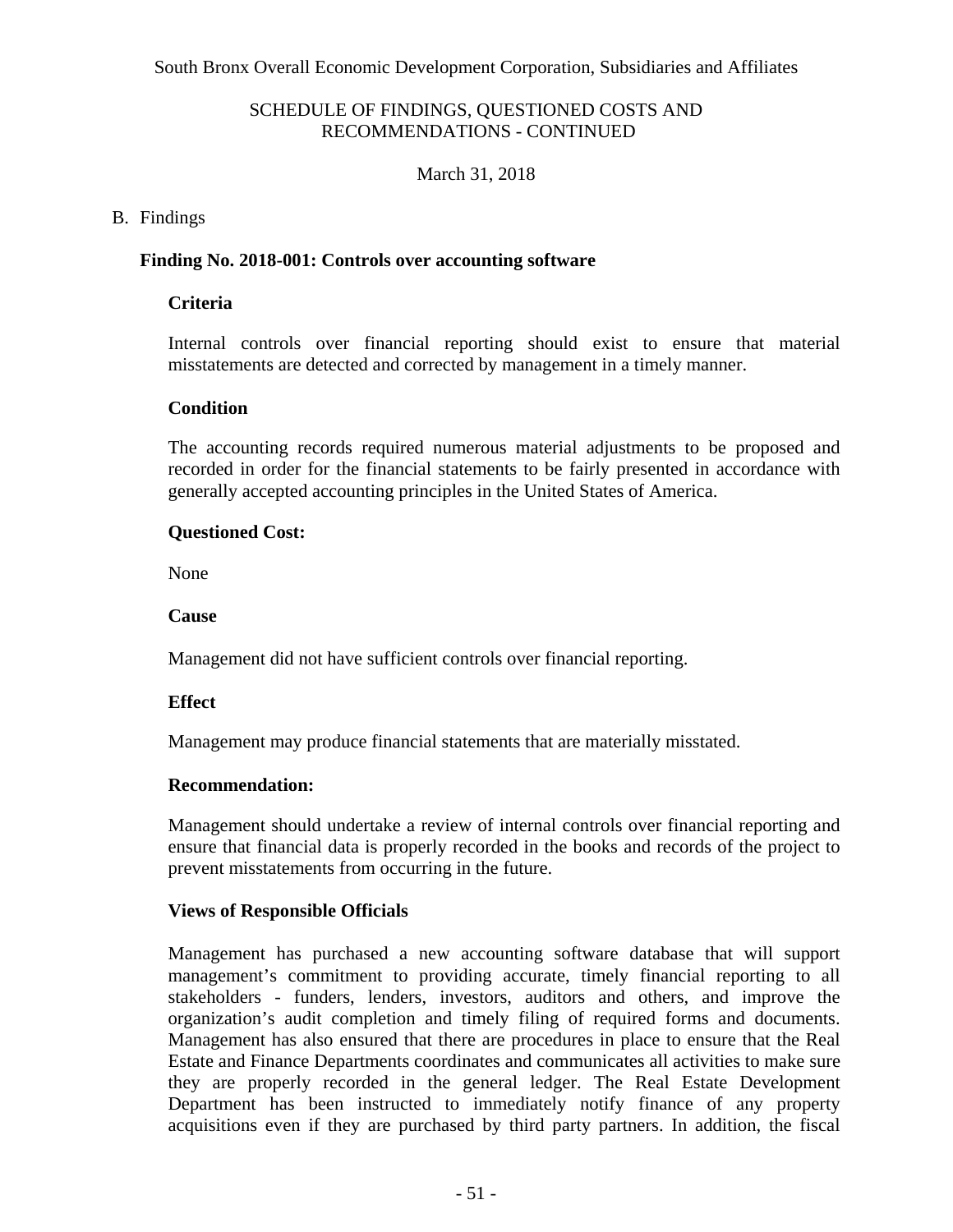South Bronx Overall Economic Development Corporation, Subsidiaries and Affiliates

SCHEDULE OF FINDINGS, QUESTIONED COSTS AND RECOMMENDATIONS - CONTINUED

March 31, 2018

B. Findings

**Finding No. 2018-001: Controls over accounting software**

**Criteria**

Internal controls over financial reporting should exist to ensure that material misstatements are detected and corrected by management in a timely manner.

**Condition**

The accounting records required numerous material adjustments to be proposed and recorded in order for the financial statements to be fairly presented in accordance with generally accepted accounting principles in the United States of America.

**Questioned Cost:**

None

**Cause**

Management did not have sufficient controls over financial reporting.

**Effect**

Management may produce financial statements that are materially misstated.

**Recommendation:**

Management should undertake a review of internal controls over financial reporting and ensure that financial data is properly recorded in the books and records of the project to prevent misstatements from occurring in the future.

**Views of Responsible Officials**

Management has purchased a new accounting software database that will support management's commitment to providing accurate, timely financial reporting to all stakeholders - funders, lenders, investors, auditors and others, and improve the organization's audit completion and timely filing of required forms and documents. Management has also ensured that there are procedures in place to ensure that the Real Estate and Finance Departments coordinates and communicates all activities to make sure they are properly recorded in the general ledger. The Real Estate Development Department has been instructed to immediately notify finance of any property acquisitions even if they are purchased by third party partners. In addition, the fiscal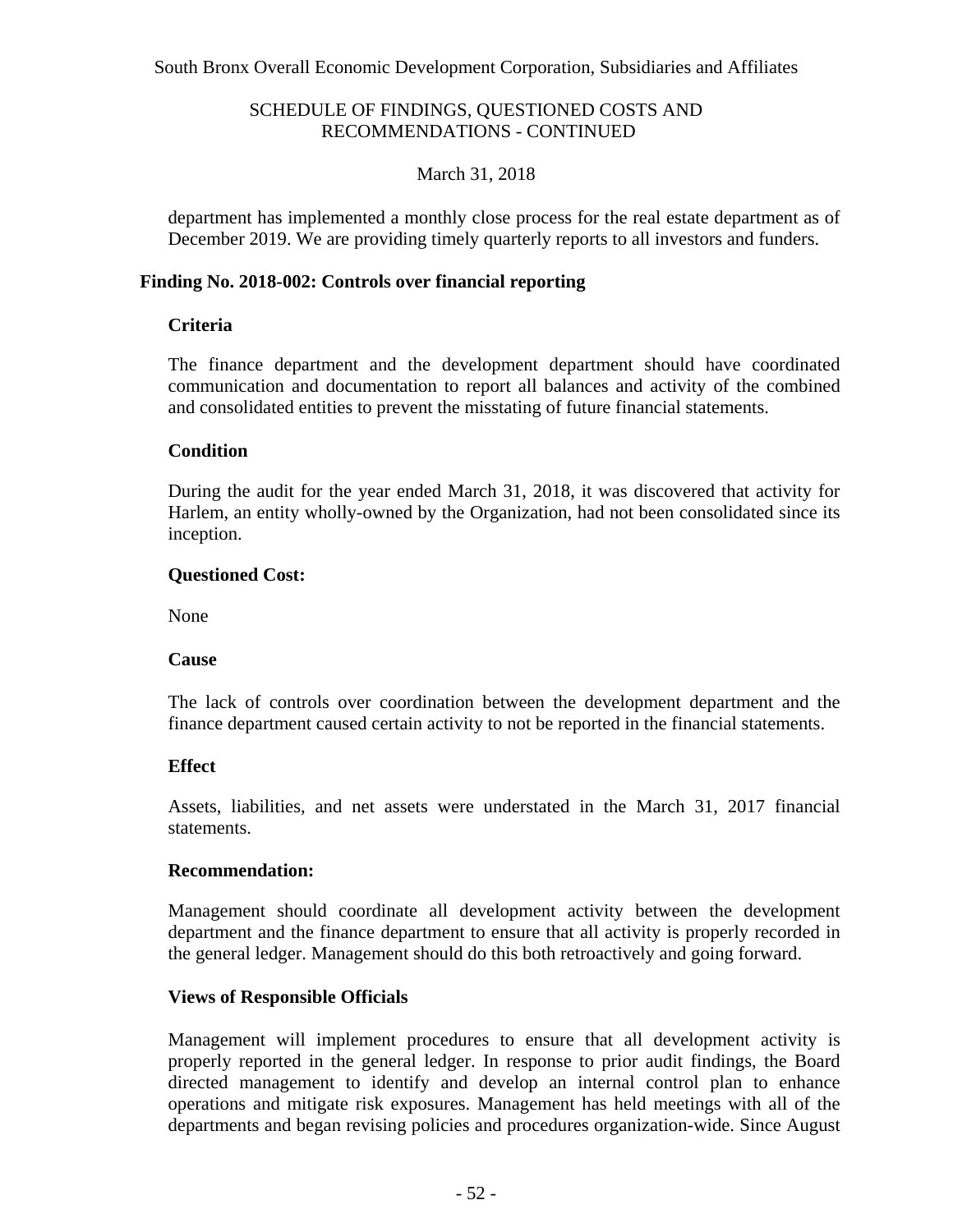department has implemented a monthly close process for the real estate department as of December 2019. We are providing timely quarterly reports to all investors and funders.

### Finding No. 2018-002: Controls over financial reporting

**Criteria**

The finance department and the development department should have coordinated communication and documentation to report all balances and activity of the combined and consolidated entities to prevent the misstating of future financial statements.

**Condition**

During the audit for the year ended March 31, 2018, it was discovered that activity for Harlem, an entity wholly-owned by the Organization, had not been consolidated since its inception.

**Questioned Cost:**

None

**Cause**

The lack of controls over coordination between the development department and the finance department caused certain activity to not be reported in the financial statements.

**Effect**

Assets, liabilities, and net assets were understated in the March 31, 2017 financial statements.

**Recommendation:**

Management should coordinate all development activity between the development department and the finance department to ensure that all activity is properly recorded in the general ledger. Management should do this both retroactively and going forward.

**Views of Responsible Officials**

Management will implement procedures to ensure that all development activity is properly reported in the general ledger. In response to prior audit findings, the Board directed management to identify and develop an internal control plan to enhance operations and mitigate risk exposures. Management has held meetings with all of the departments and began revising policies and procedures organization-wide. Since August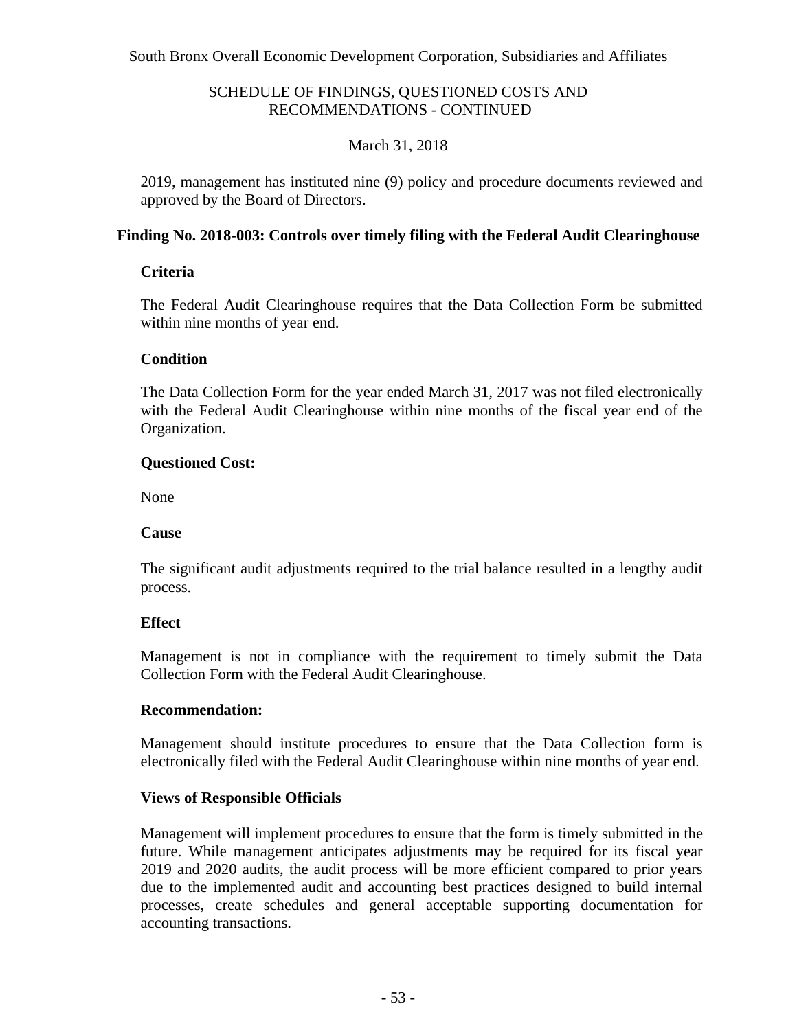2019, management has instituted nine (9) policy and procedure documents reviewed and approved by the Board of Directors.

**Finding No. 2018-003: Controls over timely filing with the Federal Audit Clearinghouse**

**Criteria**

The Federal Audit Clearinghouse requires that the Data Collection Form be submitted within nine months of year end.

**Condition**

The Data Collection Form for the year ended March 31, 2017 was not filed electronically with the Federal Audit Clearinghouse within nine months of the fiscal year end of the Organization.

**Questioned Cost:**

None

**Cause**

The significant audit adjustments required to the trial balance resulted in a lengthy audit process.

**Effect**

Management is not in compliance with the requirement to timely submit the Data Collection Form with the Federal Audit Clearinghouse.

**Recommendation:**

Management should institute procedures to ensure that the Data Collection form is electronically filed with the Federal Audit Clearinghouse within nine months of year end.

**Views of Responsible Officials**

Management will implement procedures to ensure that the form is timely submitted in the future. While management anticipates adjustments may be required for its fiscal year 2019 and 2020 audits, the audit process will be more efficient compared to prior years due to the implemented audit and accounting best practices designed to build internal processes, create schedules and general acceptable supporting documentation for accounting transactions.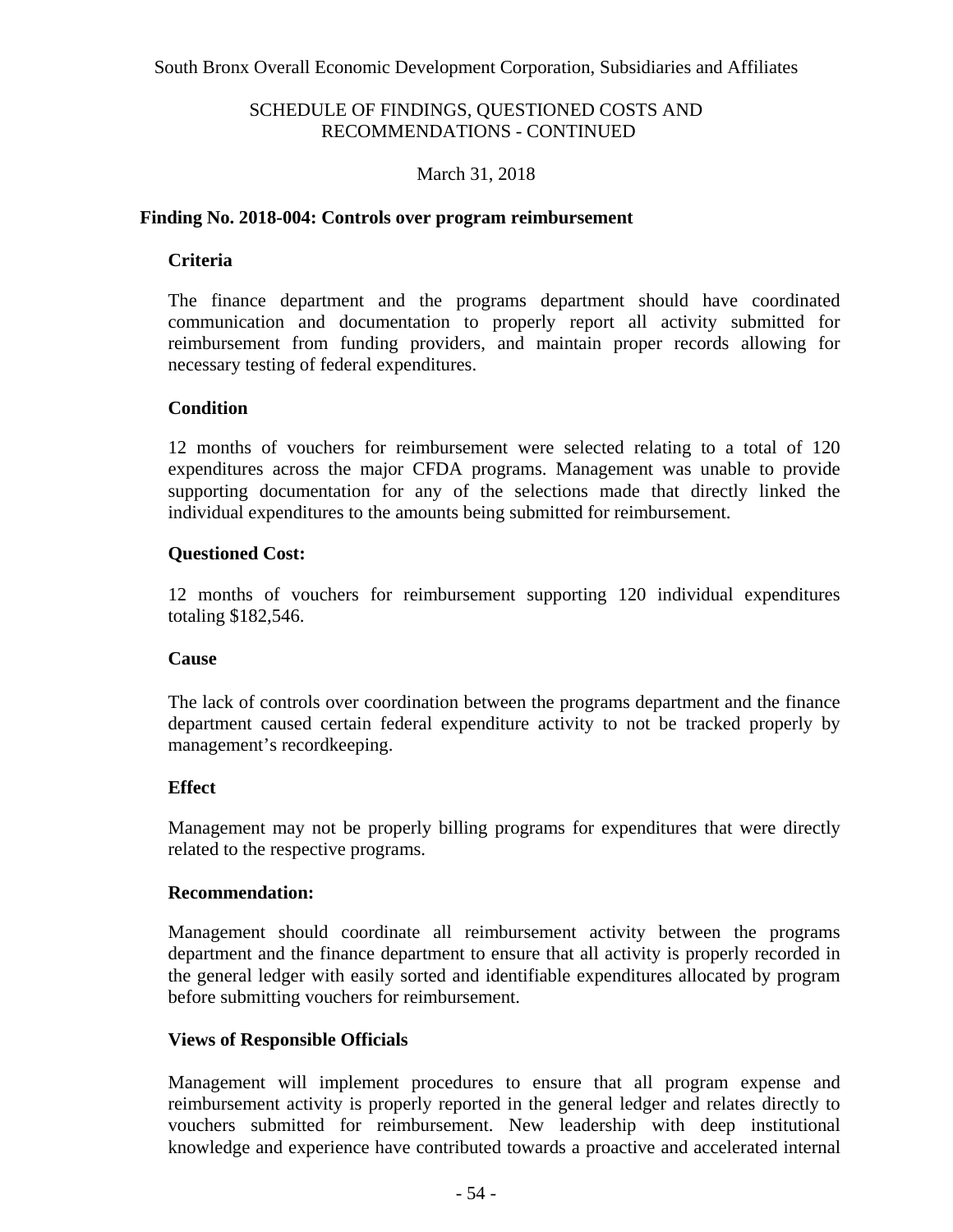South Bronx Overall Economic Development Corporation, Subsidiaries and Affiliates

SCHEDULE OF FINDINGS, QUESTIONED COSTS AND RECOMMENDATIONS - CONTINUED

March 31, 2018

## Finding No. 2018-004: Controls over program reimbursement

### Criteria

The finance department and the programs department should have coordinated communication and documentation to properly report all activity submitted for reimbursement from funding providers, and maintain proper records allowing for necessary testing of federal expenditures.

### Condition

12 months of vouchers for reimbursement were selected relating to a total of 120 expenditures across the major CFDA programs. Management was unable to provide supporting documentation for any of the selections made that directly linked the individual expenditures to the amounts being submitted for reimbursement.

### Questioned Cost:

12 months of vouchers for reimbursement supporting 120 individual expenditures totaling $182,546.

### Cause

The lack of controls over coordination between the programs department and the finance department caused certain federal expenditure activity to not be tracked properly by management's recordkeeping.

### Effect

Management may not be properly billing programs for expenditures that were directly related to the respective programs.

### Recommendation:

Management should coordinate all reimbursement activity between the programs department and the finance department to ensure that all activity is properly recorded in the general ledger with easily sorted and identifiable expenditures allocated by program before submitting vouchers for reimbursement.

### Views of Responsible Officials

Management will implement procedures to ensure that all program expense and reimbursement activity is properly reported in the general ledger and relates directly to vouchers submitted for reimbursement. New leadership with deep institutional knowledge and experience have contributed towards a proactive and accelerated internal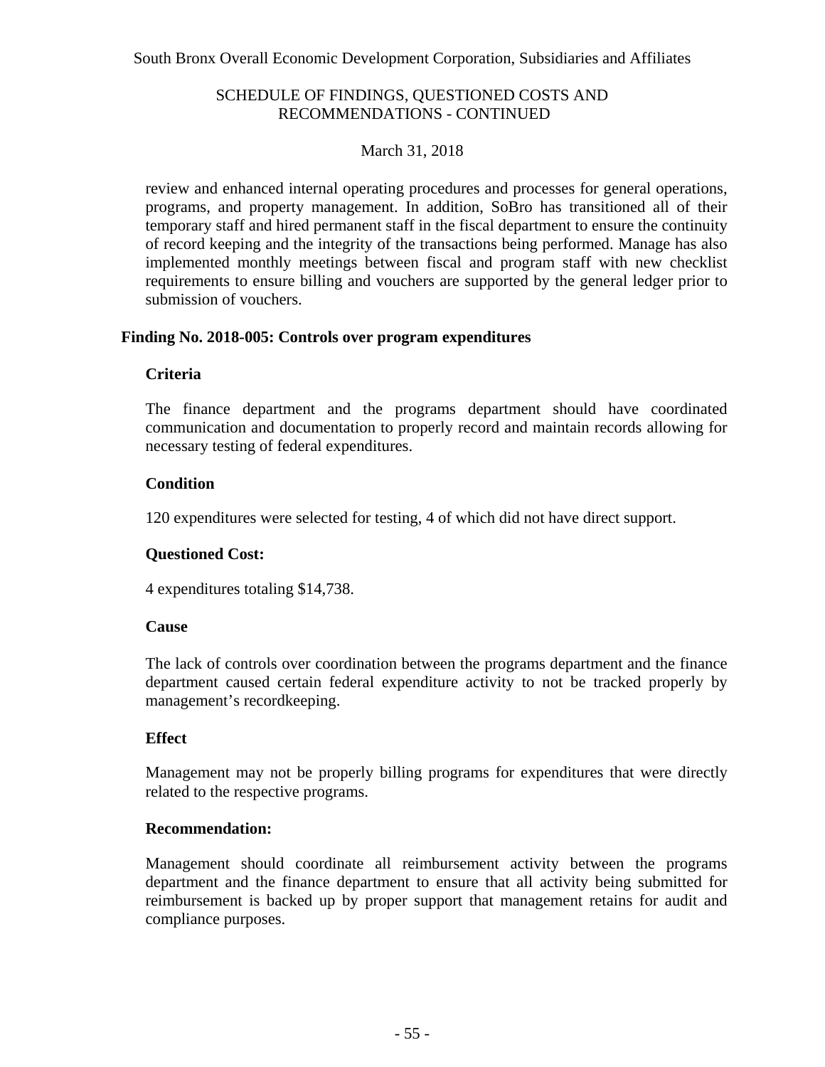review and enhanced internal operating procedures and processes for general operations, programs, and property management. In addition, SoBro has transitioned all of their temporary staff and hired permanent staff in the fiscal department to ensure the continuity of record keeping and the integrity of the transactions being performed. Manage has also implemented monthly meetings between fiscal and program staff with new checklist requirements to ensure billing and vouchers are supported by the general ledger prior to submission of vouchers.

## Finding No. 2018-005: Controls over program expenditures

### Criteria

The finance department and the programs department should have coordinated communication and documentation to properly record and maintain records allowing for necessary testing of federal expenditures.

### Condition

120 expenditures were selected for testing, 4 of which did not have direct support.

### Questioned Cost:

4 expenditures totaling $14,738.

### Cause

The lack of controls over coordination between the programs department and the finance department caused certain federal expenditure activity to not be tracked properly by management's recordkeeping.

### Effect

Management may not be properly billing programs for expenditures that were directly related to the respective programs.

### Recommendation:

Management should coordinate all reimbursement activity between the programs department and the finance department to ensure that all activity being submitted for reimbursement is backed up by proper support that management retains for audit and compliance purposes.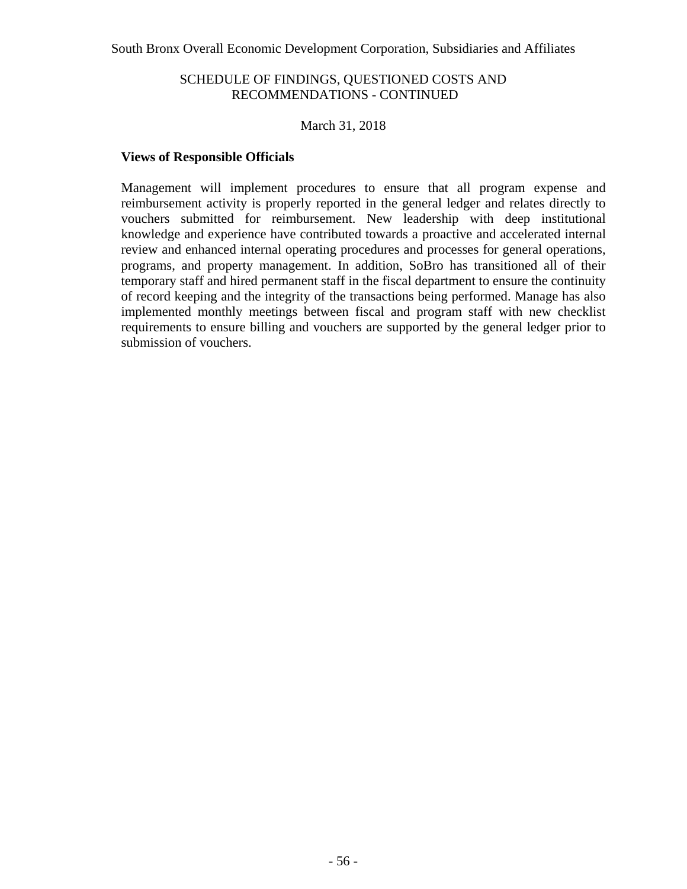**Views of Responsible Officials**

Management will implement procedures to ensure that all program expense and reimbursement activity is properly reported in the general ledger and relates directly to vouchers submitted for reimbursement. New leadership with deep institutional knowledge and experience have contributed towards a proactive and accelerated internal review and enhanced internal operating procedures and processes for general operations, programs, and property management. In addition, SoBro has transitioned all of their temporary staff and hired permanent staff in the fiscal department to ensure the continuity of record keeping and the integrity of the transactions being performed. Manage has also implemented monthly meetings between fiscal and program staff with new checklist requirements to ensure billing and vouchers are supported by the general ledger prior to submission of vouchers.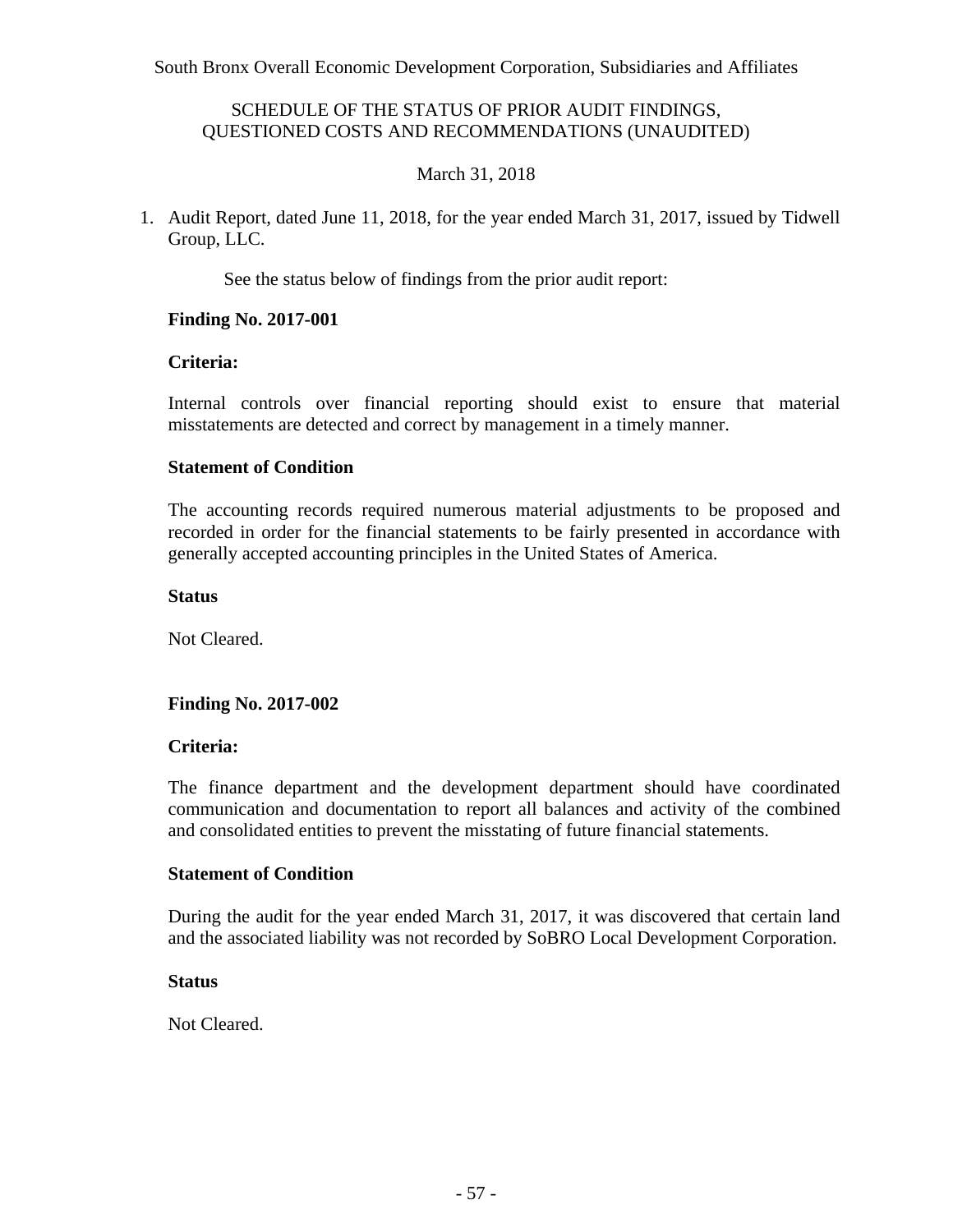South Bronx Overall Economic Development Corporation, Subsidiaries and Affiliates

SCHEDULE OF THE STATUS OF PRIOR AUDIT FINDINGS, QUESTIONED COSTS AND RECOMMENDATIONS (UNAUDITED)

March 31, 2018

1. Audit Report, dated June 11, 2018, for the year ended March 31, 2017, issued by Tidwell Group, LLC.

   See the status below of findings from the prior audit report:

   **Finding No. 2017-001**

   **Criteria:**

   Internal controls over financial reporting should exist to ensure that material misstatements are detected and correct by management in a timely manner.

   **Statement of Condition**

   The accounting records required numerous material adjustments to be proposed and recorded in order for the financial statements to be fairly presented in accordance with generally accepted accounting principles in the United States of America.

   **Status**

   Not Cleared.

   **Finding No. 2017-002**

   **Criteria:**

   The finance department and the development department should have coordinated communication and documentation to report all balances and activity of the combined and consolidated entities to prevent the misstating of future financial statements.

   **Statement of Condition**

   During the audit for the year ended March 31, 2017, it was discovered that certain land and the associated liability was not recorded by SoBRO Local Development Corporation.

   **Status**

   Not Cleared.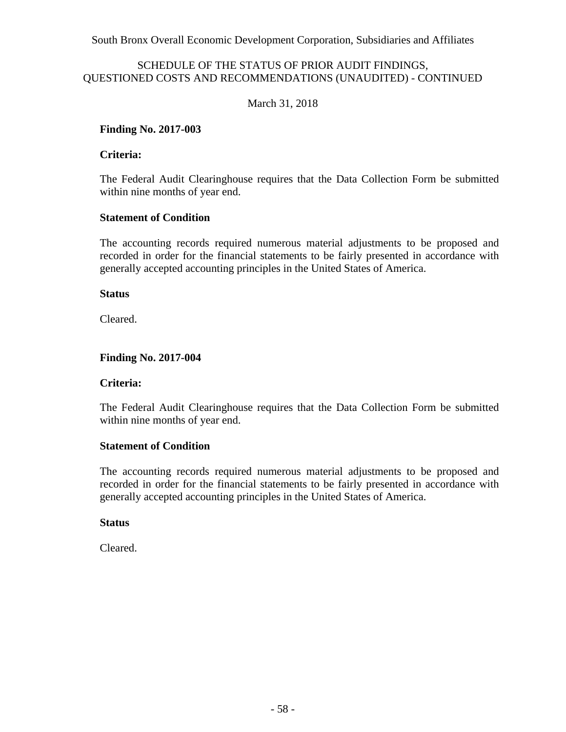South Bronx Overall Economic Development Corporation, Subsidiaries and Affiliates

SCHEDULE OF THE STATUS OF PRIOR AUDIT FINDINGS, QUESTIONED COSTS AND RECOMMENDATIONS (UNAUDITED) - CONTINUED

March 31, 2018

**Finding No. 2017-003**

**Criteria:**

The Federal Audit Clearinghouse requires that the Data Collection Form be submitted within nine months of year end.

**Statement of Condition**

The accounting records required numerous material adjustments to be proposed and recorded in order for the financial statements to be fairly presented in accordance with generally accepted accounting principles in the United States of America.

**Status**

Cleared.

**Finding No. 2017-004**

**Criteria:**

The Federal Audit Clearinghouse requires that the Data Collection Form be submitted within nine months of year end.

**Statement of Condition**

The accounting records required numerous material adjustments to be proposed and recorded in order for the financial statements to be fairly presented in accordance with generally accepted accounting principles in the United States of America.

**Status**

Cleared.